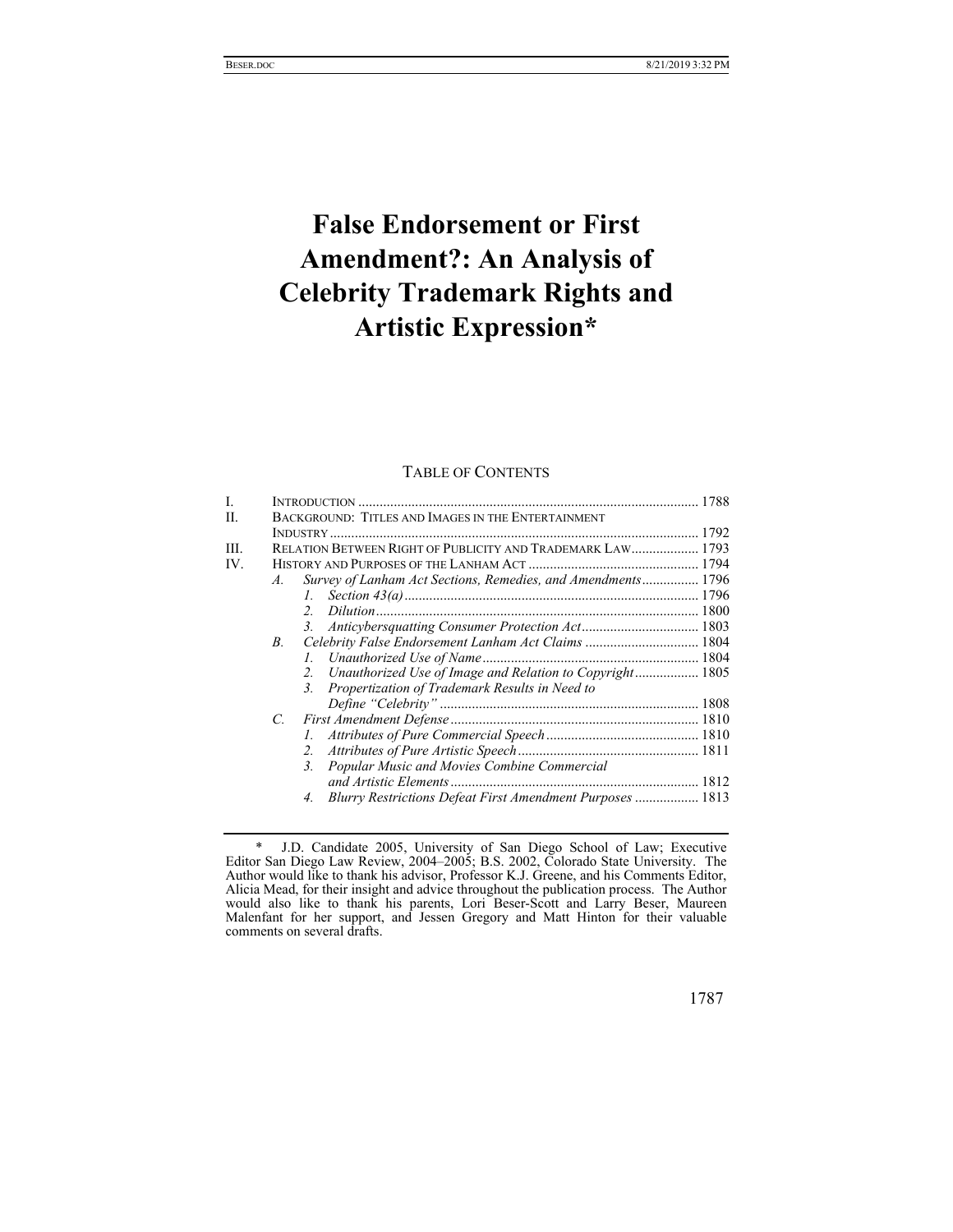# False Endorsement or First Amendment?: An Analysis of Celebrity Trademark Rights and Artistic Expression*

TABLE OF CONTENTS

| | | | | |
|---|---|---|---|---|
| I. | | | INTRODUCTION | 1788 |
| II. | | | BACKGROUND: TITLES AND IMAGES IN THE ENTERTAINMENT INDUSTRY | 1792 |
| III. | | | RELATION BETWEEN RIGHT OF PUBLICITY AND TRADEMARK LAW | 1793 |
| IV. | | | HISTORY AND PURPOSES OF THE LANHAM ACT | 1794 |
| | *A.* | | *Survey of Lanham Act Sections, Remedies, and Amendments* | 1796 |
| | | *1.* | *Section 43(a)* | 1796 |
| | | *2.* | *Dilution* | 1800 |
| | | *3.* | *Anticybersquatting Consumer Protection Act* | 1803 |
| | *B.* | | *Celebrity False Endorsement Lanham Act Claims* | 1804 |
| | | *1.* | *Unauthorized Use of Name* | 1804 |
| | | *2.* | *Unauthorized Use of Image and Relation to Copyright* | 1805 |
| | | *3.* | *Propertization of Trademark Results in Need to Define "Celebrity"* | 1808 |
| | *C.* | | *First Amendment Defense* | 1810 |
| | | *1.* | *Attributes of Pure Commercial Speech* | 1810 |
| | | *2.* | *Attributes of Pure Artistic Speech* | 1811 |
| | | *3.* | *Popular Music and Movies Combine Commercial and Artistic Elements* | 1812 |
| | | *4.* | *Blurry Restrictions Defeat First Amendment Purposes* | 1813 |

\* J.D. Candidate 2005, University of San Diego School of Law; Executive Editor San Diego Law Review, 2004–2005; B.S. 2002, Colorado State University. The Author would like to thank his advisor, Professor K.J. Greene, and his Comments Editor, Alicia Mead, for their insight and advice throughout the publication process. The Author would also like to thank his parents, Lori Beser-Scott and Larry Beser, Maureen Malenfant for her support, and Jessen Gregory and Matt Hinton for their valuable comments on several drafts.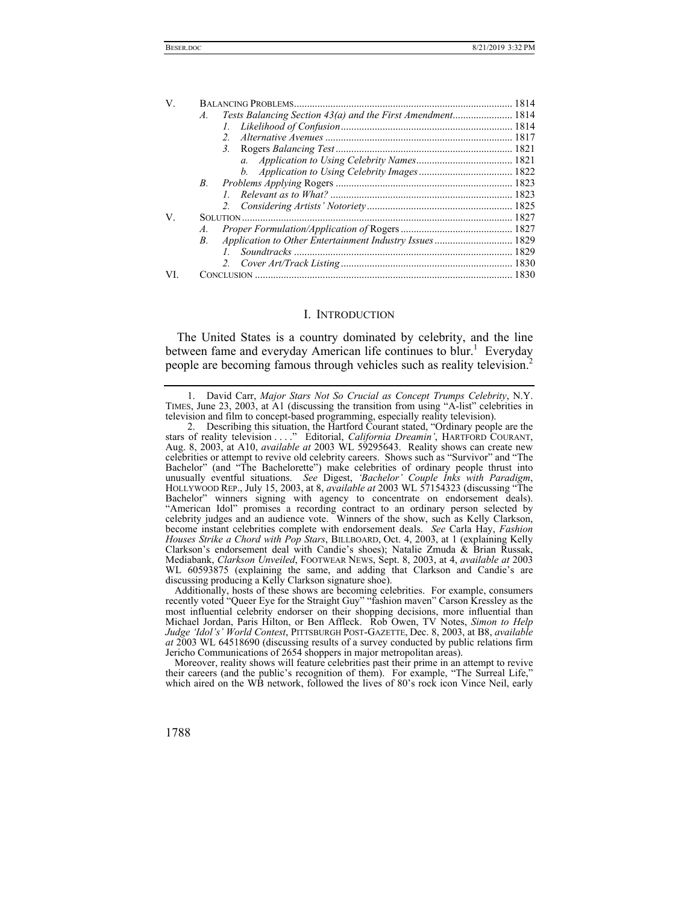| | | |
|---|---|---|
| V. | BALANCING PROBLEMS | 1814 |
| | *A. Tests Balancing Section 43(a) and the First Amendment* | 1814 |
| | *1. Likelihood of Confusion* | 1814 |
| | *2. Alternative Avenues* | 1817 |
| | *3.* Rogers *Balancing Test* | 1821 |
| | *a. Application to Using Celebrity Names* | 1821 |
| | *b. Application to Using Celebrity Images* | 1822 |
| | *B. Problems Applying* Rogers | 1823 |
| | *1. Relevant as to What?* | 1823 |
| | *2. Considering Artists' Notoriety* | 1825 |
| V. | SOLUTION | 1827 |
| | *A. Proper Formulation/Application of* Rogers | 1827 |
| | *B. Application to Other Entertainment Industry Issues* | 1829 |
| | *1. Soundtracks* | 1829 |
| | *2. Cover Art/Track Listing* | 1830 |
| VI. | CONCLUSION | 1830 |

## I. INTRODUCTION

The United States is a country dominated by celebrity, and the line between fame and everyday American life continues to blur.[1] Everyday people are becoming famous through vehicles such as reality television.[2]

---

1. David Carr, *Major Stars Not So Crucial as Concept Trumps Celebrity*, N.Y. TIMES, June 23, 2003, at A1 (discussing the transition from using "A-list" celebrities in television and film to concept-based programming, especially reality television).

2. Describing this situation, the Hartford Courant stated, "Ordinary people are the stars of reality television . . . ." Editorial, *California Dreamin'*, HARTFORD COURANT, Aug. 8, 2003, at A10, *available at* 2003 WL 59295643. Reality shows can create new celebrities or attempt to revive old celebrity careers. Shows such as "Survivor" and "The Bachelor" (and "The Bachelorette") make celebrities of ordinary people thrust into unusually eventful situations. *See* Digest, *'Bachelor' Couple Inks with Paradigm*, HOLLYWOOD REP., July 15, 2003, at 8, *available at* 2003 WL 57154323 (discussing "The Bachelor" winners signing with agency to concentrate on endorsement deals). "American Idol" promises a recording contract to an ordinary person selected by celebrity judges and an audience vote. Winners of the show, such as Kelly Clarkson, become instant celebrities complete with endorsement deals. *See* Carla Hay, *Fashion Houses Strike a Chord with Pop Stars*, BILLBOARD, Oct. 4, 2003, at 1 (explaining Kelly Clarkson's endorsement deal with Candie's shoes); Natalie Zmuda & Brian Russak, Mediabank, *Clarkson Unveiled*, FOOTWEAR NEWS, Sept. 8, 2003, at 4, *available at* 2003 WL 60593875 (explaining the same, and adding that Clarkson and Candie's are discussing producing a Kelly Clarkson signature shoe).

Additionally, hosts of these shows are becoming celebrities. For example, consumers recently voted "Queer Eye for the Straight Guy" "fashion maven" Carson Kressley as the most influential celebrity endorser on their shopping decisions, more influential than Michael Jordan, Paris Hilton, or Ben Affleck. Rob Owen, TV Notes, *Simon to Help Judge 'Idol's' World Contest*, PITTSBURGH POST-GAZETTE, Dec. 8, 2003, at B8, *available at* 2003 WL 64518690 (discussing results of a survey conducted by public relations firm Jericho Communications of 2654 shoppers in major metropolitan areas).

Moreover, reality shows will feature celebrities past their prime in an attempt to revive their careers (and the public's recognition of them). For example, "The Surreal Life," which aired on the WB network, followed the lives of 80's rock icon Vince Neil, early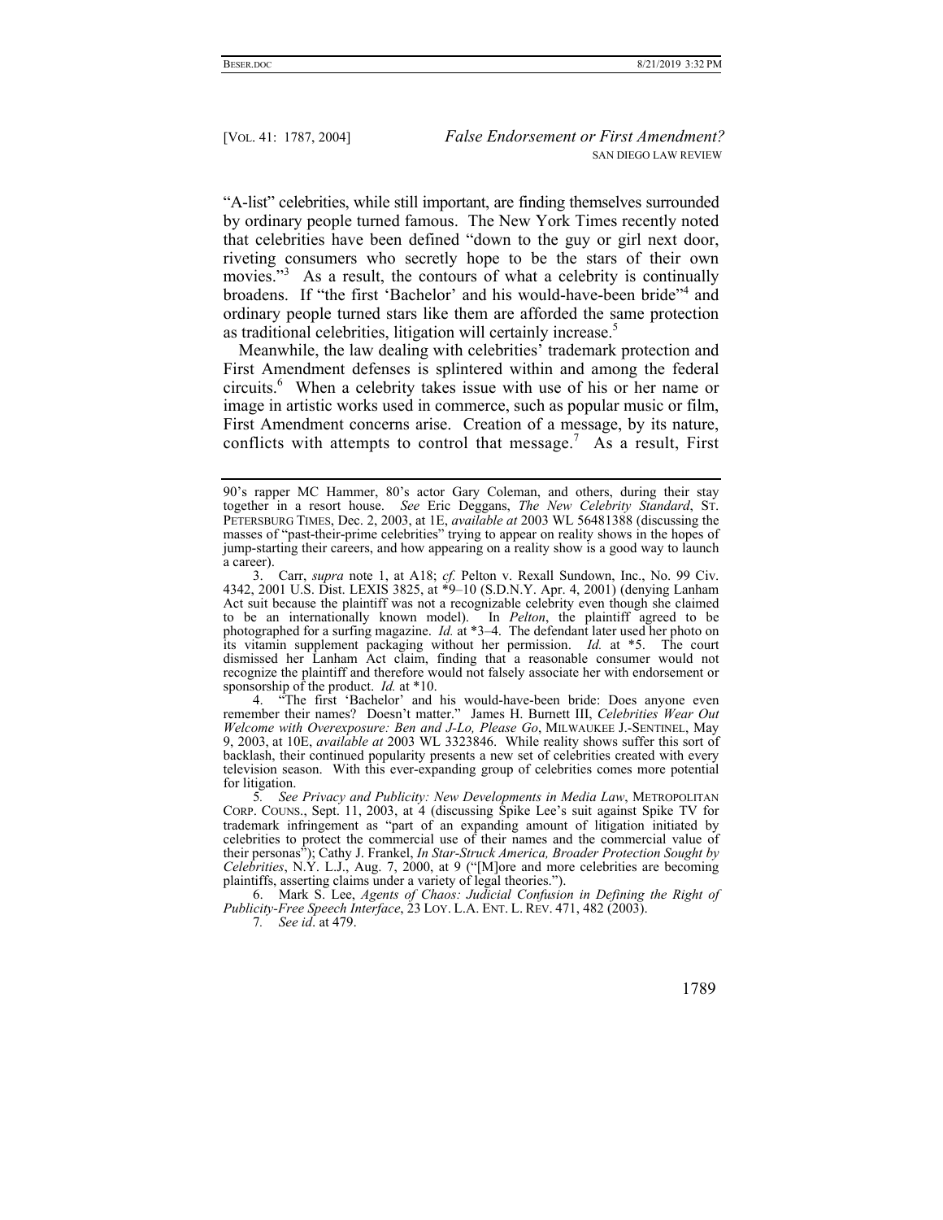"A-list" celebrities, while still important, are finding themselves surrounded by ordinary people turned famous. The New York Times recently noted that celebrities have been defined "down to the guy or girl next door, riveting consumers who secretly hope to be the stars of their own movies."[3] As a result, the contours of what a celebrity is continually broadens. If "the first 'Bachelor' and his would-have-been bride"[4] and ordinary people turned stars like them are afforded the same protection as traditional celebrities, litigation will certainly increase.[5]

Meanwhile, the law dealing with celebrities' trademark protection and First Amendment defenses is splintered within and among the federal circuits.[6] When a celebrity takes issue with use of his or her name or image in artistic works used in commerce, such as popular music or film, First Amendment concerns arise. Creation of a message, by its nature, conflicts with attempts to control that message.[7] As a result, First

---

90's rapper MC Hammer, 80's actor Gary Coleman, and others, during their stay together in a resort house. *See* Eric Deggans, *The New Celebrity Standard*, ST. PETERSBURG TIMES, Dec. 2, 2003, at 1E, *available at* 2003 WL 56481388 (discussing the masses of "past-their-prime celebrities" trying to appear on reality shows in the hopes of jump-starting their careers, and how appearing on a reality show is a good way to launch a career).

3. Carr, *supra* note 1, at A18; *cf.* Pelton v. Rexall Sundown, Inc., No. 99 Civ. 4342, 2001 U.S. Dist. LEXIS 3825, at *9–10 (S.D.N.Y. Apr. 4, 2001) (denying Lanham Act suit because the plaintiff was not a recognizable celebrity even though she claimed to be an internationally known model). In *Pelton*, the plaintiff agreed to be photographed for a surfing magazine. *Id.* at *3–4. The defendant later used her photo on its vitamin supplement packaging without her permission. *Id.* at *5. The court dismissed her Lanham Act claim, finding that a reasonable consumer would not recognize the plaintiff and therefore would not falsely associate her with endorsement or sponsorship of the product. *Id.* at *10.

4. "The first 'Bachelor' and his would-have-been bride: Does anyone even remember their names? Doesn't matter." James H. Burnett III, *Celebrities Wear Out Welcome with Overexposure: Ben and J-Lo, Please Go*, MILWAUKEE J.-SENTINEL, May 9, 2003, at 10E, *available at* 2003 WL 3323846. While reality shows suffer this sort of backlash, their continued popularity presents a new set of celebrities created with every television season. With this ever-expanding group of celebrities comes more potential for litigation.

5. *See Privacy and Publicity: New Developments in Media Law*, METROPOLITAN CORP. COUNS., Sept. 11, 2003, at 4 (discussing Spike Lee's suit against Spike TV for trademark infringement as "part of an expanding amount of litigation initiated by celebrities to protect the commercial use of their names and the commercial value of their personas"); Cathy J. Frankel, *In Star-Struck America, Broader Protection Sought by Celebrities*, N.Y. L.J., Aug. 7, 2000, at 9 ("[M]ore and more celebrities are becoming plaintiffs, asserting claims under a variety of legal theories.").

6. Mark S. Lee, *Agents of Chaos: Judicial Confusion in Defining the Right of Publicity-Free Speech Interface*, 23 LOY. L.A. ENT. L. REV. 471, 482 (2003).

7. *See id*. at 479.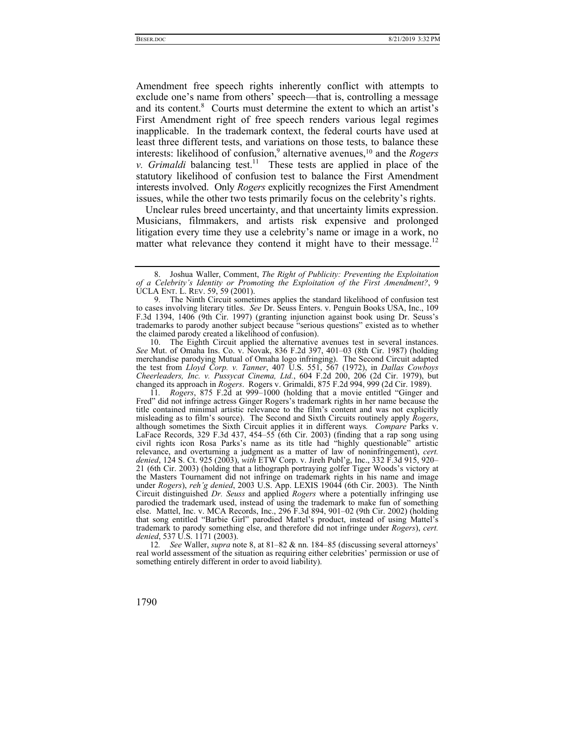Amendment free speech rights inherently conflict with attempts to exclude one's name from others' speech—that is, controlling a message and its content.[8] Courts must determine the extent to which an artist's First Amendment right of free speech renders various legal regimes inapplicable. In the trademark context, the federal courts have used at least three different tests, and variations on those tests, to balance these interests: likelihood of confusion,[9] alternative avenues,[10] and the *Rogers v. Grimaldi* balancing test.[11] These tests are applied in place of the statutory likelihood of confusion test to balance the First Amendment interests involved. Only *Rogers* explicitly recognizes the First Amendment issues, while the other two tests primarily focus on the celebrity's rights.

Unclear rules breed uncertainty, and that uncertainty limits expression. Musicians, filmmakers, and artists risk expensive and prolonged litigation every time they use a celebrity's name or image in a work, no matter what relevance they contend it might have to their message.[12]

---

8. Joshua Waller, Comment, *The Right of Publicity: Preventing the Exploitation of a Celebrity's Identity or Promoting the Exploitation of the First Amendment?*, 9 UCLA ENT. L. REV. 59, 59 (2001).

9. The Ninth Circuit sometimes applies the standard likelihood of confusion test to cases involving literary titles. *See* Dr. Seuss Enters. v. Penguin Books USA, Inc., 109 F.3d 1394, 1406 (9th Cir. 1997) (granting injunction against book using Dr. Seuss's trademarks to parody another subject because "serious questions" existed as to whether the claimed parody created a likelihood of confusion).

10. The Eighth Circuit applied the alternative avenues test in several instances. *See* Mut. of Omaha Ins. Co. v. Novak, 836 F.2d 397, 401–03 (8th Cir. 1987) (holding merchandise parodying Mutual of Omaha logo infringing). The Second Circuit adapted the test from *Lloyd Corp. v. Tanner*, 407 U.S. 551, 567 (1972), in *Dallas Cowboys Cheerleaders, Inc. v. Pussycat Cinema, Ltd.*, 604 F.2d 200, 206 (2d Cir. 1979), but changed its approach in *Rogers*. Rogers v. Grimaldi, 875 F.2d 994, 999 (2d Cir. 1989).

11. *Rogers*, 875 F.2d at 999–1000 (holding that a movie entitled "Ginger and Fred" did not infringe actress Ginger Rogers's trademark rights in her name because the title contained minimal artistic relevance to the film's content and was not explicitly misleading as to film's source). The Second and Sixth Circuits routinely apply *Rogers*, although sometimes the Sixth Circuit applies it in different ways. *Compare* Parks v. LaFace Records, 329 F.3d 437, 454–55 (6th Cir. 2003) (finding that a rap song using civil rights icon Rosa Parks's name as its title had "highly questionable" artistic relevance, and overturning a judgment as a matter of law of noninfringement), *cert. denied*, 124 S. Ct. 925 (2003), *with* ETW Corp. v. Jireh Publ'g, Inc., 332 F.3d 915, 920–21 (6th Cir. 2003) (holding that a lithograph portraying golfer Tiger Woods's victory at the Masters Tournament did not infringe on trademark rights in his name and image under *Rogers*), *reh'g denied*, 2003 U.S. App. LEXIS 19044 (6th Cir. 2003). The Ninth Circuit distinguished *Dr. Seuss* and applied *Rogers* where a potentially infringing use parodied the trademark used, instead of using the trademark to make fun of something else. Mattel, Inc. v. MCA Records, Inc., 296 F.3d 894, 901–02 (9th Cir. 2002) (holding that song entitled "Barbie Girl" parodied Mattel's product, instead of using Mattel's trademark to parody something else, and therefore did not infringe under *Rogers*), *cert. denied*, 537 U.S. 1171 (2003).

12. *See* Waller, *supra* note 8, at 81–82 & nn. 184–85 (discussing several attorneys' real world assessment of the situation as requiring either celebrities' permission or use of something entirely different in order to avoid liability).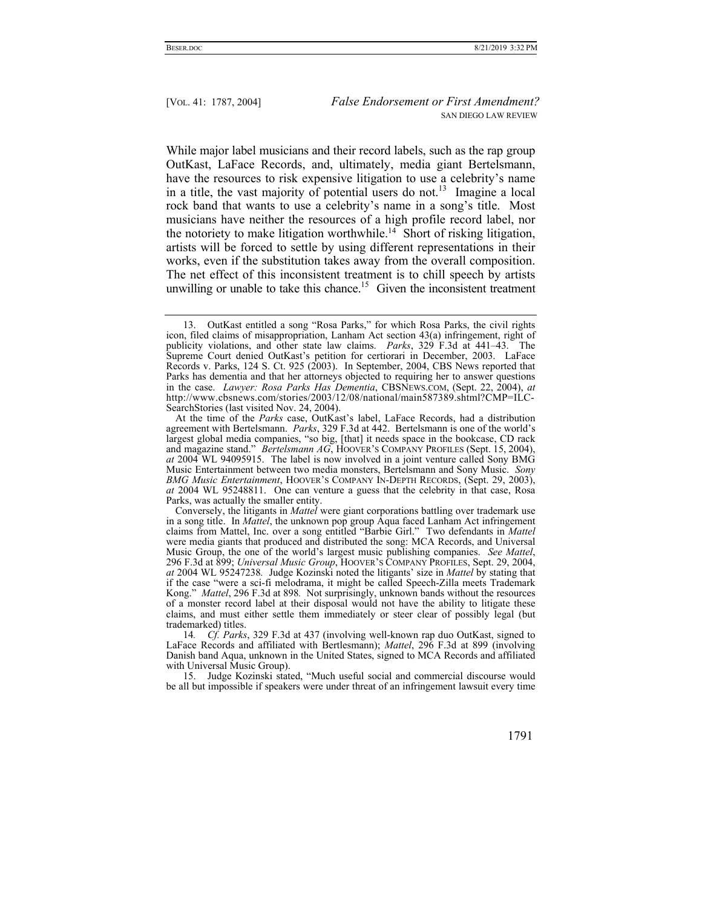While major label musicians and their record labels, such as the rap group OutKast, LaFace Records, and, ultimately, media giant Bertelsmann, have the resources to risk expensive litigation to use a celebrity's name in a title, the vast majority of potential users do not.[13] Imagine a local rock band that wants to use a celebrity's name in a song's title. Most musicians have neither the resources of a high profile record label, nor the notoriety to make litigation worthwhile.[14] Short of risking litigation, artists will be forced to settle by using different representations in their works, even if the substitution takes away from the overall composition. The net effect of this inconsistent treatment is to chill speech by artists unwilling or unable to take this chance.[15] Given the inconsistent treatment

---

13. OutKast entitled a song "Rosa Parks," for which Rosa Parks, the civil rights icon, filed claims of misappropriation, Lanham Act section 43(a) infringement, right of publicity violations, and other state law claims. *Parks*, 329 F.3d at 441–43. The Supreme Court denied OutKast's petition for certiorari in December, 2003. LaFace Records v. Parks, 124 S. Ct. 925 (2003). In September, 2004, CBS News reported that Parks has dementia and that her attorneys objected to requiring her to answer questions in the case. *Lawyer: Rosa Parks Has Dementia*, CBSNEWS.COM, (Sept. 22, 2004), *at* http://www.cbsnews.com/stories/2003/12/08/national/main587389.shtml?CMP=ILC-SearchStories (last visited Nov. 24, 2004).

At the time of the *Parks* case, OutKast's label, LaFace Records, had a distribution agreement with Bertelsmann. *Parks*, 329 F.3d at 442. Bertelsmann is one of the world's largest global media companies, "so big, [that] it needs space in the bookcase, CD rack and magazine stand." *Bertelsmann AG*, HOOVER'S COMPANY PROFILES (Sept. 15, 2004), *at* 2004 WL 94095915. The label is now involved in a joint venture called Sony BMG Music Entertainment between two media monsters, Bertelsmann and Sony Music. *Sony BMG Music Entertainment*, HOOVER'S COMPANY IN-DEPTH RECORDS, (Sept. 29, 2003), *at* 2004 WL 95248811. One can venture a guess that the celebrity in that case, Rosa Parks, was actually the smaller entity.

Conversely, the litigants in *Mattel* were giant corporations battling over trademark use in a song title. In *Mattel*, the unknown pop group Aqua faced Lanham Act infringement claims from Mattel, Inc. over a song entitled "Barbie Girl." Two defendants in *Mattel* were media giants that produced and distributed the song: MCA Records, and Universal Music Group, the one of the world's largest music publishing companies. *See Mattel*, 296 F.3d at 899; *Universal Music Group*, HOOVER'S COMPANY PROFILES, Sept. 29, 2004, *at* 2004 WL 95247238*.* Judge Kozinski noted the litigants' size in *Mattel* by stating that if the case "were a sci-fi melodrama, it might be called Speech-Zilla meets Trademark Kong." *Mattel*, 296 F.3d at 898*.* Not surprisingly, unknown bands without the resources of a monster record label at their disposal would not have the ability to litigate these claims, and must either settle them immediately or steer clear of possibly legal (but trademarked) titles.

14*. Cf. Parks*, 329 F.3d at 437 (involving well-known rap duo OutKast, signed to LaFace Records and affiliated with Bertlesmann); *Mattel*, 296 F.3d at 899 (involving Danish band Aqua, unknown in the United States, signed to MCA Records and affiliated with Universal Music Group).

15. Judge Kozinski stated, "Much useful social and commercial discourse would be all but impossible if speakers were under threat of an infringement lawsuit every time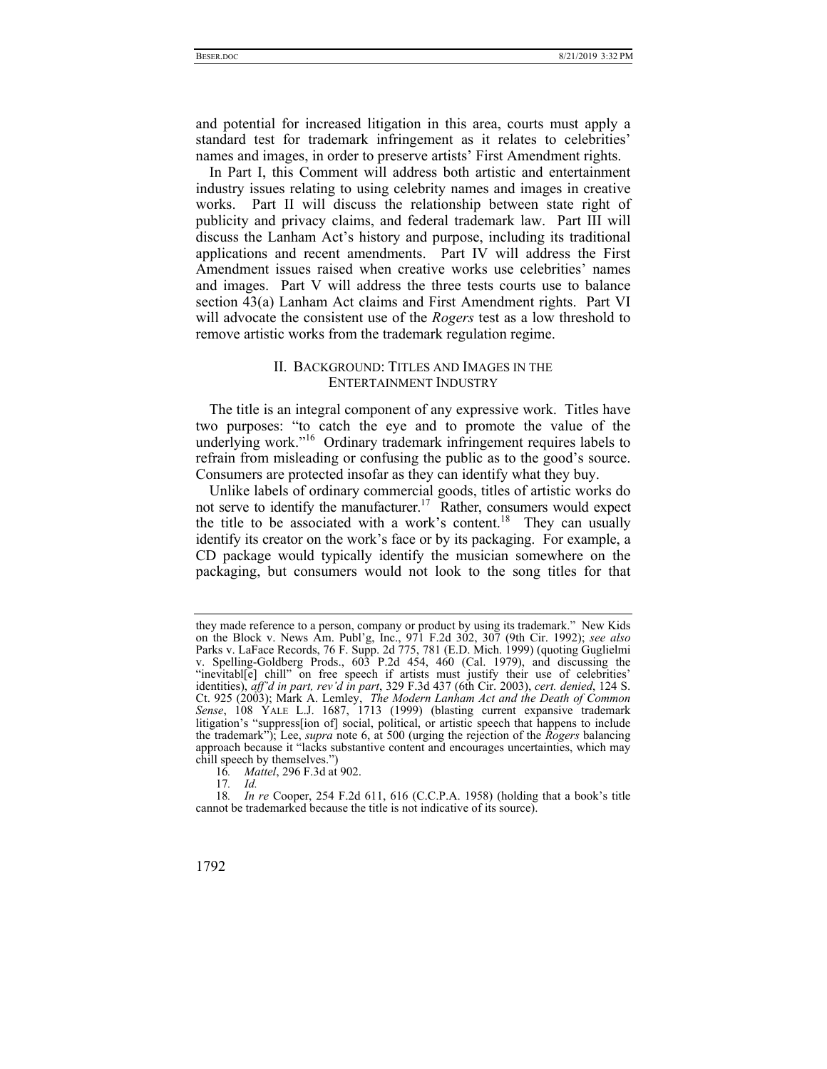and potential for increased litigation in this area, courts must apply a standard test for trademark infringement as it relates to celebrities' names and images, in order to preserve artists' First Amendment rights.

In Part I, this Comment will address both artistic and entertainment industry issues relating to using celebrity names and images in creative works. Part II will discuss the relationship between state right of publicity and privacy claims, and federal trademark law. Part III will discuss the Lanham Act's history and purpose, including its traditional applications and recent amendments. Part IV will address the First Amendment issues raised when creative works use celebrities' names and images. Part V will address the three tests courts use to balance section 43(a) Lanham Act claims and First Amendment rights. Part VI will advocate the consistent use of the *Rogers* test as a low threshold to remove artistic works from the trademark regulation regime.

## II. BACKGROUND: TITLES AND IMAGES IN THE ENTERTAINMENT INDUSTRY

The title is an integral component of any expressive work. Titles have two purposes: "to catch the eye and to promote the value of the underlying work."[16] Ordinary trademark infringement requires labels to refrain from misleading or confusing the public as to the good's source. Consumers are protected insofar as they can identify what they buy.

Unlike labels of ordinary commercial goods, titles of artistic works do not serve to identify the manufacturer.[17] Rather, consumers would expect the title to be associated with a work's content.[18] They can usually identify its creator on the work's face or by its packaging. For example, a CD package would typically identify the musician somewhere on the packaging, but consumers would not look to the song titles for that

---

they made reference to a person, company or product by using its trademark." New Kids on the Block v. News Am. Publ'g, Inc., 971 F.2d 302, 307 (9th Cir. 1992); *see also* Parks v. LaFace Records, 76 F. Supp. 2d 775, 781 (E.D. Mich. 1999) (quoting Guglielmi v. Spelling-Goldberg Prods., 603 P.2d 454, 460 (Cal. 1979), and discussing the "inevitabl[e] chill" on free speech if artists must justify their use of celebrities' identities), *aff'd in part, rev'd in part*, 329 F.3d 437 (6th Cir. 2003), *cert. denied*, 124 S. Ct. 925 (2003); Mark A. Lemley, *The Modern Lanham Act and the Death of Common Sense*, 108 YALE L.J. 1687, 1713 (1999) (blasting current expansive trademark litigation's "suppress[ion of] social, political, or artistic speech that happens to include the trademark"); Lee, *supra* note 6, at 500 (urging the rejection of the *Rogers* balancing approach because it "lacks substantive content and encourages uncertainties, which may chill speech by themselves.")

16. *Mattel*, 296 F.3d at 902.

17. *Id.*

18. *In re* Cooper, 254 F.2d 611, 616 (C.C.P.A. 1958) (holding that a book's title cannot be trademarked because the title is not indicative of its source).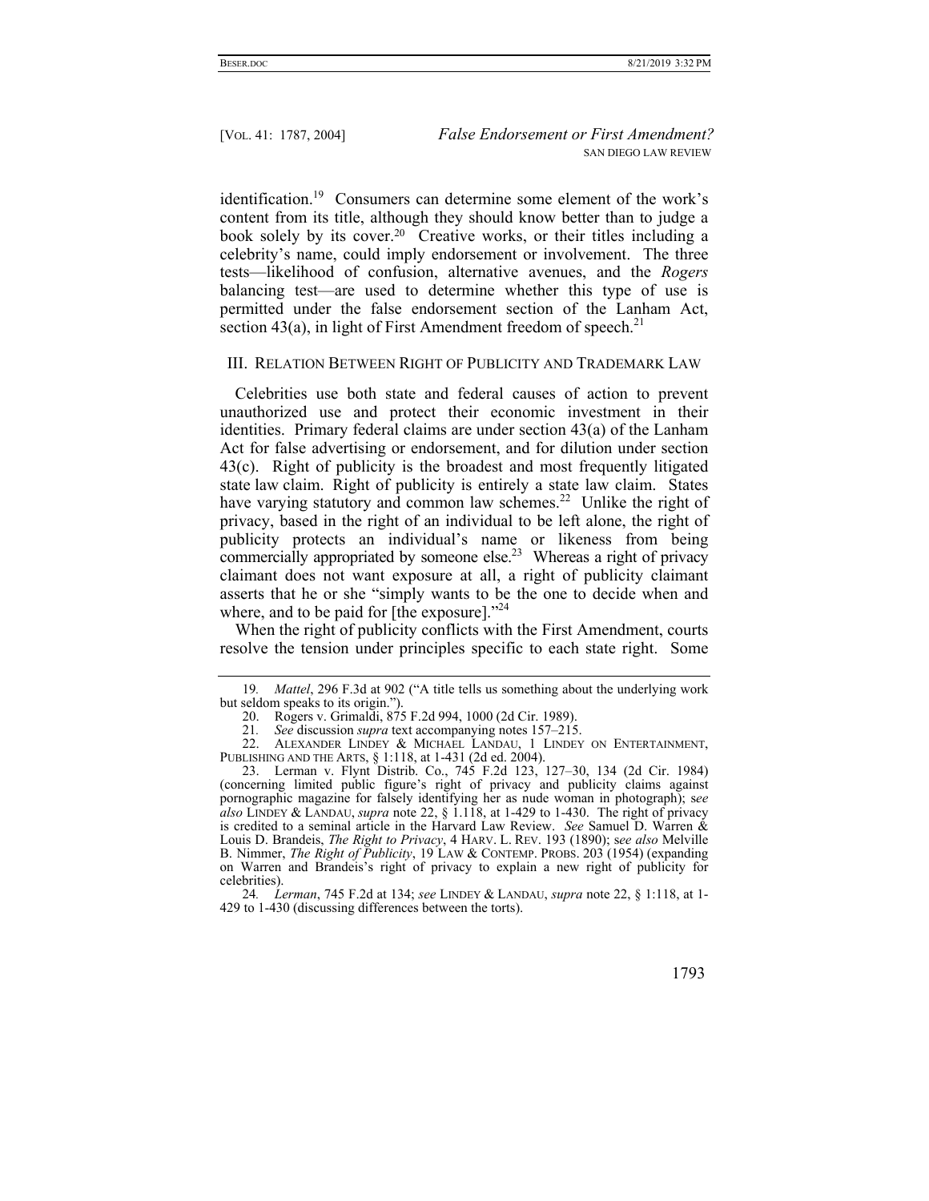identification.[19] Consumers can determine some element of the work's content from its title, although they should know better than to judge a book solely by its cover.[20] Creative works, or their titles including a celebrity's name, could imply endorsement or involvement. The three tests—likelihood of confusion, alternative avenues, and the *Rogers* balancing test—are used to determine whether this type of use is permitted under the false endorsement section of the Lanham Act, section 43(a), in light of First Amendment freedom of speech.[21]

## III. Relation Between Right of Publicity and Trademark Law

Celebrities use both state and federal causes of action to prevent unauthorized use and protect their economic investment in their identities. Primary federal claims are under section 43(a) of the Lanham Act for false advertising or endorsement, and for dilution under section 43(c). Right of publicity is the broadest and most frequently litigated state law claim. Right of publicity is entirely a state law claim. States have varying statutory and common law schemes.[22] Unlike the right of privacy, based in the right of an individual to be left alone, the right of publicity protects an individual's name or likeness from being commercially appropriated by someone else.[23] Whereas a right of privacy claimant does not want exposure at all, a right of publicity claimant asserts that he or she "simply wants to be the one to decide when and where, and to be paid for [the exposure]."[24]

When the right of publicity conflicts with the First Amendment, courts resolve the tension under principles specific to each state right. Some

---

19. *Mattel*, 296 F.3d at 902 ("A title tells us something about the underlying work but seldom speaks to its origin.").

20. Rogers v. Grimaldi, 875 F.2d 994, 1000 (2d Cir. 1989).

21. *See* discussion *supra* text accompanying notes 157–215.

22. Alexander Lindey & Michael Landau, 1 Lindey on Entertainment, Publishing and the Arts, § 1:118, at 1-431 (2d ed. 2004).

23. Lerman v. Flynt Distrib. Co., 745 F.2d 123, 127–30, 134 (2d Cir. 1984) (concerning limited public figure's right of privacy and publicity claims against pornographic magazine for falsely identifying her as nude woman in photograph); *see also* Lindey & Landau, *supra* note 22, § 1.118, at 1-429 to 1-430. The right of privacy is credited to a seminal article in the Harvard Law Review. *See* Samuel D. Warren & Louis D. Brandeis, *The Right to Privacy*, 4 Harv. L. Rev. 193 (1890); *see also* Melville B. Nimmer, *The Right of Publicity*, 19 Law & Contemp. Probs. 203 (1954) (expanding on Warren and Brandeis's right of privacy to explain a new right of publicity for celebrities).

24. *Lerman*, 745 F.2d at 134; *see* Lindey & Landau, *supra* note 22, § 1:118, at 1-429 to 1-430 (discussing differences between the torts).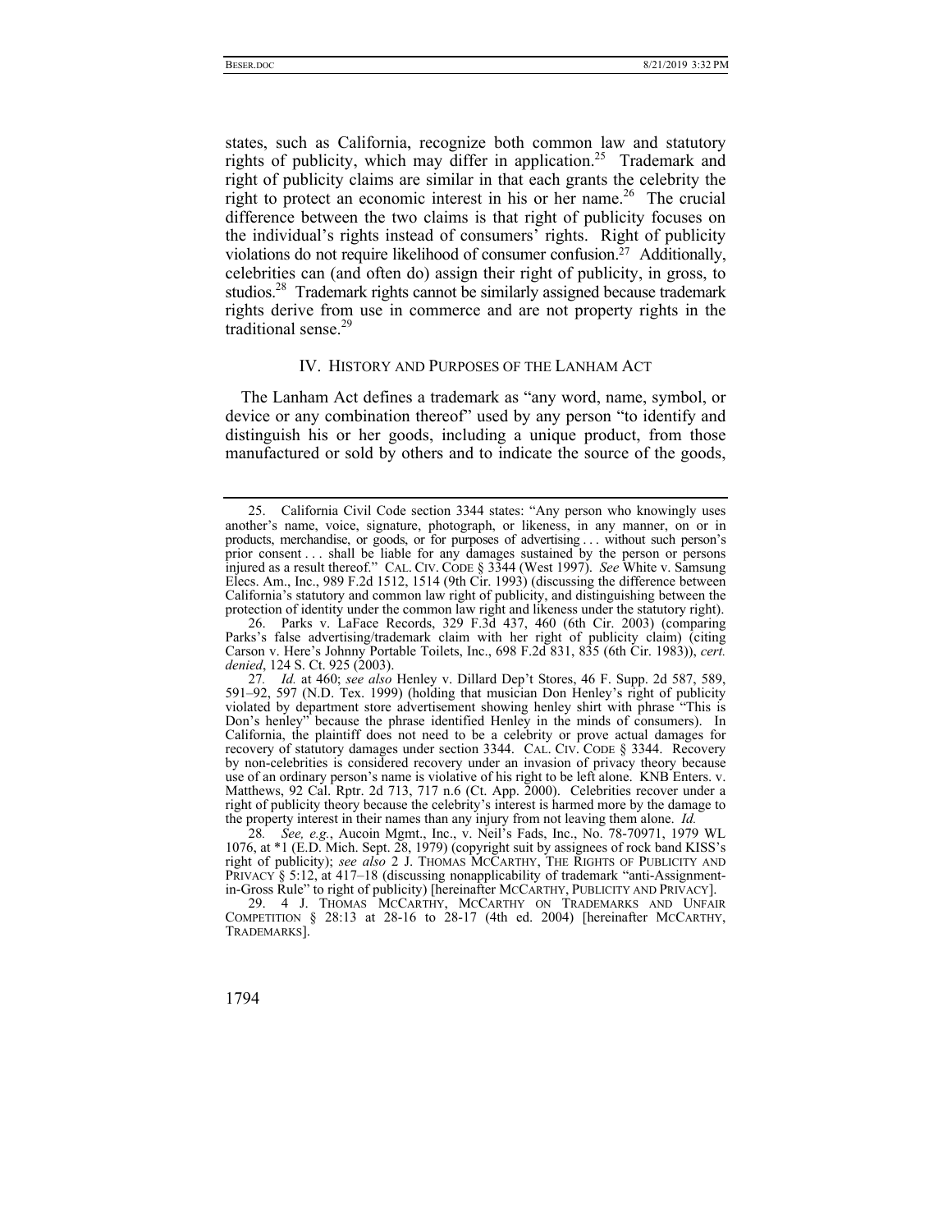states, such as California, recognize both common law and statutory rights of publicity, which may differ in application.[25] Trademark and right of publicity claims are similar in that each grants the celebrity the right to protect an economic interest in his or her name.[26] The crucial difference between the two claims is that right of publicity focuses on the individual's rights instead of consumers' rights. Right of publicity violations do not require likelihood of consumer confusion.[27] Additionally, celebrities can (and often do) assign their right of publicity, in gross, to studios.[28] Trademark rights cannot be similarly assigned because trademark rights derive from use in commerce and are not property rights in the traditional sense.[29]

## IV. History and Purposes of the Lanham Act

The Lanham Act defines a trademark as "any word, name, symbol, or device or any combination thereof" used by any person "to identify and distinguish his or her goods, including a unique product, from those manufactured or sold by others and to indicate the source of the goods,

---

25. California Civil Code section 3344 states: "Any person who knowingly uses another's name, voice, signature, photograph, or likeness, in any manner, on or in products, merchandise, or goods, or for purposes of advertising . . . without such person's prior consent . . . shall be liable for any damages sustained by the person or persons injured as a result thereof." CAL. CIV. CODE § 3344 (West 1997). *See* White v. Samsung Elecs. Am., Inc., 989 F.2d 1512, 1514 (9th Cir. 1993) (discussing the difference between California's statutory and common law right of publicity, and distinguishing between the protection of identity under the common law right and likeness under the statutory right).

26. Parks v. LaFace Records, 329 F.3d 437, 460 (6th Cir. 2003) (comparing Parks's false advertising/trademark claim with her right of publicity claim) (citing Carson v. Here's Johnny Portable Toilets, Inc., 698 F.2d 831, 835 (6th Cir. 1983)), *cert. denied*, 124 S. Ct. 925 (2003).

27. *Id.* at 460; *see also* Henley v. Dillard Dep't Stores, 46 F. Supp. 2d 587, 589, 591–92, 597 (N.D. Tex. 1999) (holding that musician Don Henley's right of publicity violated by department store advertisement showing henley shirt with phrase "This is Don's henley" because the phrase identified Henley in the minds of consumers). In California, the plaintiff does not need to be a celebrity or prove actual damages for recovery of statutory damages under section 3344. CAL. CIV. CODE § 3344. Recovery by non-celebrities is considered recovery under an invasion of privacy theory because use of an ordinary person's name is violative of his right to be left alone. KNB Enters. v. Matthews, 92 Cal. Rptr. 2d 713, 717 n.6 (Ct. App. 2000). Celebrities recover under a right of publicity theory because the celebrity's interest is harmed more by the damage to the property interest in their names than any injury from not leaving them alone. *Id.*

28. *See, e.g.*, Aucoin Mgmt., Inc., v. Neil's Fads, Inc., No. 78-70971, 1979 WL 1076, at *1 (E.D. Mich. Sept. 28, 1979) (copyright suit by assignees of rock band KISS's right of publicity); *see also* 2 J. THOMAS MCCARTHY, THE RIGHTS OF PUBLICITY AND PRIVACY § 5:12, at 417–18 (discussing nonapplicability of trademark "anti-Assignment-in-Gross Rule" to right of publicity) [hereinafter MCCARTHY, PUBLICITY AND PRIVACY].

29. 4 J. THOMAS MCCARTHY, MCCARTHY ON TRADEMARKS AND UNFAIR COMPETITION § 28:13 at 28-16 to 28-17 (4th ed. 2004) [hereinafter MCCARTHY, TRADEMARKS].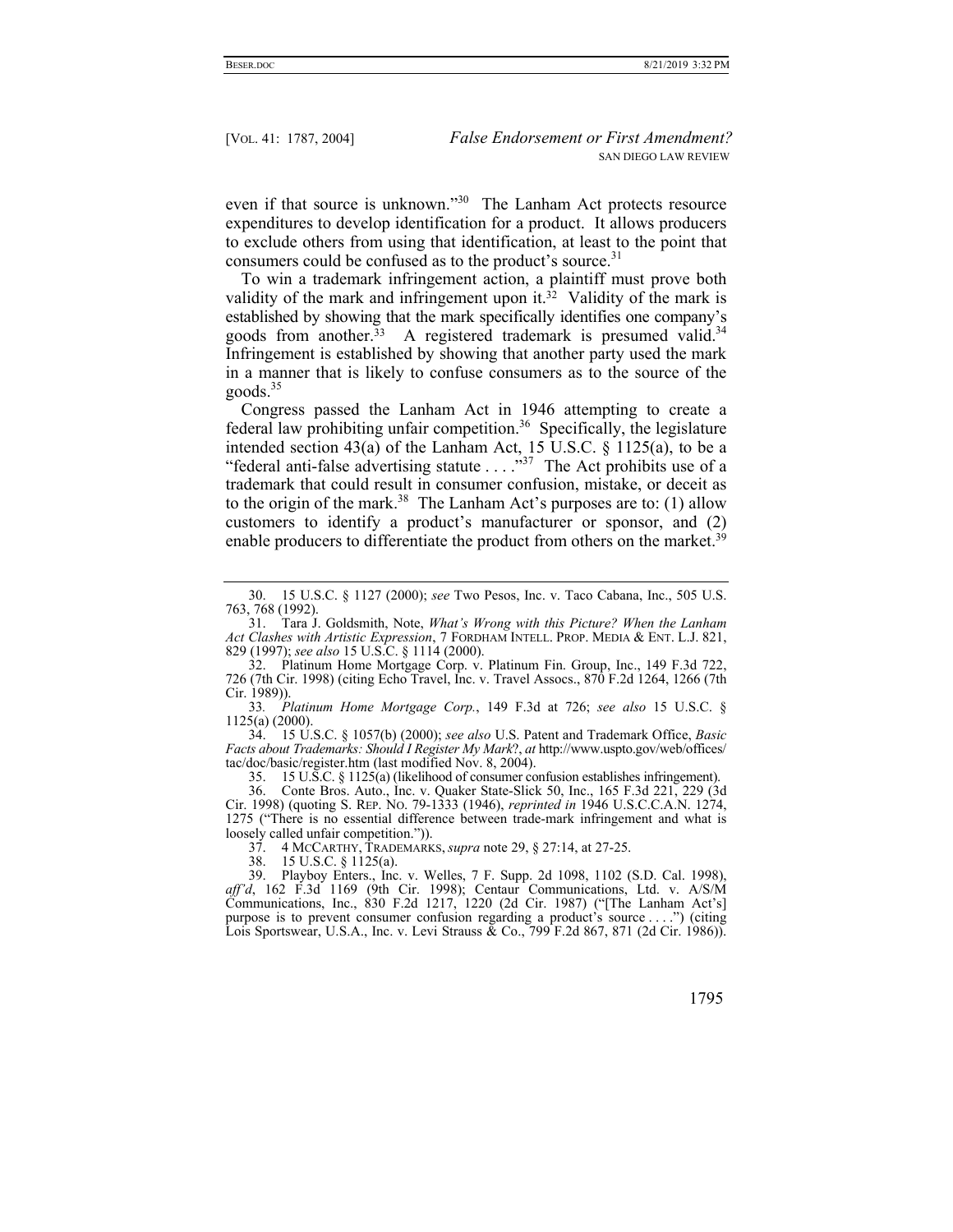even if that source is unknown."[30] The Lanham Act protects resource expenditures to develop identification for a product. It allows producers to exclude others from using that identification, at least to the point that consumers could be confused as to the product's source.[31]

To win a trademark infringement action, a plaintiff must prove both validity of the mark and infringement upon it.[32] Validity of the mark is established by showing that the mark specifically identifies one company's goods from another.[33] A registered trademark is presumed valid.[34] Infringement is established by showing that another party used the mark in a manner that is likely to confuse consumers as to the source of the goods.[35]

Congress passed the Lanham Act in 1946 attempting to create a federal law prohibiting unfair competition.[36] Specifically, the legislature intended section 43(a) of the Lanham Act, 15 U.S.C. § 1125(a), to be a "federal anti-false advertising statute . . . ."[37] The Act prohibits use of a trademark that could result in consumer confusion, mistake, or deceit as to the origin of the mark.[38] The Lanham Act's purposes are to: (1) allow customers to identify a product's manufacturer or sponsor, and (2) enable producers to differentiate the product from others on the market.[39]

---

30. 15 U.S.C. § 1127 (2000); *see* Two Pesos, Inc. v. Taco Cabana, Inc., 505 U.S. 763, 768 (1992).

31. Tara J. Goldsmith, Note, *What's Wrong with this Picture? When the Lanham Act Clashes with Artistic Expression*, 7 FORDHAM INTELL. PROP. MEDIA & ENT. L.J. 821, 829 (1997); *see also* 15 U.S.C. § 1114 (2000).

32. Platinum Home Mortgage Corp. v. Platinum Fin. Group, Inc., 149 F.3d 722, 726 (7th Cir. 1998) (citing Echo Travel, Inc. v. Travel Assocs., 870 F.2d 1264, 1266 (7th Cir. 1989)).

33. *Platinum Home Mortgage Corp.*, 149 F.3d at 726; *see also* 15 U.S.C. § 1125(a) (2000).

34. 15 U.S.C. § 1057(b) (2000); *see also* U.S. Patent and Trademark Office, *Basic Facts about Trademarks: Should I Register My Mark*?, *at* http://www.uspto.gov/web/offices/tac/doc/basic/register.htm (last modified Nov. 8, 2004).

35. 15 U.S.C. § 1125(a) (likelihood of consumer confusion establishes infringement).

36. Conte Bros. Auto., Inc. v. Quaker State-Slick 50, Inc., 165 F.3d 221, 229 (3d Cir. 1998) (quoting S. REP. NO. 79-1333 (1946), *reprinted in* 1946 U.S.C.C.A.N. 1274, 1275 ("There is no essential difference between trade-mark infringement and what is loosely called unfair competition.")).

37. 4 MCCARTHY, TRADEMARKS, *supra* note 29, § 27:14, at 27-25.

38. 15 U.S.C. § 1125(a).

39. Playboy Enters., Inc. v. Welles, 7 F. Supp. 2d 1098, 1102 (S.D. Cal. 1998), *aff'd*, 162 F.3d 1169 (9th Cir. 1998); Centaur Communications, Ltd. v. A/S/M Communications, Inc., 830 F.2d 1217, 1220 (2d Cir. 1987) ("[The Lanham Act's] purpose is to prevent consumer confusion regarding a product's source . . . .") (citing Lois Sportswear, U.S.A., Inc. v. Levi Strauss & Co., 799 F.2d 867, 871 (2d Cir. 1986)).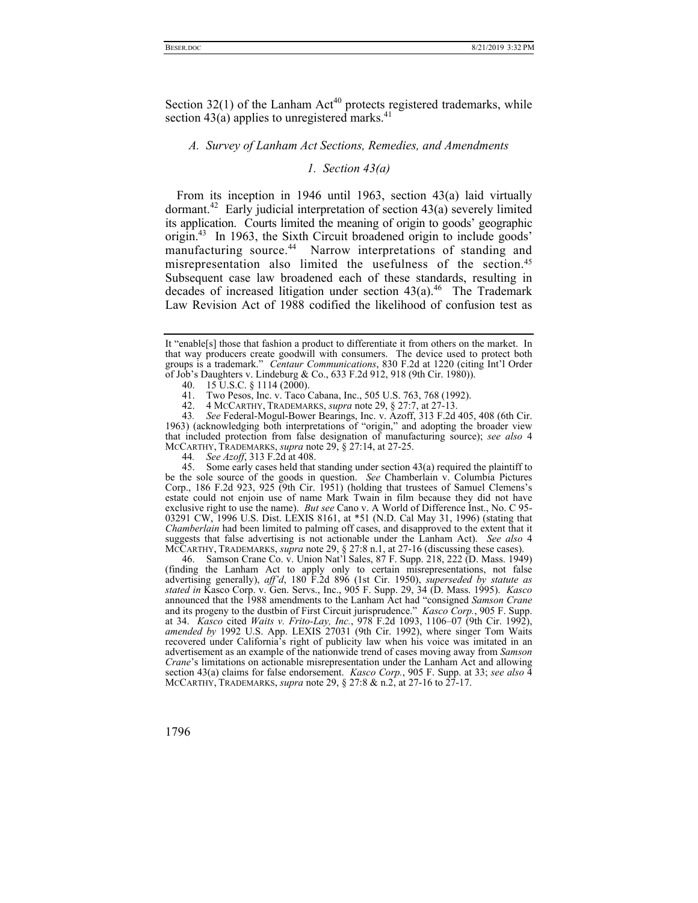Section 32(1) of the Lanham Act[40] protects registered trademarks, while section 43(a) applies to unregistered marks.[41]

### *A. Survey of Lanham Act Sections, Remedies, and Amendments*

#### *1. Section 43(a)*

From its inception in 1946 until 1963, section 43(a) laid virtually dormant.[42] Early judicial interpretation of section 43(a) severely limited its application. Courts limited the meaning of origin to goods' geographic origin.[43] In 1963, the Sixth Circuit broadened origin to include goods' manufacturing source.[44] Narrow interpretations of standing and misrepresentation also limited the usefulness of the section.[45] Subsequent case law broadened each of these standards, resulting in decades of increased litigation under section 43(a).[46] The Trademark Law Revision Act of 1988 codified the likelihood of confusion test as

---

It "enable[s] those that fashion a product to differentiate it from others on the market. In that way producers create goodwill with consumers. The device used to protect both groups is a trademark." *Centaur Communications*, 830 F.2d at 1220 (citing Int'l Order of Job's Daughters v. Lindeburg & Co., 633 F.2d 912, 918 (9th Cir. 1980)).

40. 15 U.S.C. § 1114 (2000).

41. Two Pesos, Inc. v. Taco Cabana, Inc., 505 U.S. 763, 768 (1992).

42. 4 MCCARTHY, TRADEMARKS, *supra* note 29, § 27:7, at 27-13.

43. *See* Federal-Mogul-Bower Bearings, Inc. v. Azoff, 313 F.2d 405, 408 (6th Cir. 1963) (acknowledging both interpretations of "origin," and adopting the broader view that included protection from false designation of manufacturing source); *see also* 4 MCCARTHY, TRADEMARKS, *supra* note 29, § 27:14, at 27-25.

44. *See Azoff*, 313 F.2d at 408.

45. Some early cases held that standing under section 43(a) required the plaintiff to be the sole source of the goods in question. *See* Chamberlain v. Columbia Pictures Corp., 186 F.2d 923, 925 (9th Cir. 1951) (holding that trustees of Samuel Clemens's estate could not enjoin use of name Mark Twain in film because they did not have exclusive right to use the name). *But see* Cano v. A World of Difference Inst., No. C 95-03291 CW, 1996 U.S. Dist. LEXIS 8161, at *51 (N.D. Cal May 31, 1996) (stating that *Chamberlain* had been limited to palming off cases, and disapproved to the extent that it suggests that false advertising is not actionable under the Lanham Act). *See also* 4 MCCARTHY, TRADEMARKS, *supra* note 29, § 27:8 n.1, at 27-16 (discussing these cases).

46. Samson Crane Co. v. Union Nat'l Sales, 87 F. Supp. 218, 222 (D. Mass. 1949) (finding the Lanham Act to apply only to certain misrepresentations, not false advertising generally), *aff'd*, 180 F.2d 896 (1st Cir. 1950), *superseded by statute as stated in* Kasco Corp. v. Gen. Servs., Inc., 905 F. Supp. 29, 34 (D. Mass. 1995). *Kasco* announced that the 1988 amendments to the Lanham Act had "consigned *Samson Crane* and its progeny to the dustbin of First Circuit jurisprudence." *Kasco Corp.*, 905 F. Supp. at 34. *Kasco* cited *Waits v. Frito-Lay, Inc.*, 978 F.2d 1093, 1106–07 (9th Cir. 1992), *amended by* 1992 U.S. App. LEXIS 27031 (9th Cir. 1992), where singer Tom Waits recovered under California's right of publicity law when his voice was imitated in an advertisement as an example of the nationwide trend of cases moving away from *Samson Crane*'s limitations on actionable misrepresentation under the Lanham Act and allowing section 43(a) claims for false endorsement. *Kasco Corp.*, 905 F. Supp. at 33; *see also* 4 MCCARTHY, TRADEMARKS, *supra* note 29, § 27:8 & n.2, at 27-16 to 27-17.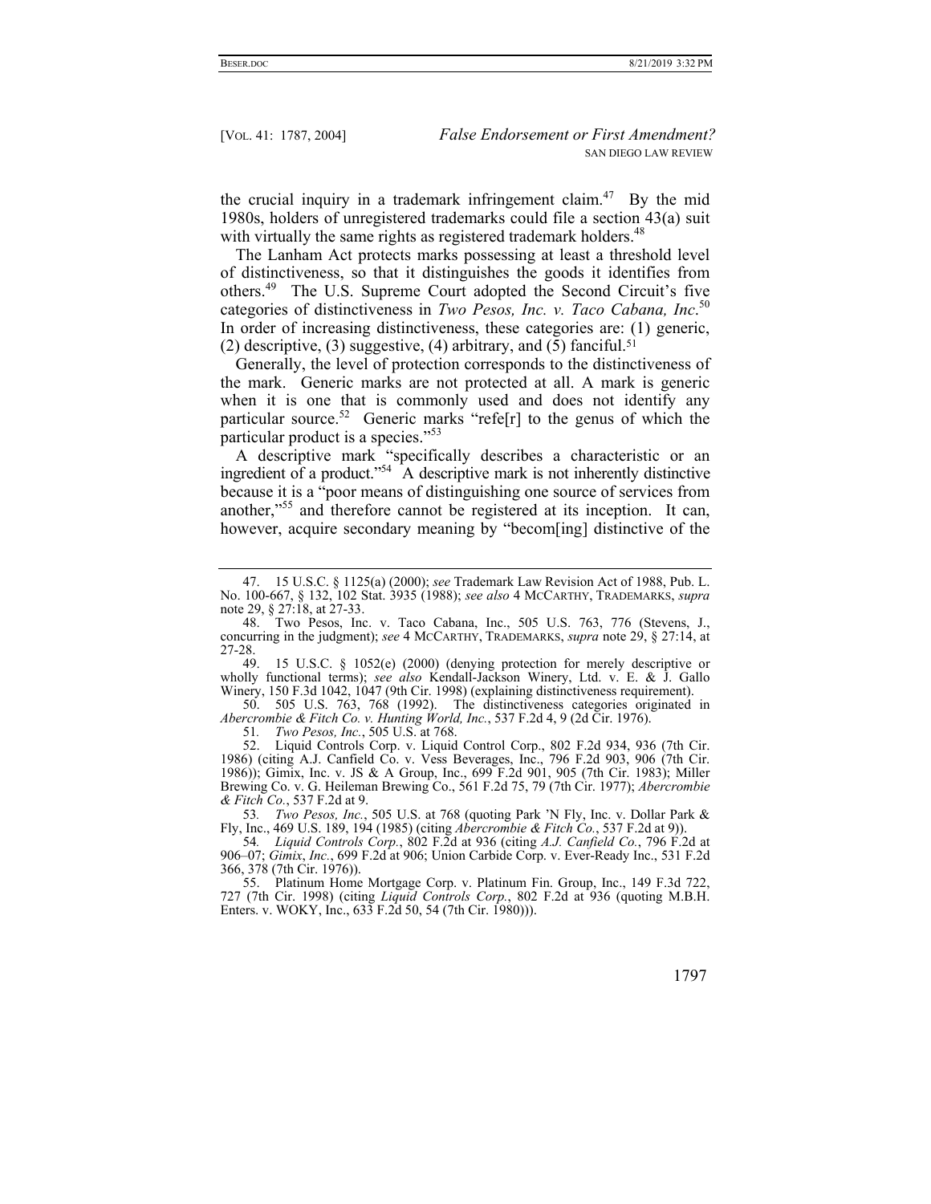the crucial inquiry in a trademark infringement claim.[47] By the mid 1980s, holders of unregistered trademarks could file a section 43(a) suit with virtually the same rights as registered trademark holders.[48]

The Lanham Act protects marks possessing at least a threshold level of distinctiveness, so that it distinguishes the goods it identifies from others.[49] The U.S. Supreme Court adopted the Second Circuit's five categories of distinctiveness in *Two Pesos, Inc. v. Taco Cabana, Inc*.[50] In order of increasing distinctiveness, these categories are: (1) generic, (2) descriptive, (3) suggestive, (4) arbitrary, and (5) fanciful.[51]

Generally, the level of protection corresponds to the distinctiveness of the mark. Generic marks are not protected at all. A mark is generic when it is one that is commonly used and does not identify any particular source.[52] Generic marks "refe[r] to the genus of which the particular product is a species."[53]

A descriptive mark "specifically describes a characteristic or an ingredient of a product."[54] A descriptive mark is not inherently distinctive because it is a "poor means of distinguishing one source of services from another,"[55] and therefore cannot be registered at its inception. It can, however, acquire secondary meaning by "becom[ing] distinctive of the

---

47. 15 U.S.C. § 1125(a) (2000); *see* Trademark Law Revision Act of 1988, Pub. L. No. 100-667, § 132, 102 Stat. 3935 (1988); *see also* 4 MCCARTHY, TRADEMARKS, *supra* note 29, § 27:18, at 27-33.

48. Two Pesos, Inc. v. Taco Cabana, Inc., 505 U.S. 763, 776 (Stevens, J., concurring in the judgment); *see* 4 MCCARTHY, TRADEMARKS, *supra* note 29, § 27:14, at 27-28.

49. 15 U.S.C. § 1052(e) (2000) (denying protection for merely descriptive or wholly functional terms); *see also* Kendall-Jackson Winery, Ltd. v. E. & J. Gallo Winery, 150 F.3d 1042, 1047 (9th Cir. 1998) (explaining distinctiveness requirement).

50. 505 U.S. 763, 768 (1992). The distinctiveness categories originated in *Abercrombie & Fitch Co. v. Hunting World, Inc.*, 537 F.2d 4, 9 (2d Cir. 1976).

51. *Two Pesos, Inc.*, 505 U.S. at 768.

52. Liquid Controls Corp. v. Liquid Control Corp., 802 F.2d 934, 936 (7th Cir. 1986) (citing A.J. Canfield Co. v. Vess Beverages, Inc., 796 F.2d 903, 906 (7th Cir. 1986)); Gimix, Inc. v. JS & A Group, Inc., 699 F.2d 901, 905 (7th Cir. 1983); Miller Brewing Co. v. G. Heileman Brewing Co., 561 F.2d 75, 79 (7th Cir. 1977); *Abercrombie & Fitch Co.*, 537 F.2d at 9.

53. *Two Pesos, Inc.*, 505 U.S. at 768 (quoting Park 'N Fly, Inc. v. Dollar Park & Fly, Inc., 469 U.S. 189, 194 (1985) (citing *Abercrombie & Fitch Co.*, 537 F.2d at 9)).

54. *Liquid Controls Corp.*, 802 F.2d at 936 (citing *A.J. Canfield Co.*, 796 F.2d at 906–07; *Gimix*, *Inc.*, 699 F.2d at 906; Union Carbide Corp. v. Ever-Ready Inc., 531 F.2d 366, 378 (7th Cir. 1976)).

55. Platinum Home Mortgage Corp. v. Platinum Fin. Group, Inc., 149 F.3d 722, 727 (7th Cir. 1998) (citing *Liquid Controls Corp.*, 802 F.2d at 936 (quoting M.B.H. Enters. v. WOKY, Inc., 633 F.2d 50, 54 (7th Cir. 1980))).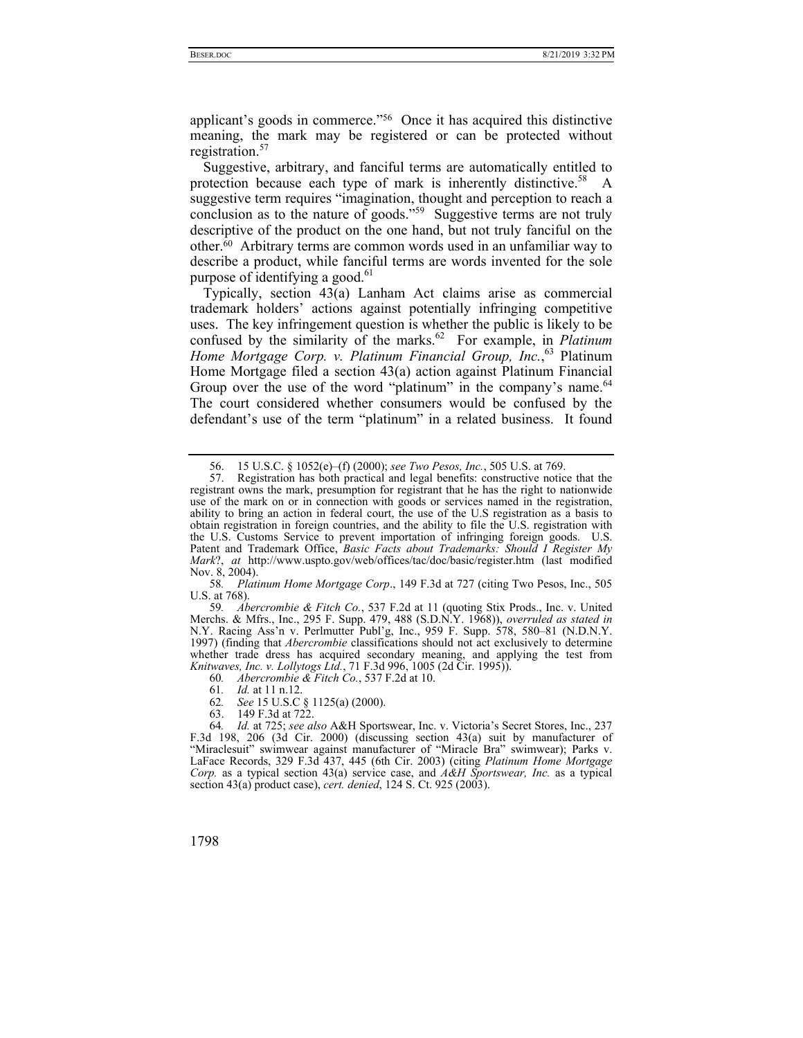applicant's goods in commerce."[56] Once it has acquired this distinctive meaning, the mark may be registered or can be protected without registration.[57]

Suggestive, arbitrary, and fanciful terms are automatically entitled to protection because each type of mark is inherently distinctive.[58] A suggestive term requires "imagination, thought and perception to reach a conclusion as to the nature of goods."[59] Suggestive terms are not truly descriptive of the product on the one hand, but not truly fanciful on the other.[60] Arbitrary terms are common words used in an unfamiliar way to describe a product, while fanciful terms are words invented for the sole purpose of identifying a good.[61]

Typically, section 43(a) Lanham Act claims arise as commercial trademark holders' actions against potentially infringing competitive uses. The key infringement question is whether the public is likely to be confused by the similarity of the marks.[62] For example, in *Platinum Home Mortgage Corp. v. Platinum Financial Group, Inc.*,[63] Platinum Home Mortgage filed a section 43(a) action against Platinum Financial Group over the use of the word "platinum" in the company's name.[64] The court considered whether consumers would be confused by the defendant's use of the term "platinum" in a related business. It found

---

56. 15 U.S.C. § 1052(e)–(f) (2000); *see Two Pesos, Inc.*, 505 U.S. at 769.

57. Registration has both practical and legal benefits: constructive notice that the registrant owns the mark, presumption for registrant that he has the right to nationwide use of the mark on or in connection with goods or services named in the registration, ability to bring an action in federal court, the use of the U.S registration as a basis to obtain registration in foreign countries, and the ability to file the U.S. registration with the U.S. Customs Service to prevent importation of infringing foreign goods. U.S. Patent and Trademark Office, *Basic Facts about Trademarks: Should I Register My Mark*?, *at* http://www.uspto.gov/web/offices/tac/doc/basic/register.htm (last modified Nov. 8, 2004).

58. *Platinum Home Mortgage Corp*., 149 F.3d at 727 (citing Two Pesos, Inc., 505 U.S. at 768).

59. *Abercrombie & Fitch Co.*, 537 F.2d at 11 (quoting Stix Prods., Inc. v. United Merchs. & Mfrs., Inc., 295 F. Supp. 479, 488 (S.D.N.Y. 1968)), *overruled as stated in* N.Y. Racing Ass'n v. Perlmutter Publ'g, Inc., 959 F. Supp. 578, 580–81 (N.D.N.Y. 1997) (finding that *Abercrombie* classifications should not act exclusively to determine whether trade dress has acquired secondary meaning, and applying the test from *Knitwaves, Inc. v. Lollytogs Ltd.*, 71 F.3d 996, 1005 (2d Cir. 1995)).

60. *Abercrombie & Fitch Co.*, 537 F.2d at 10.

61. *Id.* at 11 n.12.

62. *See* 15 U.S.C § 1125(a) (2000).

63. 149 F.3d at 722.

64. *Id.* at 725; *see also* A&H Sportswear, Inc. v. Victoria's Secret Stores, Inc., 237 F.3d 198, 206 (3d Cir. 2000) (discussing section 43(a) suit by manufacturer of "Miraclesuit" swimwear against manufacturer of "Miracle Bra" swimwear); Parks v. LaFace Records, 329 F.3d 437, 445 (6th Cir. 2003) (citing *Platinum Home Mortgage Corp.* as a typical section 43(a) service case, and *A&H Sportswear, Inc.* as a typical section 43(a) product case), *cert. denied*, 124 S. Ct. 925 (2003).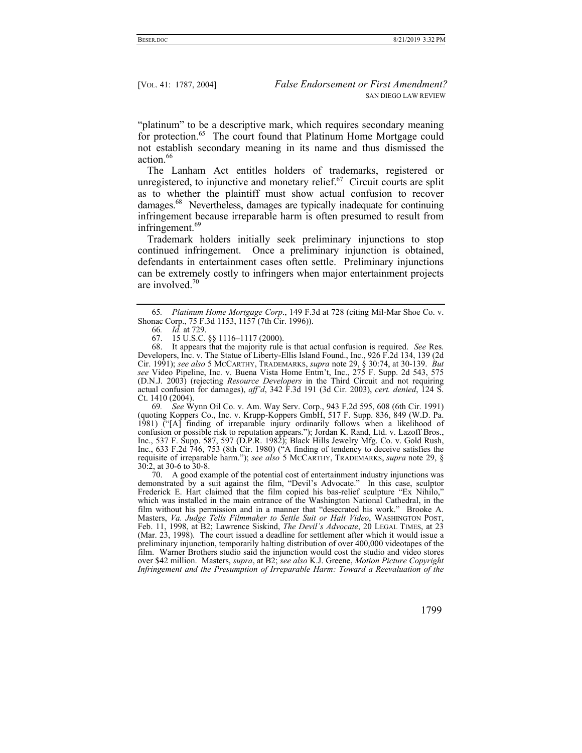"platinum" to be a descriptive mark, which requires secondary meaning for protection.[65] The court found that Platinum Home Mortgage could not establish secondary meaning in its name and thus dismissed the action.[66]

The Lanham Act entitles holders of trademarks, registered or unregistered, to injunctive and monetary relief.[67] Circuit courts are split as to whether the plaintiff must show actual confusion to recover damages.[68] Nevertheless, damages are typically inadequate for continuing infringement because irreparable harm is often presumed to result from infringement.[69]

Trademark holders initially seek preliminary injunctions to stop continued infringement. Once a preliminary injunction is obtained, defendants in entertainment cases often settle. Preliminary injunctions can be extremely costly to infringers when major entertainment projects are involved.[70]

---

65. *Platinum Home Mortgage Corp*., 149 F.3d at 728 (citing Mil-Mar Shoe Co. v. Shonac Corp., 75 F.3d 1153, 1157 (7th Cir. 1996)).

66. *Id.* at 729.

67. 15 U.S.C. §§ 1116–1117 (2000).

68. It appears that the majority rule is that actual confusion is required. *See* Res. Developers, Inc. v. The Statue of Liberty-Ellis Island Found., Inc., 926 F.2d 134, 139 (2d Cir. 1991); *see also* 5 MCCARTHY, TRADEMARKS, *supra* note 29, § 30:74, at 30-139. *But see* Video Pipeline, Inc. v. Buena Vista Home Entm't, Inc., 275 F. Supp. 2d 543, 575 (D.N.J. 2003) (rejecting *Resource Developers* in the Third Circuit and not requiring actual confusion for damages), *aff'd*, 342 F.3d 191 (3d Cir. 2003), *cert. denied*, 124 S. Ct. 1410 (2004).

69. *See* Wynn Oil Co. v. Am. Way Serv. Corp., 943 F.2d 595, 608 (6th Cir. 1991) (quoting Koppers Co., Inc. v. Krupp-Koppers GmbH, 517 F. Supp. 836, 849 (W.D. Pa. 1981) ("[A] finding of irreparable injury ordinarily follows when a likelihood of confusion or possible risk to reputation appears."); Jordan K. Rand, Ltd. v. Lazoff Bros., Inc., 537 F. Supp. 587, 597 (D.P.R. 1982); Black Hills Jewelry Mfg. Co. v. Gold Rush, Inc., 633 F.2d 746, 753 (8th Cir. 1980) ("A finding of tendency to deceive satisfies the requisite of irreparable harm."); *see also* 5 MCCARTHY, TRADEMARKS, *supra* note 29, § 30:2, at 30-6 to 30-8.

70. A good example of the potential cost of entertainment industry injunctions was demonstrated by a suit against the film, "Devil's Advocate." In this case, sculptor Frederick E. Hart claimed that the film copied his bas-relief sculpture "Ex Nihilo," which was installed in the main entrance of the Washington National Cathedral, in the film without his permission and in a manner that "desecrated his work." Brooke A. Masters, *Va. Judge Tells Filmmaker to Settle Suit or Halt Video*, WASHINGTON POST, Feb. 11, 1998, at B2; Lawrence Siskind, *The Devil's Advocate*, 20 LEGAL TIMES, at 23 (Mar. 23, 1998). The court issued a deadline for settlement after which it would issue a preliminary injunction, temporarily halting distribution of over 400,000 videotapes of the film. Warner Brothers studio said the injunction would cost the studio and video stores over $42 million. Masters, *supra*, at B2; *see also* K.J. Greene, *Motion Picture Copyright Infringement and the Presumption of Irreparable Harm: Toward a Reevaluation of the*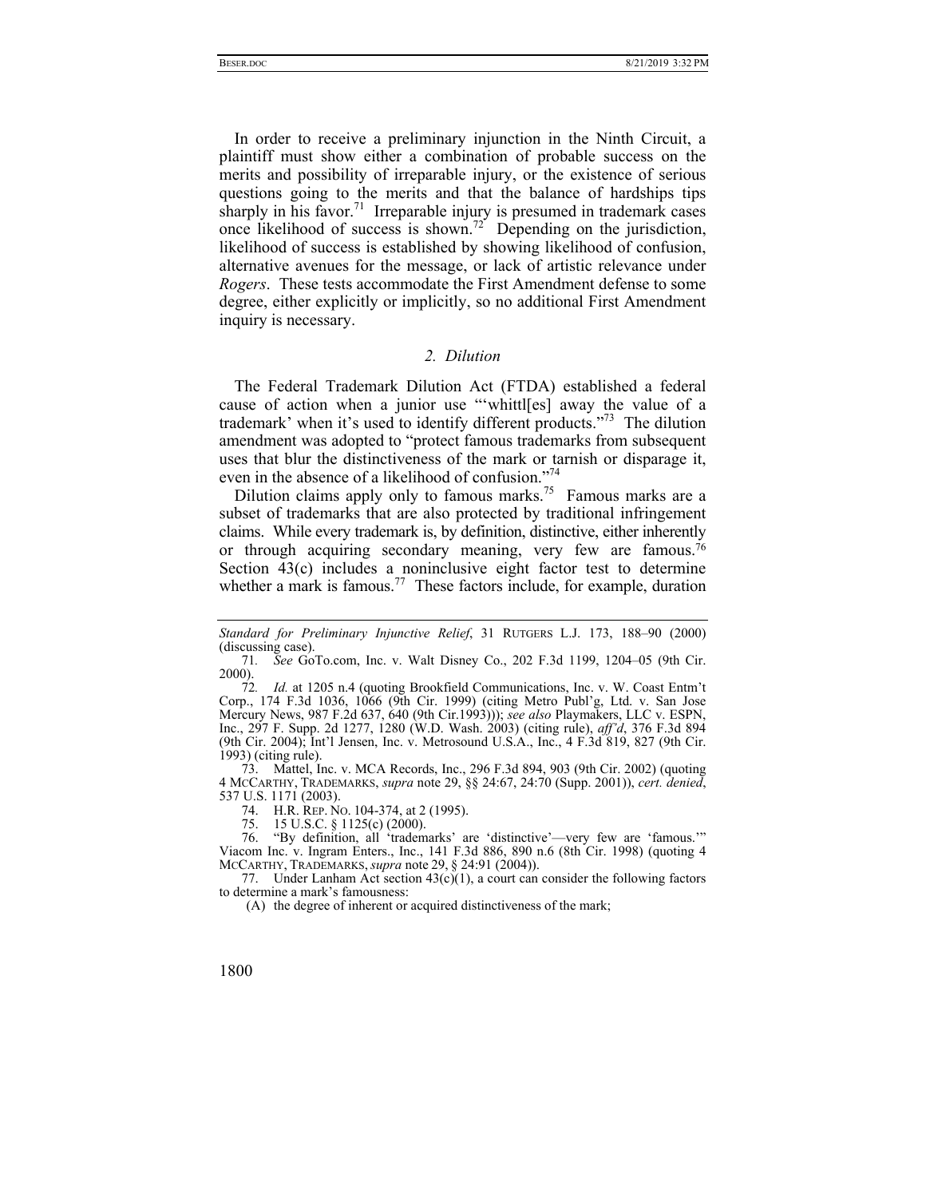In order to receive a preliminary injunction in the Ninth Circuit, a plaintiff must show either a combination of probable success on the merits and possibility of irreparable injury, or the existence of serious questions going to the merits and that the balance of hardships tips sharply in his favor.[71] Irreparable injury is presumed in trademark cases once likelihood of success is shown.[72] Depending on the jurisdiction, likelihood of success is established by showing likelihood of confusion, alternative avenues for the message, or lack of artistic relevance under *Rogers*. These tests accommodate the First Amendment defense to some degree, either explicitly or implicitly, so no additional First Amendment inquiry is necessary.

### *2. Dilution*

The Federal Trademark Dilution Act (FTDA) established a federal cause of action when a junior use "'whittl[es] away the value of a trademark' when it's used to identify different products."[73] The dilution amendment was adopted to "protect famous trademarks from subsequent uses that blur the distinctiveness of the mark or tarnish or disparage it, even in the absence of a likelihood of confusion."[74]

Dilution claims apply only to famous marks.[75] Famous marks are a subset of trademarks that are also protected by traditional infringement claims. While every trademark is, by definition, distinctive, either inherently or through acquiring secondary meaning, very few are famous.[76] Section 43(c) includes a noninclusive eight factor test to determine whether a mark is famous.[77] These factors include, for example, duration

---

*Standard for Preliminary Injunctive Relief*, 31 RUTGERS L.J. 173, 188–90 (2000) (discussing case).

71. *See* GoTo.com, Inc. v. Walt Disney Co., 202 F.3d 1199, 1204–05 (9th Cir. 2000).

72. *Id.* at 1205 n.4 (quoting Brookfield Communications, Inc. v. W. Coast Entm't Corp., 174 F.3d 1036, 1066 (9th Cir. 1999) (citing Metro Publ'g, Ltd. v. San Jose Mercury News, 987 F.2d 637, 640 (9th Cir.1993))); *see also* Playmakers, LLC v. ESPN, Inc., 297 F. Supp. 2d 1277, 1280 (W.D. Wash. 2003) (citing rule), *aff'd*, 376 F.3d 894 (9th Cir. 2004); Int'l Jensen, Inc. v. Metrosound U.S.A., Inc., 4 F.3d 819, 827 (9th Cir. 1993) (citing rule).

73. Mattel, Inc. v. MCA Records, Inc., 296 F.3d 894, 903 (9th Cir. 2002) (quoting 4 MCCARTHY, TRADEMARKS, *supra* note 29, §§ 24:67, 24:70 (Supp. 2001)), *cert. denied*, 537 U.S. 1171 (2003).

74. H.R. REP. NO. 104-374, at 2 (1995).

75. 15 U.S.C. § 1125(c) (2000).

76. "By definition, all 'trademarks' are 'distinctive'—very few are 'famous.'" Viacom Inc. v. Ingram Enters., Inc., 141 F.3d 886, 890 n.6 (8th Cir. 1998) (quoting 4 MCCARTHY, TRADEMARKS, *supra* note 29, § 24:91 (2004)).

77. Under Lanham Act section 43(c)(1), a court can consider the following factors to determine a mark's famousness:

(A) the degree of inherent or acquired distinctiveness of the mark;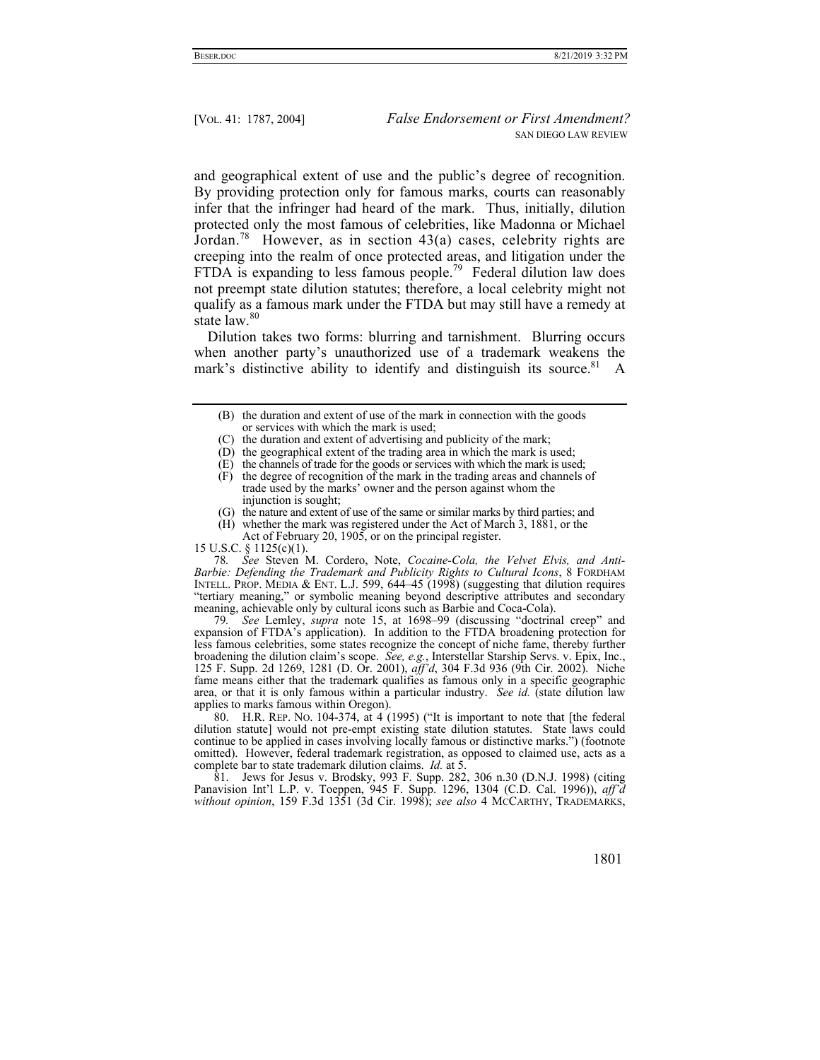and geographical extent of use and the public's degree of recognition. By providing protection only for famous marks, courts can reasonably infer that the infringer had heard of the mark. Thus, initially, dilution protected only the most famous of celebrities, like Madonna or Michael Jordan.[78] However, as in section 43(a) cases, celebrity rights are creeping into the realm of once protected areas, and litigation under the FTDA is expanding to less famous people.[79] Federal dilution law does not preempt state dilution statutes; therefore, a local celebrity might not qualify as a famous mark under the FTDA but may still have a remedy at state law.[80]

Dilution takes two forms: blurring and tarnishment. Blurring occurs when another party's unauthorized use of a trademark weakens the mark's distinctive ability to identify and distinguish its source.[81] A

---

(B) the duration and extent of use of the mark in connection with the goods or services with which the mark is used;

(C) the duration and extent of advertising and publicity of the mark;

(D) the geographical extent of the trading area in which the mark is used;

(E) the channels of trade for the goods or services with which the mark is used;

(F) the degree of recognition of the mark in the trading areas and channels of trade used by the marks' owner and the person against whom the injunction is sought;

(G) the nature and extent of use of the same or similar marks by third parties; and

(H) whether the mark was registered under the Act of March 3, 1881, or the Act of February 20, 1905, or on the principal register.

15 U.S.C. § 1125(c)(1).

78. *See* Steven M. Cordero, Note, *Cocaine-Cola, the Velvet Elvis, and Anti-Barbie: Defending the Trademark and Publicity Rights to Cultural Icons*, 8 FORDHAM INTELL. PROP. MEDIA & ENT. L.J. 599, 644–45 (1998) (suggesting that dilution requires "tertiary meaning," or symbolic meaning beyond descriptive attributes and secondary meaning, achievable only by cultural icons such as Barbie and Coca-Cola).

79. *See* Lemley, *supra* note 15, at 1698–99 (discussing "doctrinal creep" and expansion of FTDA's application). In addition to the FTDA broadening protection for less famous celebrities, some states recognize the concept of niche fame, thereby further broadening the dilution claim's scope. *See, e.g.*, Interstellar Starship Servs. v. Epix, Inc., 125 F. Supp. 2d 1269, 1281 (D. Or. 2001), *aff'd*, 304 F.3d 936 (9th Cir. 2002). Niche fame means either that the trademark qualifies as famous only in a specific geographic area, or that it is only famous within a particular industry. *See id.* (state dilution law applies to marks famous within Oregon).

80. H.R. REP. NO. 104-374, at 4 (1995) ("It is important to note that [the federal dilution statute] would not pre-empt existing state dilution statutes. State laws could continue to be applied in cases involving locally famous or distinctive marks.") (footnote omitted). However, federal trademark registration, as opposed to claimed use, acts as a complete bar to state trademark dilution claims. *Id.* at 5.

81. Jews for Jesus v. Brodsky, 993 F. Supp. 282, 306 n.30 (D.N.J. 1998) (citing Panavision Int'l L.P. v. Toeppen, 945 F. Supp. 1296, 1304 (C.D. Cal. 1996)), *aff'd without opinion*, 159 F.3d 1351 (3d Cir. 1998); *see also* 4 MCCARTHY, TRADEMARKS,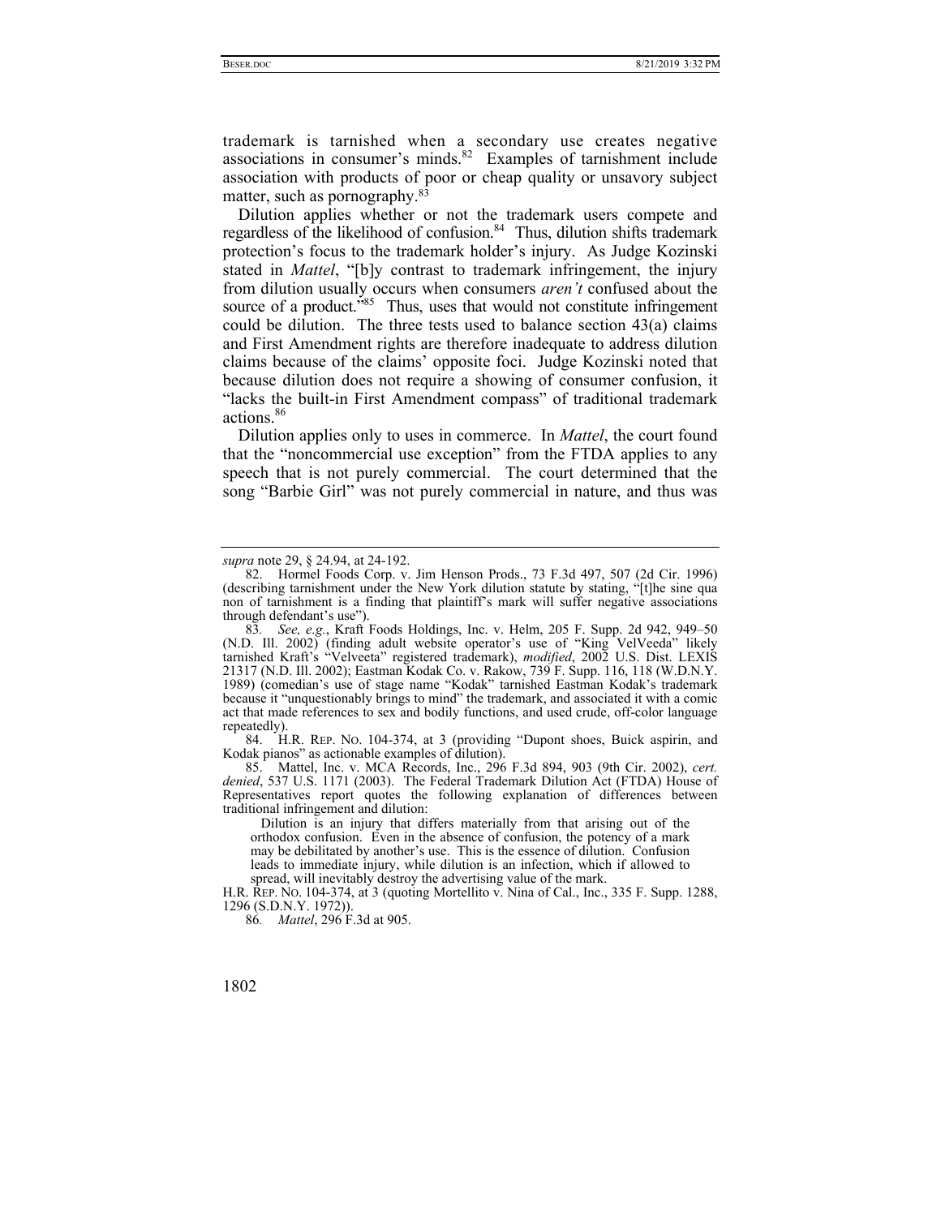trademark is tarnished when a secondary use creates negative associations in consumer's minds.[82] Examples of tarnishment include association with products of poor or cheap quality or unsavory subject matter, such as pornography.[83]

Dilution applies whether or not the trademark users compete and regardless of the likelihood of confusion.[84] Thus, dilution shifts trademark protection's focus to the trademark holder's injury. As Judge Kozinski stated in *Mattel*, "[b]y contrast to trademark infringement, the injury from dilution usually occurs when consumers *aren't* confused about the source of a product."[85] Thus, uses that would not constitute infringement could be dilution. The three tests used to balance section 43(a) claims and First Amendment rights are therefore inadequate to address dilution claims because of the claims' opposite foci. Judge Kozinski noted that because dilution does not require a showing of consumer confusion, it "lacks the built-in First Amendment compass" of traditional trademark actions.[86]

Dilution applies only to uses in commerce. In *Mattel*, the court found that the "noncommercial use exception" from the FTDA applies to any speech that is not purely commercial. The court determined that the song "Barbie Girl" was not purely commercial in nature, and thus was

---

*supra* note 29, § 24.94, at 24-192.

82. Hormel Foods Corp. v. Jim Henson Prods., 73 F.3d 497, 507 (2d Cir. 1996) (describing tarnishment under the New York dilution statute by stating, "[t]he sine qua non of tarnishment is a finding that plaintiff's mark will suffer negative associations through defendant's use").

83. *See, e.g.*, Kraft Foods Holdings, Inc. v. Helm, 205 F. Supp. 2d 942, 949–50 (N.D. Ill. 2002) (finding adult website operator's use of "King VelVeeda" likely tarnished Kraft's "Velveeta" registered trademark), *modified*, 2002 U.S. Dist. LEXIS 21317 (N.D. Ill. 2002); Eastman Kodak Co. v. Rakow, 739 F. Supp. 116, 118 (W.D.N.Y. 1989) (comedian's use of stage name "Kodak" tarnished Eastman Kodak's trademark because it "unquestionably brings to mind" the trademark, and associated it with a comic act that made references to sex and bodily functions, and used crude, off-color language repeatedly).

84. H.R. REP. NO. 104-374, at 3 (providing "Dupont shoes, Buick aspirin, and Kodak pianos" as actionable examples of dilution).

85. Mattel, Inc. v. MCA Records, Inc., 296 F.3d 894, 903 (9th Cir. 2002), *cert. denied*, 537 U.S. 1171 (2003). The Federal Trademark Dilution Act (FTDA) House of Representatives report quotes the following explanation of differences between traditional infringement and dilution:

> Dilution is an injury that differs materially from that arising out of the orthodox confusion. Even in the absence of confusion, the potency of a mark may be debilitated by another's use. This is the essence of dilution. Confusion leads to immediate injury, while dilution is an infection, which if allowed to spread, will inevitably destroy the advertising value of the mark.

H.R. REP. NO. 104-374, at 3 (quoting Mortellito v. Nina of Cal., Inc., 335 F. Supp. 1288, 1296 (S.D.N.Y. 1972)).

86. *Mattel*, 296 F.3d at 905.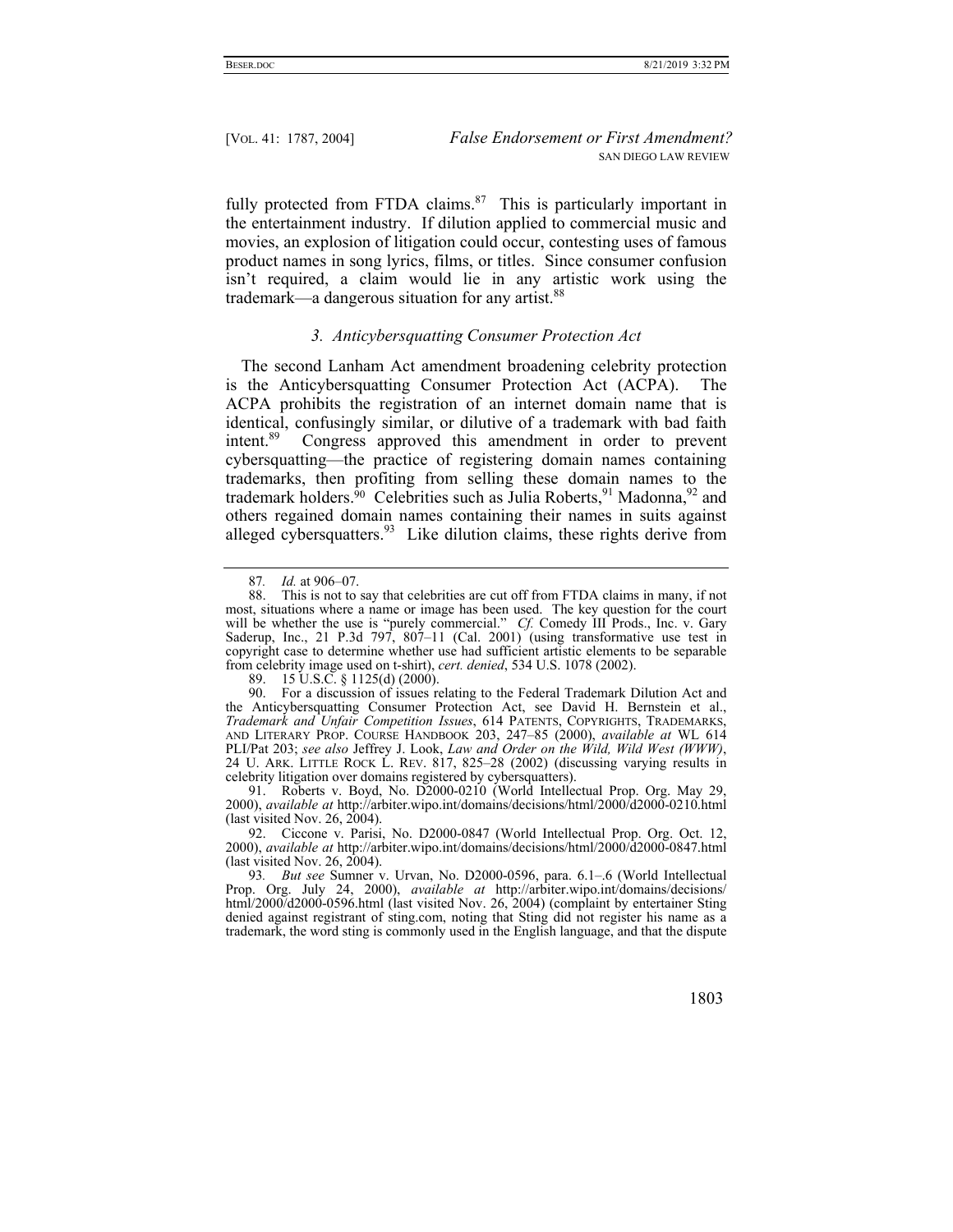fully protected from FTDA claims.[87] This is particularly important in the entertainment industry. If dilution applied to commercial music and movies, an explosion of litigation could occur, contesting uses of famous product names in song lyrics, films, or titles. Since consumer confusion isn't required, a claim would lie in any artistic work using the trademark—a dangerous situation for any artist.[88]

### *3. Anticybersquatting Consumer Protection Act*

The second Lanham Act amendment broadening celebrity protection is the Anticybersquatting Consumer Protection Act (ACPA). The ACPA prohibits the registration of an internet domain name that is identical, confusingly similar, or dilutive of a trademark with bad faith intent.[89] Congress approved this amendment in order to prevent cybersquatting—the practice of registering domain names containing trademarks, then profiting from selling these domain names to the trademark holders.[90] Celebrities such as Julia Roberts,[91] Madonna,[92] and others regained domain names containing their names in suits against alleged cybersquatters.[93] Like dilution claims, these rights derive from

---

87. *Id.* at 906–07.

88. This is not to say that celebrities are cut off from FTDA claims in many, if not most, situations where a name or image has been used. The key question for the court will be whether the use is "purely commercial." *Cf.* Comedy III Prods., Inc. v. Gary Saderup, Inc., 21 P.3d 797, 807–11 (Cal. 2001) (using transformative use test in copyright case to determine whether use had sufficient artistic elements to be separable from celebrity image used on t-shirt), *cert. denied*, 534 U.S. 1078 (2002).

89. 15 U.S.C. § 1125(d) (2000).

90. For a discussion of issues relating to the Federal Trademark Dilution Act and the Anticybersquatting Consumer Protection Act, see David H. Bernstein et al., *Trademark and Unfair Competition Issues*, 614 PATENTS, COPYRIGHTS, TRADEMARKS, AND LITERARY PROP. COURSE HANDBOOK 203, 247–85 (2000), *available at* WL 614 PLI/Pat 203; *see also* Jeffrey J. Look, *Law and Order on the Wild, Wild West (WWW)*, 24 U. ARK. LITTLE ROCK L. REV. 817, 825–28 (2002) (discussing varying results in celebrity litigation over domains registered by cybersquatters).

91. Roberts v. Boyd, No. D2000-0210 (World Intellectual Prop. Org. May 29, 2000), *available at* http://arbiter.wipo.int/domains/decisions/html/2000/d2000-0210.html (last visited Nov. 26, 2004).

92. Ciccone v. Parisi, No. D2000-0847 (World Intellectual Prop. Org. Oct. 12, 2000), *available at* http://arbiter.wipo.int/domains/decisions/html/2000/d2000-0847.html (last visited Nov. 26, 2004).

93. *But see* Sumner v. Urvan, No. D2000-0596, para. 6.1–.6 (World Intellectual Prop. Org. July 24, 2000), *available at* http://arbiter.wipo.int/domains/decisions/html/2000/d2000-0596.html (last visited Nov. 26, 2004) (complaint by entertainer Sting denied against registrant of sting.com, noting that Sting did not register his name as a trademark, the word sting is commonly used in the English language, and that the dispute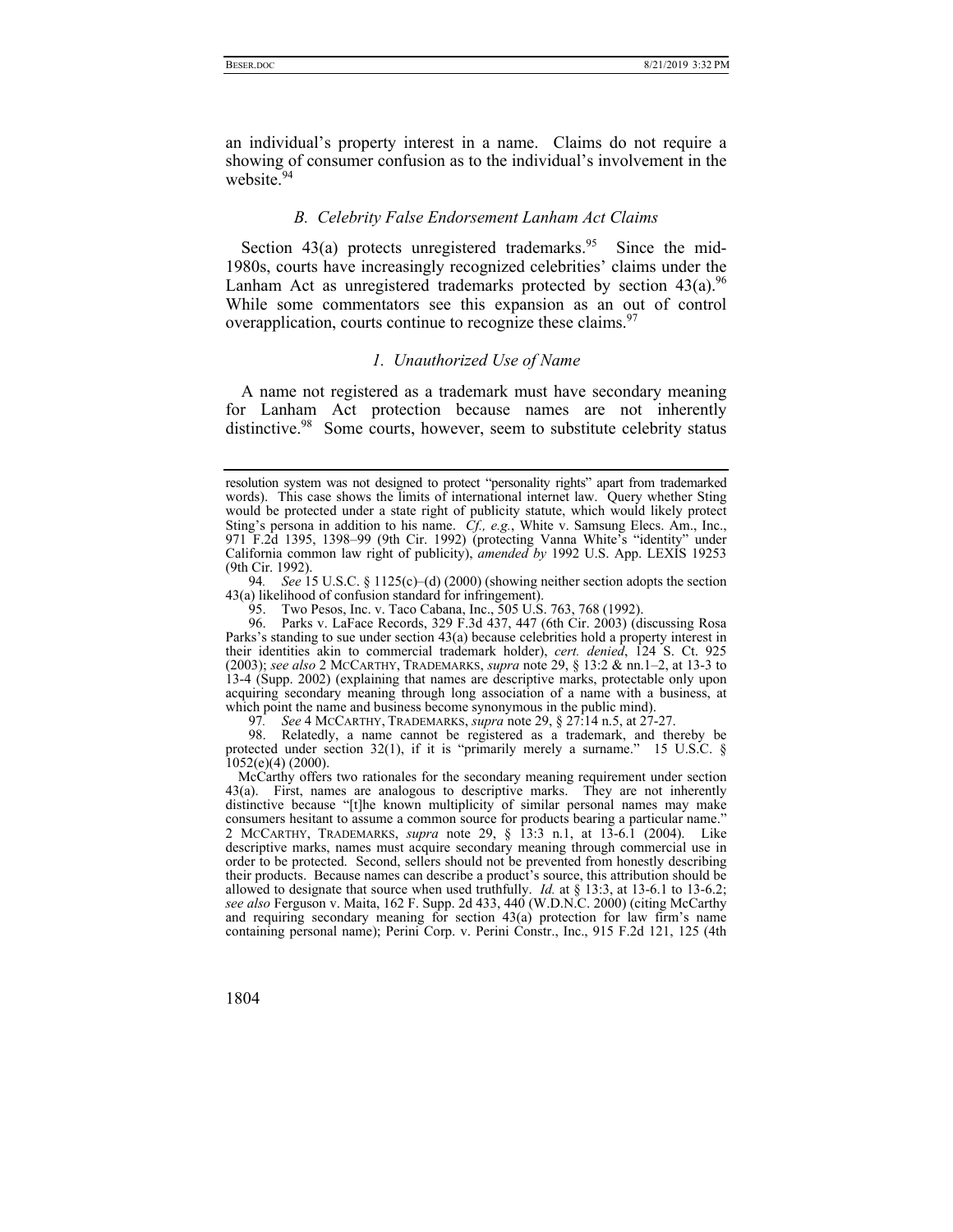an individual's property interest in a name. Claims do not require a showing of consumer confusion as to the individual's involvement in the website.[94]

### *B. Celebrity False Endorsement Lanham Act Claims*

Section 43(a) protects unregistered trademarks.[95] Since the mid-1980s, courts have increasingly recognized celebrities' claims under the Lanham Act as unregistered trademarks protected by section 43(a).[96] While some commentators see this expansion as an out of control overapplication, courts continue to recognize these claims.[97]

#### *1. Unauthorized Use of Name*

A name not registered as a trademark must have secondary meaning for Lanham Act protection because names are not inherently distinctive.[98] Some courts, however, seem to substitute celebrity status

---

resolution system was not designed to protect "personality rights" apart from trademarked words). This case shows the limits of international internet law. Query whether Sting would be protected under a state right of publicity statute, which would likely protect Sting's persona in addition to his name. *Cf., e.g.*, White v. Samsung Elecs. Am., Inc., 971 F.2d 1395, 1398–99 (9th Cir. 1992) (protecting Vanna White's "identity" under California common law right of publicity), *amended by* 1992 U.S. App. LEXIS 19253 (9th Cir. 1992).

94. *See* 15 U.S.C. § 1125(c)–(d) (2000) (showing neither section adopts the section 43(a) likelihood of confusion standard for infringement).

95. Two Pesos, Inc. v. Taco Cabana, Inc., 505 U.S. 763, 768 (1992).

96. Parks v. LaFace Records, 329 F.3d 437, 447 (6th Cir. 2003) (discussing Rosa Parks's standing to sue under section 43(a) because celebrities hold a property interest in their identities akin to commercial trademark holder), *cert. denied*, 124 S. Ct. 925 (2003); *see also* 2 MCCARTHY, TRADEMARKS, *supra* note 29, § 13:2 & nn.1–2, at 13-3 to 13-4 (Supp. 2002) (explaining that names are descriptive marks, protectable only upon acquiring secondary meaning through long association of a name with a business, at which point the name and business become synonymous in the public mind).

97. *See* 4 MCCARTHY, TRADEMARKS, *supra* note 29, § 27:14 n.5, at 27-27.

98. Relatedly, a name cannot be registered as a trademark, and thereby be protected under section 32(1), if it is "primarily merely a surname." 15 U.S.C. § 1052(e)(4) (2000).

McCarthy offers two rationales for the secondary meaning requirement under section 43(a). First, names are analogous to descriptive marks. They are not inherently distinctive because "[t]he known multiplicity of similar personal names may make consumers hesitant to assume a common source for products bearing a particular name." 2 MCCARTHY, TRADEMARKS, *supra* note 29, § 13:3 n.1, at 13-6.1 (2004). Like descriptive marks, names must acquire secondary meaning through commercial use in order to be protected. Second, sellers should not be prevented from honestly describing their products. Because names can describe a product's source, this attribution should be allowed to designate that source when used truthfully. *Id.* at § 13:3, at 13-6.1 to 13-6.2; *see also* Ferguson v. Maita, 162 F. Supp. 2d 433, 440 (W.D.N.C. 2000) (citing McCarthy and requiring secondary meaning for section 43(a) protection for law firm's name containing personal name); Perini Corp. v. Perini Constr., Inc., 915 F.2d 121, 125 (4th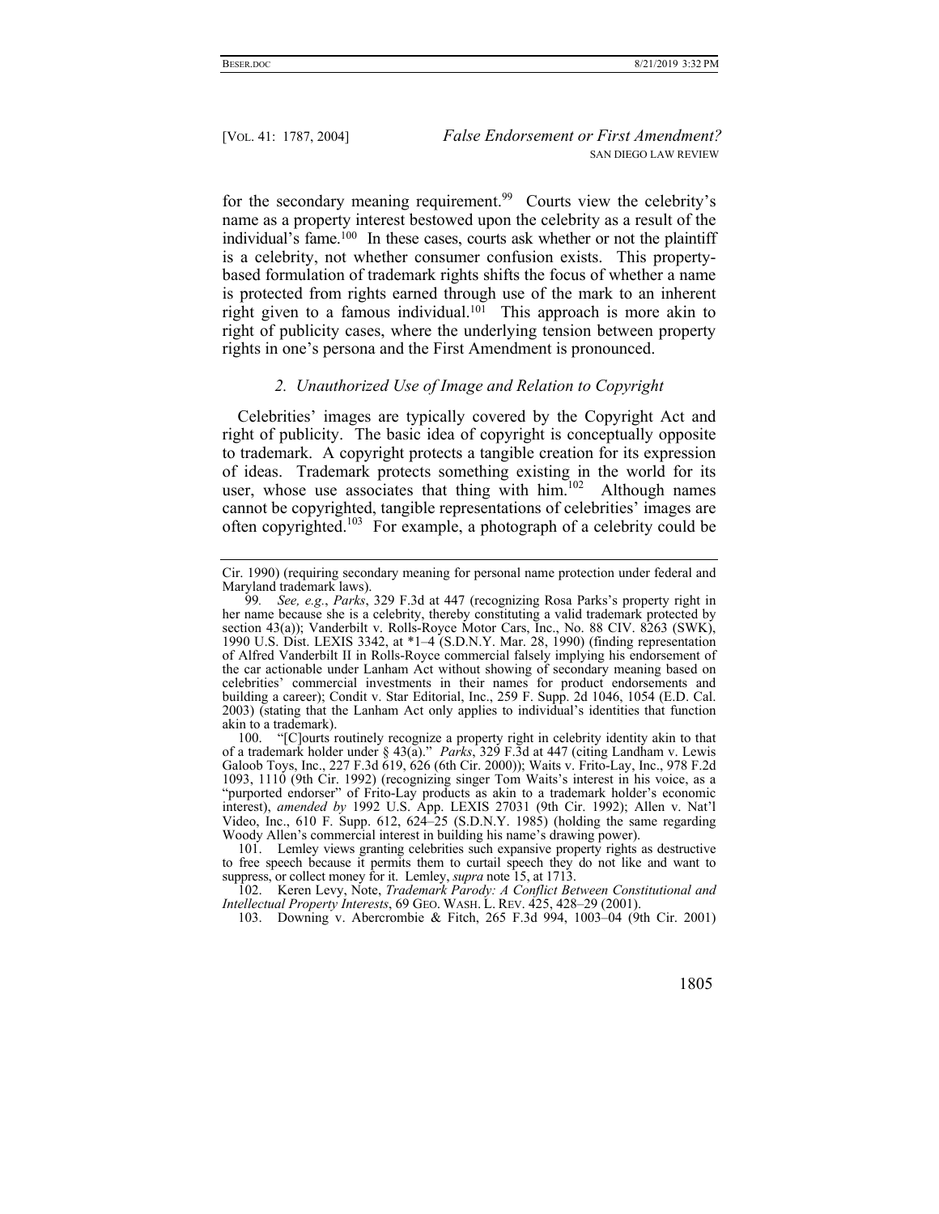for the secondary meaning requirement.[99] Courts view the celebrity's name as a property interest bestowed upon the celebrity as a result of the individual's fame.[100] In these cases, courts ask whether or not the plaintiff is a celebrity, not whether consumer confusion exists. This property-based formulation of trademark rights shifts the focus of whether a name is protected from rights earned through use of the mark to an inherent right given to a famous individual.[101] This approach is more akin to right of publicity cases, where the underlying tension between property rights in one's persona and the First Amendment is pronounced.

### *2. Unauthorized Use of Image and Relation to Copyright*

Celebrities' images are typically covered by the Copyright Act and right of publicity. The basic idea of copyright is conceptually opposite to trademark. A copyright protects a tangible creation for its expression of ideas. Trademark protects something existing in the world for its user, whose use associates that thing with him.[102] Although names cannot be copyrighted, tangible representations of celebrities' images are often copyrighted.[103] For example, a photograph of a celebrity could be

---

Cir. 1990) (requiring secondary meaning for personal name protection under federal and Maryland trademark laws).

99. *See, e.g.*, *Parks*, 329 F.3d at 447 (recognizing Rosa Parks's property right in her name because she is a celebrity, thereby constituting a valid trademark protected by section 43(a)); Vanderbilt v. Rolls-Royce Motor Cars, Inc., No. 88 CIV. 8263 (SWK), 1990 U.S. Dist. LEXIS 3342, at *1–4 (S.D.N.Y. Mar. 28, 1990) (finding representation of Alfred Vanderbilt II in Rolls-Royce commercial falsely implying his endorsement of the car actionable under Lanham Act without showing of secondary meaning based on celebrities' commercial investments in their names for product endorsements and building a career); Condit v. Star Editorial, Inc., 259 F. Supp. 2d 1046, 1054 (E.D. Cal. 2003) (stating that the Lanham Act only applies to individual's identities that function akin to a trademark).

100. "[C]ourts routinely recognize a property right in celebrity identity akin to that of a trademark holder under § 43(a)." *Parks*, 329 F.3d at 447 (citing Landham v. Lewis Galoob Toys, Inc., 227 F.3d 619, 626 (6th Cir. 2000)); Waits v. Frito-Lay, Inc., 978 F.2d 1093, 1110 (9th Cir. 1992) (recognizing singer Tom Waits's interest in his voice, as a "purported endorser" of Frito-Lay products as akin to a trademark holder's economic interest), *amended by* 1992 U.S. App. LEXIS 27031 (9th Cir. 1992); Allen v. Nat'l Video, Inc., 610 F. Supp. 612, 624–25 (S.D.N.Y. 1985) (holding the same regarding Woody Allen's commercial interest in building his name's drawing power).

101. Lemley views granting celebrities such expansive property rights as destructive to free speech because it permits them to curtail speech they do not like and want to suppress, or collect money for it. Lemley, *supra* note 15, at 1713.

102. Keren Levy, Note, *Trademark Parody: A Conflict Between Constitutional and Intellectual Property Interests*, 69 GEO. WASH. L. REV. 425, 428–29 (2001).

103. Downing v. Abercrombie & Fitch, 265 F.3d 994, 1003–04 (9th Cir. 2001)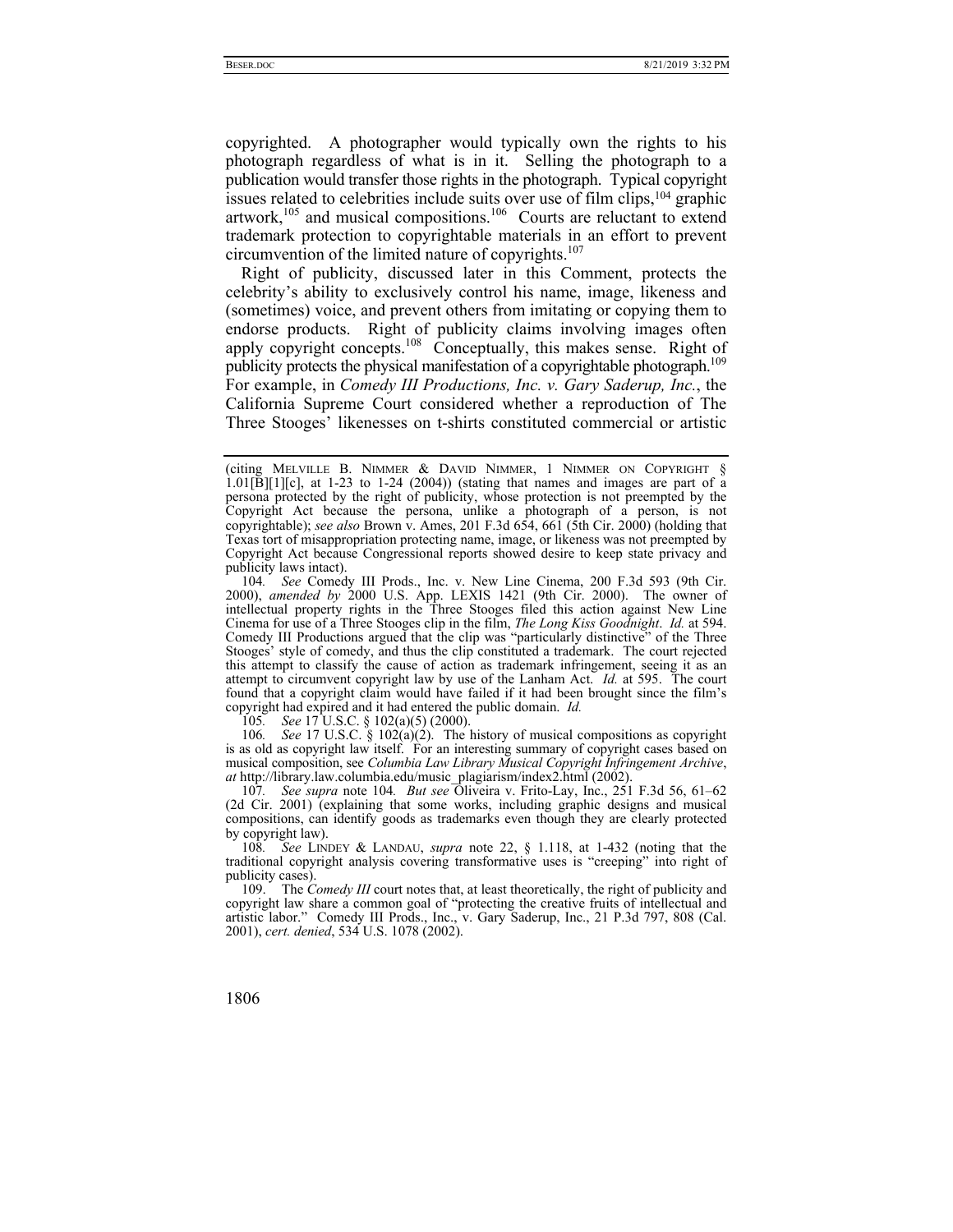copyrighted. A photographer would typically own the rights to his photograph regardless of what is in it. Selling the photograph to a publication would transfer those rights in the photograph. Typical copyright issues related to celebrities include suits over use of film clips,[104] graphic artwork,[105] and musical compositions.[106] Courts are reluctant to extend trademark protection to copyrightable materials in an effort to prevent circumvention of the limited nature of copyrights.[107]

Right of publicity, discussed later in this Comment, protects the celebrity's ability to exclusively control his name, image, likeness and (sometimes) voice, and prevent others from imitating or copying them to endorse products. Right of publicity claims involving images often apply copyright concepts.[108] Conceptually, this makes sense. Right of publicity protects the physical manifestation of a copyrightable photograph.[109] For example, in *Comedy III Productions, Inc. v. Gary Saderup, Inc.*, the California Supreme Court considered whether a reproduction of The Three Stooges' likenesses on t-shirts constituted commercial or artistic

---

(citing MELVILLE B. NIMMER & DAVID NIMMER, 1 NIMMER ON COPYRIGHT § 1.01[B][1][c], at 1-23 to 1-24 (2004)) (stating that names and images are part of a persona protected by the right of publicity, whose protection is not preempted by the Copyright Act because the persona, unlike a photograph of a person, is not copyrightable); *see also* Brown v. Ames, 201 F.3d 654, 661 (5th Cir. 2000) (holding that Texas tort of misappropriation protecting name, image, or likeness was not preempted by Copyright Act because Congressional reports showed desire to keep state privacy and publicity laws intact).

104. *See* Comedy III Prods., Inc. v. New Line Cinema, 200 F.3d 593 (9th Cir. 2000), *amended by* 2000 U.S. App. LEXIS 1421 (9th Cir. 2000). The owner of intellectual property rights in the Three Stooges filed this action against New Line Cinema for use of a Three Stooges clip in the film, *The Long Kiss Goodnight*. *Id.* at 594. Comedy III Productions argued that the clip was "particularly distinctive" of the Three Stooges' style of comedy, and thus the clip constituted a trademark. The court rejected this attempt to classify the cause of action as trademark infringement, seeing it as an attempt to circumvent copyright law by use of the Lanham Act. *Id.* at 595. The court found that a copyright claim would have failed if it had been brought since the film's copyright had expired and it had entered the public domain. *Id.*

105. *See* 17 U.S.C. § 102(a)(5) (2000).

106. *See* 17 U.S.C. § 102(a)(2). The history of musical compositions as copyright is as old as copyright law itself. For an interesting summary of copyright cases based on musical composition, see *Columbia Law Library Musical Copyright Infringement Archive*, *at* http://library.law.columbia.edu/music_plagiarism/index2.html (2002).

107. *See supra* note 104. *But see* Oliveira v. Frito-Lay, Inc., 251 F.3d 56, 61–62 (2d Cir. 2001) (explaining that some works, including graphic designs and musical compositions, can identify goods as trademarks even though they are clearly protected by copyright law).

108. *See* LINDEY & LANDAU, *supra* note 22, § 1.118, at 1-432 (noting that the traditional copyright analysis covering transformative uses is "creeping" into right of publicity cases).

109. The *Comedy III* court notes that, at least theoretically, the right of publicity and copyright law share a common goal of "protecting the creative fruits of intellectual and artistic labor." Comedy III Prods., Inc., v. Gary Saderup, Inc., 21 P.3d 797, 808 (Cal. 2001), *cert. denied*, 534 U.S. 1078 (2002).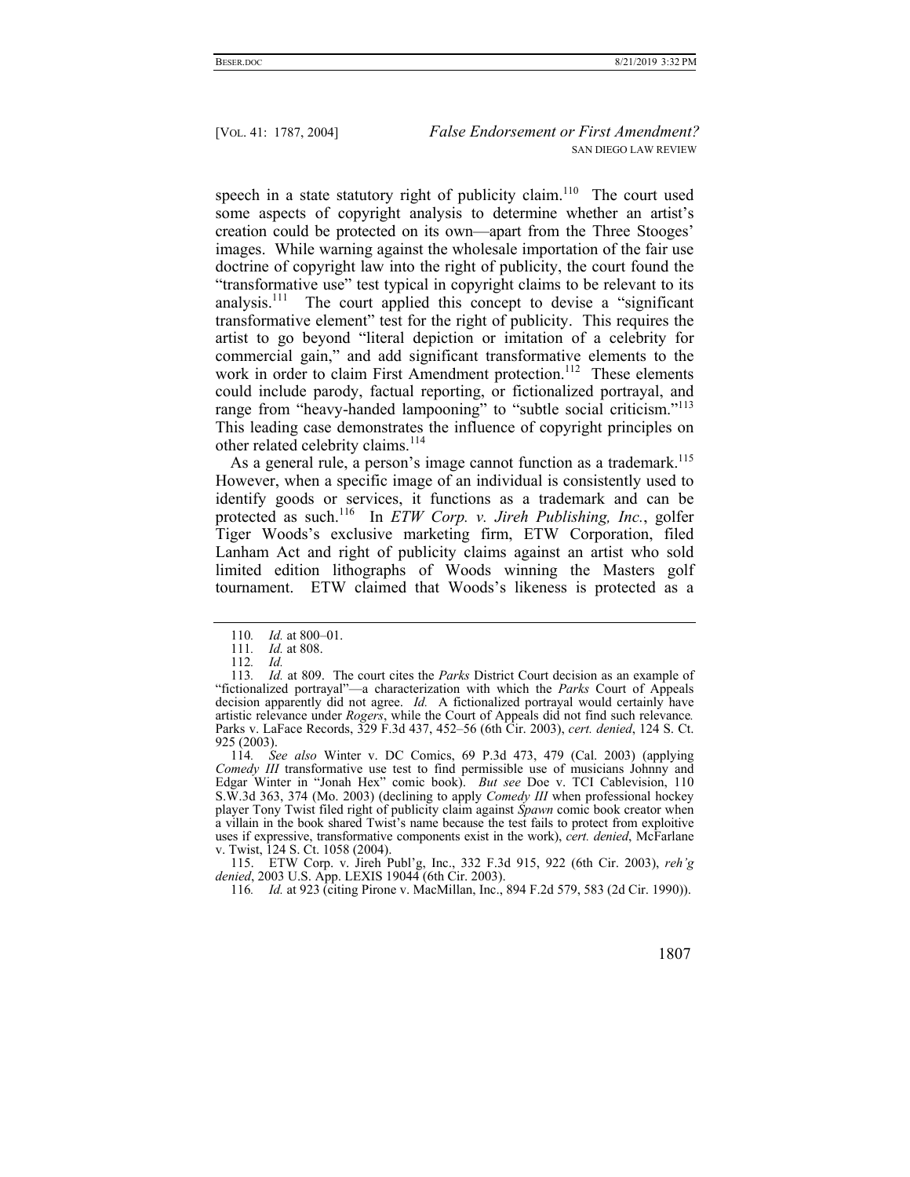speech in a state statutory right of publicity claim.[110] The court used some aspects of copyright analysis to determine whether an artist's creation could be protected on its own—apart from the Three Stooges' images. While warning against the wholesale importation of the fair use doctrine of copyright law into the right of publicity, the court found the "transformative use" test typical in copyright claims to be relevant to its analysis.[111] The court applied this concept to devise a "significant transformative element" test for the right of publicity. This requires the artist to go beyond "literal depiction or imitation of a celebrity for commercial gain," and add significant transformative elements to the work in order to claim First Amendment protection.[112] These elements could include parody, factual reporting, or fictionalized portrayal, and range from "heavy-handed lampooning" to "subtle social criticism."[113] This leading case demonstrates the influence of copyright principles on other related celebrity claims.[114]

As a general rule, a person's image cannot function as a trademark.[115] However, when a specific image of an individual is consistently used to identify goods or services, it functions as a trademark and can be protected as such.[116] In *ETW Corp. v. Jireh Publishing, Inc.*, golfer Tiger Woods's exclusive marketing firm, ETW Corporation, filed Lanham Act and right of publicity claims against an artist who sold limited edition lithographs of Woods winning the Masters golf tournament. ETW claimed that Woods's likeness is protected as a

---

110. *Id.* at 800–01.

111. *Id.* at 808.

112. *Id.*

113. *Id.* at 809. The court cites the *Parks* District Court decision as an example of "fictionalized portrayal"—a characterization with which the *Parks* Court of Appeals decision apparently did not agree. *Id.* A fictionalized portrayal would certainly have artistic relevance under *Rogers*, while the Court of Appeals did not find such relevance. Parks v. LaFace Records, 329 F.3d 437, 452–56 (6th Cir. 2003), *cert. denied*, 124 S. Ct. 925 (2003).

114. *See also* Winter v. DC Comics, 69 P.3d 473, 479 (Cal. 2003) (applying *Comedy III* transformative use test to find permissible use of musicians Johnny and Edgar Winter in "Jonah Hex" comic book). *But see* Doe v. TCI Cablevision, 110 S.W.3d 363, 374 (Mo. 2003) (declining to apply *Comedy III* when professional hockey player Tony Twist filed right of publicity claim against *Spawn* comic book creator when a villain in the book shared Twist's name because the test fails to protect from exploitive uses if expressive, transformative components exist in the work), *cert. denied*, McFarlane v. Twist, 124 S. Ct. 1058 (2004).

115. ETW Corp. v. Jireh Publ'g, Inc., 332 F.3d 915, 922 (6th Cir. 2003), *reh'g denied*, 2003 U.S. App. LEXIS 19044 (6th Cir. 2003).

116. *Id.* at 923 (citing Pirone v. MacMillan, Inc., 894 F.2d 579, 583 (2d Cir. 1990)).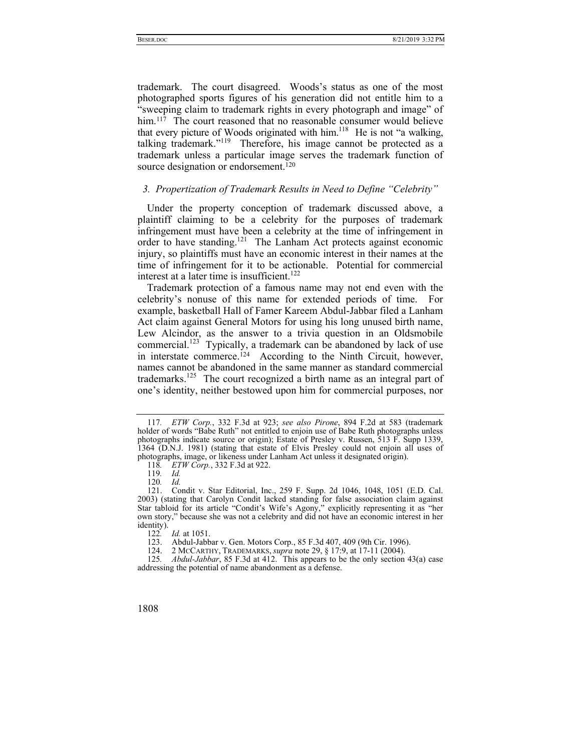trademark. The court disagreed. Woods's status as one of the most photographed sports figures of his generation did not entitle him to a "sweeping claim to trademark rights in every photograph and image" of him.[117] The court reasoned that no reasonable consumer would believe that every picture of Woods originated with him.[118] He is not "a walking, talking trademark."[119] Therefore, his image cannot be protected as a trademark unless a particular image serves the trademark function of source designation or endorsement.[120]

### 3. *Propertization of Trademark Results in Need to Define "Celebrity"*

Under the property conception of trademark discussed above, a plaintiff claiming to be a celebrity for the purposes of trademark infringement must have been a celebrity at the time of infringement in order to have standing.[121] The Lanham Act protects against economic injury, so plaintiffs must have an economic interest in their names at the time of infringement for it to be actionable. Potential for commercial interest at a later time is insufficient.[122]

Trademark protection of a famous name may not end even with the celebrity's nonuse of this name for extended periods of time. For example, basketball Hall of Famer Kareem Abdul-Jabbar filed a Lanham Act claim against General Motors for using his long unused birth name, Lew Alcindor, as the answer to a trivia question in an Oldsmobile commercial.[123] Typically, a trademark can be abandoned by lack of use in interstate commerce.[124] According to the Ninth Circuit, however, names cannot be abandoned in the same manner as standard commercial trademarks.[125] The court recognized a birth name as an integral part of one's identity, neither bestowed upon him for commercial purposes, nor

---

117. *ETW Corp.*, 332 F.3d at 923; *see also Pirone*, 894 F.2d at 583 (trademark holder of words "Babe Ruth" not entitled to enjoin use of Babe Ruth photographs unless photographs indicate source or origin); Estate of Presley v. Russen, 513 F. Supp 1339, 1364 (D.N.J. 1981) (stating that estate of Elvis Presley could not enjoin all uses of photographs, image, or likeness under Lanham Act unless it designated origin).

118. *ETW Corp.*, 332 F.3d at 922.

119. *Id.*

120. *Id.*

121. Condit v. Star Editorial, Inc., 259 F. Supp. 2d 1046, 1048, 1051 (E.D. Cal. 2003) (stating that Carolyn Condit lacked standing for false association claim against Star tabloid for its article "Condit's Wife's Agony," explicitly representing it as "her own story," because she was not a celebrity and did not have an economic interest in her identity).

122. *Id.* at 1051.

123. Abdul-Jabbar v. Gen. Motors Corp., 85 F.3d 407, 409 (9th Cir. 1996).

124. 2 McCarthy, Trademarks, *supra* note 29, § 17:9, at 17-11 (2004).

125. *Abdul-Jabbar*, 85 F.3d at 412. This appears to be the only section 43(a) case addressing the potential of name abandonment as a defense.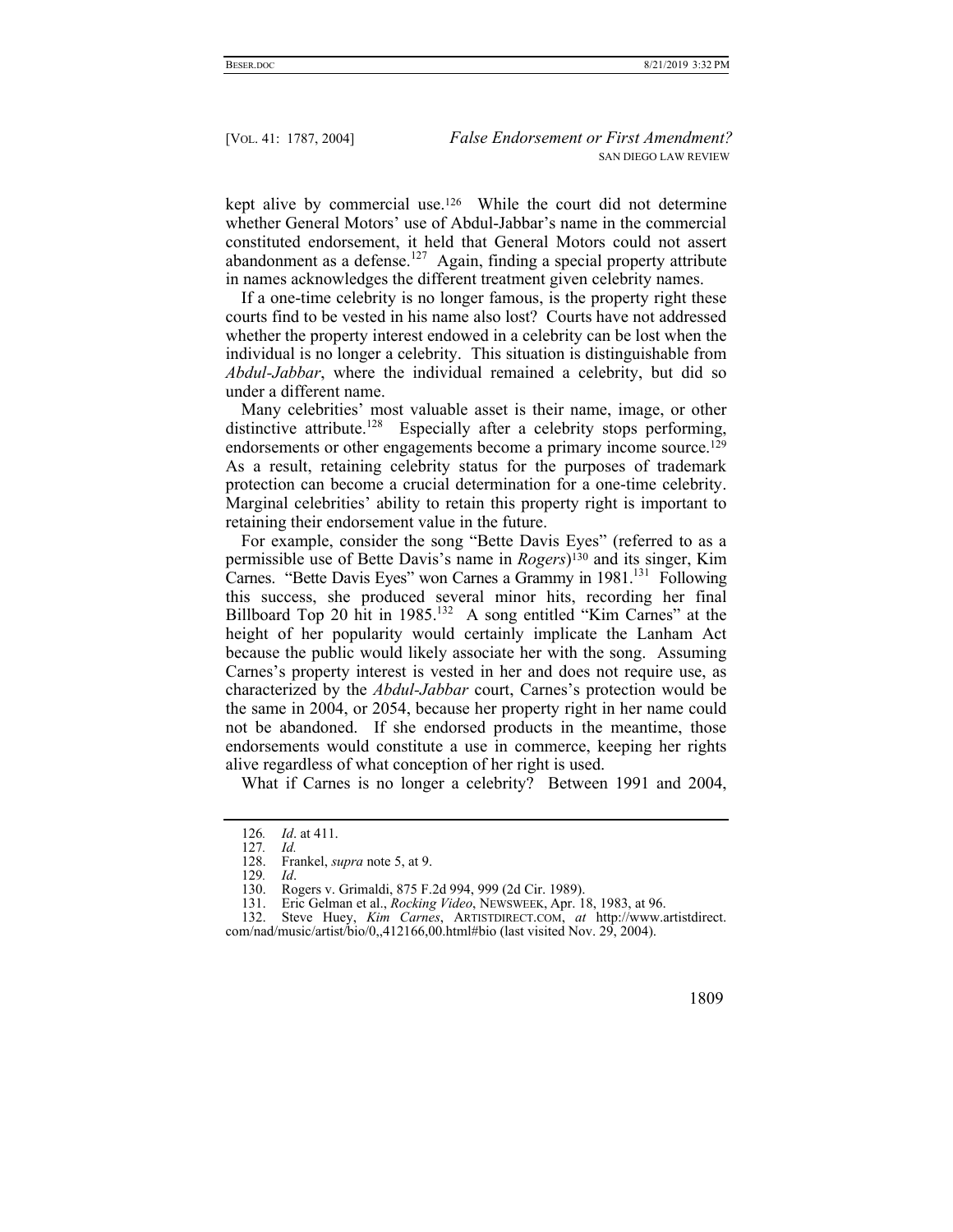kept alive by commercial use.[126] While the court did not determine whether General Motors' use of Abdul-Jabbar's name in the commercial constituted endorsement, it held that General Motors could not assert abandonment as a defense.[127] Again, finding a special property attribute in names acknowledges the different treatment given celebrity names.

If a one-time celebrity is no longer famous, is the property right these courts find to be vested in his name also lost? Courts have not addressed whether the property interest endowed in a celebrity can be lost when the individual is no longer a celebrity. This situation is distinguishable from *Abdul-Jabbar*, where the individual remained a celebrity, but did so under a different name.

Many celebrities' most valuable asset is their name, image, or other distinctive attribute.[128] Especially after a celebrity stops performing, endorsements or other engagements become a primary income source.[129] As a result, retaining celebrity status for the purposes of trademark protection can become a crucial determination for a one-time celebrity. Marginal celebrities' ability to retain this property right is important to retaining their endorsement value in the future.

For example, consider the song "Bette Davis Eyes" (referred to as a permissible use of Bette Davis's name in *Rogers*)[130] and its singer, Kim Carnes. "Bette Davis Eyes" won Carnes a Grammy in 1981.[131] Following this success, she produced several minor hits, recording her final Billboard Top 20 hit in 1985.[132] A song entitled "Kim Carnes" at the height of her popularity would certainly implicate the Lanham Act because the public would likely associate her with the song. Assuming Carnes's property interest is vested in her and does not require use, as characterized by the *Abdul-Jabbar* court, Carnes's protection would be the same in 2004, or 2054, because her property right in her name could not be abandoned. If she endorsed products in the meantime, those endorsements would constitute a use in commerce, keeping her rights alive regardless of what conception of her right is used.

What if Carnes is no longer a celebrity? Between 1991 and 2004,

---

126. *Id*. at 411.

127. *Id.*

128. Frankel, *supra* note 5, at 9.

129. *Id*.

130. Rogers v. Grimaldi, 875 F.2d 994, 999 (2d Cir. 1989).

131. Eric Gelman et al., *Rocking Video*, NEWSWEEK, Apr. 18, 1983, at 96.

132. Steve Huey, *Kim Carnes*, ARTISTDIRECT.COM, *at* http://www.artistdirect.com/nad/music/artist/bio/0,,412166,00.html#bio (last visited Nov. 29, 2004).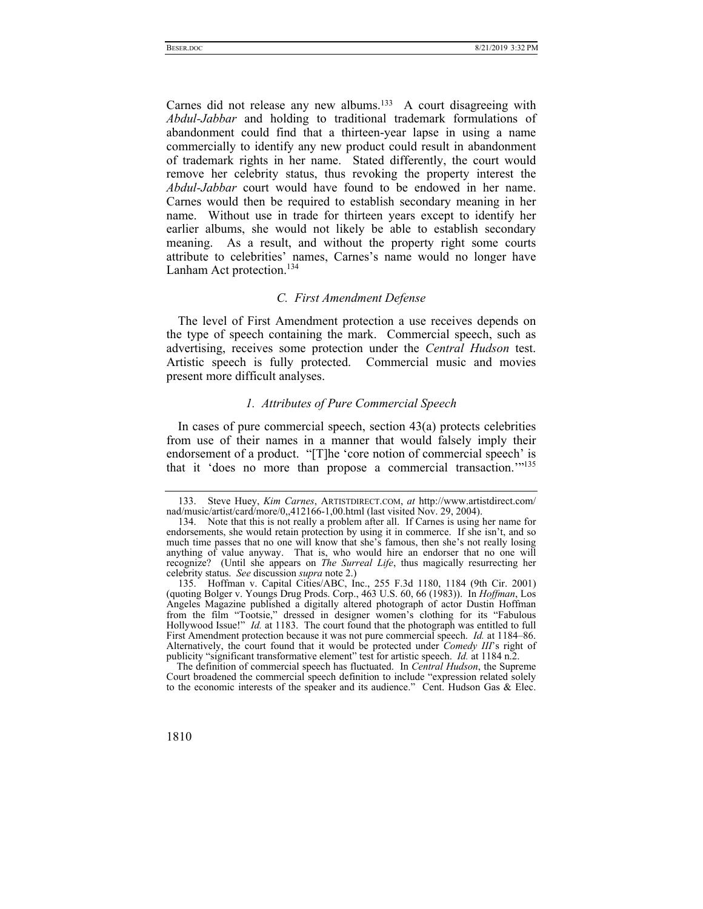Carnes did not release any new albums.[133] A court disagreeing with *Abdul-Jabbar* and holding to traditional trademark formulations of abandonment could find that a thirteen-year lapse in using a name commercially to identify any new product could result in abandonment of trademark rights in her name. Stated differently, the court would remove her celebrity status, thus revoking the property interest the *Abdul-Jabbar* court would have found to be endowed in her name. Carnes would then be required to establish secondary meaning in her name. Without use in trade for thirteen years except to identify her earlier albums, she would not likely be able to establish secondary meaning. As a result, and without the property right some courts attribute to celebrities' names, Carnes's name would no longer have Lanham Act protection.[134]

### *C. First Amendment Defense*

The level of First Amendment protection a use receives depends on the type of speech containing the mark. Commercial speech, such as advertising, receives some protection under the *Central Hudson* test. Artistic speech is fully protected. Commercial music and movies present more difficult analyses.

#### *1. Attributes of Pure Commercial Speech*

In cases of pure commercial speech, section 43(a) protects celebrities from use of their names in a manner that would falsely imply their endorsement of a product. "[T]he 'core notion of commercial speech' is that it 'does no more than propose a commercial transaction.'"[135]

---

133. Steve Huey, *Kim Carnes*, ARTISTDIRECT.COM, *at* http://www.artistdirect.com/nad/music/artist/card/more/0,,412166-1,00.html (last visited Nov. 29, 2004).

134. Note that this is not really a problem after all. If Carnes is using her name for endorsements, she would retain protection by using it in commerce. If she isn't, and so much time passes that no one will know that she's famous, then she's not really losing anything of value anyway. That is, who would hire an endorser that no one will recognize? (Until she appears on *The Surreal Life*, thus magically resurrecting her celebrity status. *See* discussion *supra* note 2.)

135. Hoffman v. Capital Cities/ABC, Inc., 255 F.3d 1180, 1184 (9th Cir. 2001) (quoting Bolger v. Youngs Drug Prods. Corp., 463 U.S. 60, 66 (1983)). In *Hoffman*, Los Angeles Magazine published a digitally altered photograph of actor Dustin Hoffman from the film "Tootsie," dressed in designer women's clothing for its "Fabulous Hollywood Issue!" *Id.* at 1183. The court found that the photograph was entitled to full First Amendment protection because it was not pure commercial speech. *Id.* at 1184–86. Alternatively, the court found that it would be protected under *Comedy III*'s right of publicity "significant transformative element" test for artistic speech. *Id.* at 1184 n.2.

The definition of commercial speech has fluctuated. In *Central Hudson*, the Supreme Court broadened the commercial speech definition to include "expression related solely to the economic interests of the speaker and its audience." Cent. Hudson Gas & Elec.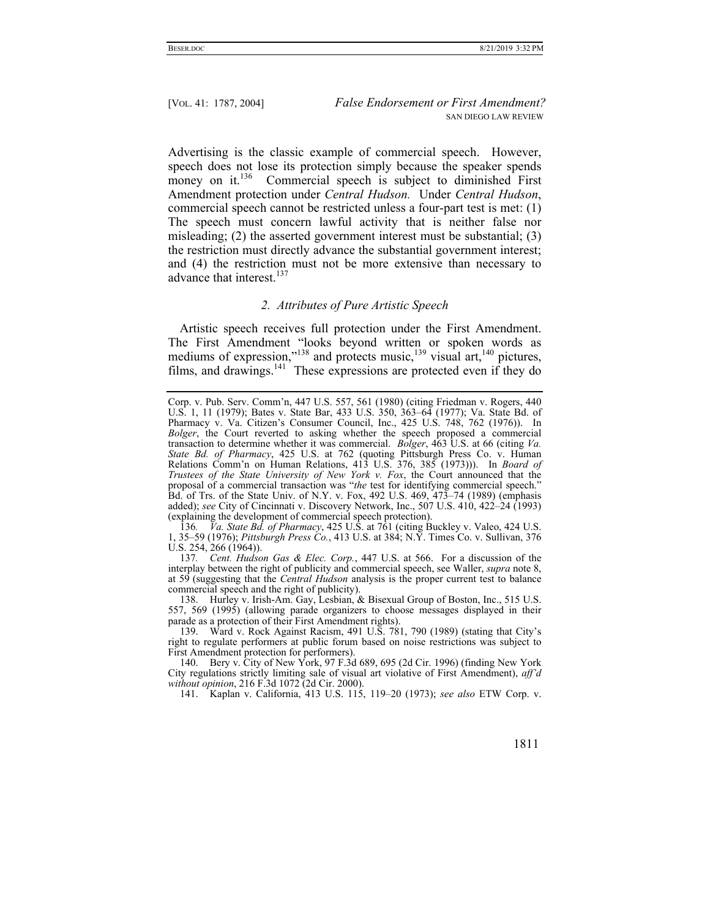Advertising is the classic example of commercial speech. However, speech does not lose its protection simply because the speaker spends money on it.[136] Commercial speech is subject to diminished First Amendment protection under *Central Hudson.* Under *Central Hudson*, commercial speech cannot be restricted unless a four-part test is met: (1) The speech must concern lawful activity that is neither false nor misleading; (2) the asserted government interest must be substantial; (3) the restriction must directly advance the substantial government interest; and (4) the restriction must not be more extensive than necessary to advance that interest.[137]

### *2. Attributes of Pure Artistic Speech*

Artistic speech receives full protection under the First Amendment. The First Amendment "looks beyond written or spoken words as mediums of expression,"[138] and protects music,[139] visual art,[140] pictures, films, and drawings.[141] These expressions are protected even if they do

---

Corp. v. Pub. Serv. Comm'n, 447 U.S. 557, 561 (1980) (citing Friedman v. Rogers, 440 U.S. 1, 11 (1979); Bates v. State Bar, 433 U.S. 350, 363–64 (1977); Va. State Bd. of Pharmacy v. Va. Citizen's Consumer Council, Inc., 425 U.S. 748, 762 (1976)). In *Bolger*, the Court reverted to asking whether the speech proposed a commercial transaction to determine whether it was commercial. *Bolger*, 463 U.S. at 66 (citing *Va. State Bd. of Pharmacy*, 425 U.S. at 762 (quoting Pittsburgh Press Co. v. Human Relations Comm'n on Human Relations, 413 U.S. 376, 385 (1973))). In *Board of Trustees of the State University of New York v. Fox*, the Court announced that the proposal of a commercial transaction was "*the* test for identifying commercial speech." Bd. of Trs. of the State Univ. of N.Y. v. Fox, 492 U.S. 469, 473–74 (1989) (emphasis added); *see* City of Cincinnati v. Discovery Network, Inc., 507 U.S. 410, 422–24 (1993) (explaining the development of commercial speech protection).

136. *Va. State Bd. of Pharmacy*, 425 U.S. at 761 (citing Buckley v. Valeo, 424 U.S. 1, 35–59 (1976); *Pittsburgh Press Co.*, 413 U.S. at 384; N.Y. Times Co. v. Sullivan, 376 U.S. 254, 266 (1964)).

137. *Cent. Hudson Gas & Elec. Corp.*, 447 U.S. at 566. For a discussion of the interplay between the right of publicity and commercial speech, see Waller, *supra* note 8, at 59 (suggesting that the *Central Hudson* analysis is the proper current test to balance commercial speech and the right of publicity).

138. Hurley v. Irish-Am. Gay, Lesbian, & Bisexual Group of Boston, Inc., 515 U.S. 557, 569 (1995) (allowing parade organizers to choose messages displayed in their parade as a protection of their First Amendment rights).

139. Ward v. Rock Against Racism, 491 U.S. 781, 790 (1989) (stating that City's right to regulate performers at public forum based on noise restrictions was subject to First Amendment protection for performers).

140. Bery v. City of New York, 97 F.3d 689, 695 (2d Cir. 1996) (finding New York City regulations strictly limiting sale of visual art violative of First Amendment), *aff'd without opinion*, 216 F.3d 1072 (2d Cir. 2000).

141. Kaplan v. California, 413 U.S. 115, 119–20 (1973); *see also* ETW Corp. v.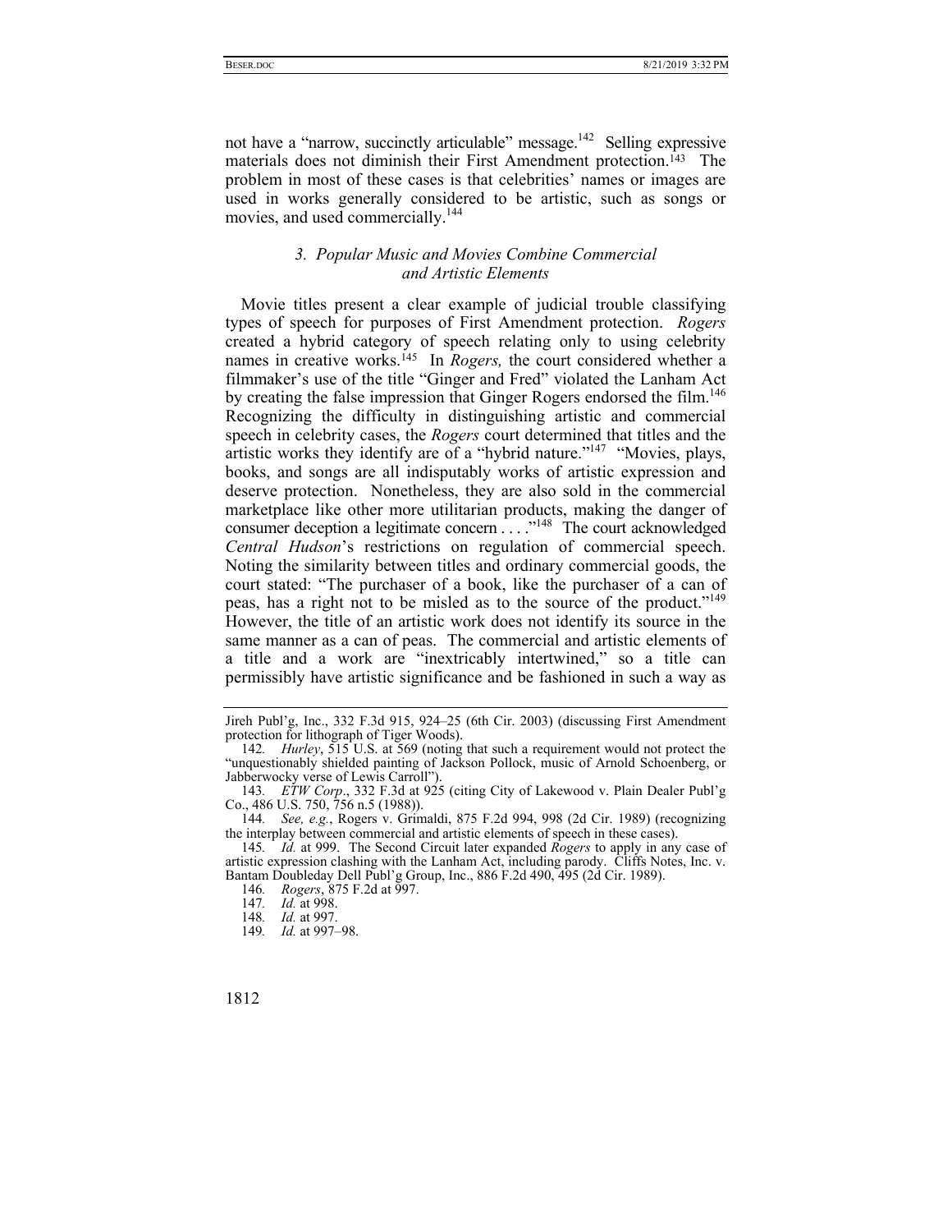not have a "narrow, succinctly articulable" message.[142] Selling expressive materials does not diminish their First Amendment protection.[143] The problem in most of these cases is that celebrities' names or images are used in works generally considered to be artistic, such as songs or movies, and used commercially.[144]

### *3. Popular Music and Movies Combine Commercial and Artistic Elements*

Movie titles present a clear example of judicial trouble classifying types of speech for purposes of First Amendment protection. *Rogers* created a hybrid category of speech relating only to using celebrity names in creative works.[145] In *Rogers,* the court considered whether a filmmaker's use of the title "Ginger and Fred" violated the Lanham Act by creating the false impression that Ginger Rogers endorsed the film.[146] Recognizing the difficulty in distinguishing artistic and commercial speech in celebrity cases, the *Rogers* court determined that titles and the artistic works they identify are of a "hybrid nature."[147] "Movies, plays, books, and songs are all indisputably works of artistic expression and deserve protection. Nonetheless, they are also sold in the commercial marketplace like other more utilitarian products, making the danger of consumer deception a legitimate concern . . . ."[148] The court acknowledged *Central Hudson*'s restrictions on regulation of commercial speech. Noting the similarity between titles and ordinary commercial goods, the court stated: "The purchaser of a book, like the purchaser of a can of peas, has a right not to be misled as to the source of the product."[149] However, the title of an artistic work does not identify its source in the same manner as a can of peas. The commercial and artistic elements of a title and a work are "inextricably intertwined," so a title can permissibly have artistic significance and be fashioned in such a way as

---

Jireh Publ'g, Inc., 332 F.3d 915, 924–25 (6th Cir. 2003) (discussing First Amendment protection for lithograph of Tiger Woods).

142. *Hurley*, 515 U.S. at 569 (noting that such a requirement would not protect the "unquestionably shielded painting of Jackson Pollock, music of Arnold Schoenberg, or Jabberwocky verse of Lewis Carroll").

143. *ETW Corp*., 332 F.3d at 925 (citing City of Lakewood v. Plain Dealer Publ'g Co., 486 U.S. 750, 756 n.5 (1988)).

144. *See, e.g.*, Rogers v. Grimaldi, 875 F.2d 994, 998 (2d Cir. 1989) (recognizing the interplay between commercial and artistic elements of speech in these cases).

145. *Id.* at 999. The Second Circuit later expanded *Rogers* to apply in any case of artistic expression clashing with the Lanham Act, including parody. Cliffs Notes, Inc. v. Bantam Doubleday Dell Publ'g Group, Inc., 886 F.2d 490, 495 (2d Cir. 1989).

146. *Rogers*, 875 F.2d at 997.

147. *Id.* at 998.

148. *Id.* at 997.

149. *Id.* at 997–98.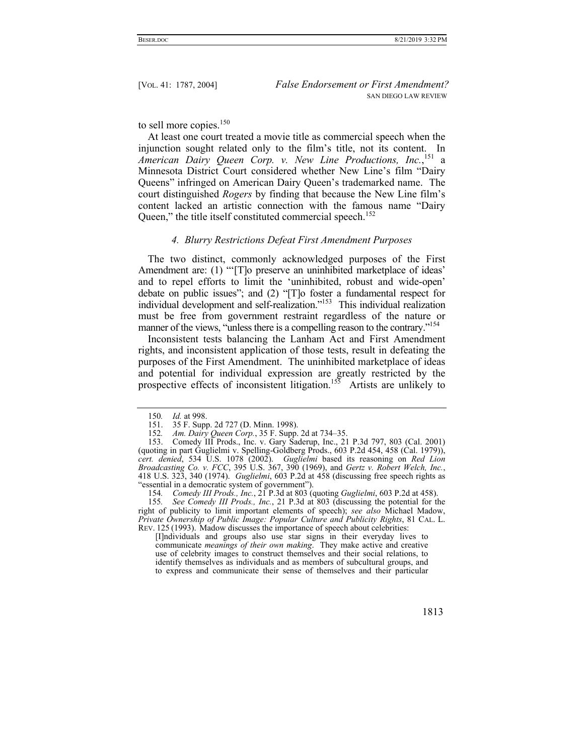to sell more copies.[150]

At least one court treated a movie title as commercial speech when the injunction sought related only to the film's title, not its content. In *American Dairy Queen Corp. v. New Line Productions, Inc.*,[151] a Minnesota District Court considered whether New Line's film "Dairy Queens" infringed on American Dairy Queen's trademarked name. The court distinguished *Rogers* by finding that because the New Line film's content lacked an artistic connection with the famous name "Dairy Queen," the title itself constituted commercial speech.[152]

#### *4. Blurry Restrictions Defeat First Amendment Purposes*

The two distinct, commonly acknowledged purposes of the First Amendment are: (1) "'[T]o preserve an uninhibited marketplace of ideas' and to repel efforts to limit the 'uninhibited, robust and wide-open' debate on public issues"; and (2) "[T]o foster a fundamental respect for individual development and self-realization."[153] This individual realization must be free from government restraint regardless of the nature or manner of the views, "unless there is a compelling reason to the contrary."[154]

Inconsistent tests balancing the Lanham Act and First Amendment rights, and inconsistent application of those tests, result in defeating the purposes of the First Amendment. The uninhibited marketplace of ideas and potential for individual expression are greatly restricted by the prospective effects of inconsistent litigation.[155] Artists are unlikely to

---

150. *Id.* at 998.

151. 35 F. Supp. 2d 727 (D. Minn. 1998).

152. *Am. Dairy Queen Corp.*, 35 F. Supp. 2d at 734–35.

153. Comedy III Prods., Inc. v. Gary Saderup, Inc., 21 P.3d 797, 803 (Cal. 2001) (quoting in part Guglielmi v. Spelling-Goldberg Prods., 603 P.2d 454, 458 (Cal. 1979)), *cert. denied*, 534 U.S. 1078 (2002). *Guglielmi* based its reasoning on *Red Lion Broadcasting Co. v. FCC*, 395 U.S. 367, 390 (1969), and *Gertz v. Robert Welch, Inc.*, 418 U.S. 323, 340 (1974). *Guglielmi*, 603 P.2d at 458 (discussing free speech rights as "essential in a democratic system of government").

154. *Comedy III Prods., Inc.*, 21 P.3d at 803 (quoting *Guglielmi*, 603 P.2d at 458).

155. *See Comedy III Prods., Inc.*, 21 P.3d at 803 (discussing the potential for the right of publicity to limit important elements of speech); *see also* Michael Madow, *Private Ownership of Public Image: Popular Culture and Publicity Rights*, 81 CAL. L. REV. 125 (1993). Madow discusses the importance of speech about celebrities:

> [I]ndividuals and groups also use star signs in their everyday lives to communicate *meanings of their own making*. They make active and creative use of celebrity images to construct themselves and their social relations, to identify themselves as individuals and as members of subcultural groups, and to express and communicate their sense of themselves and their particular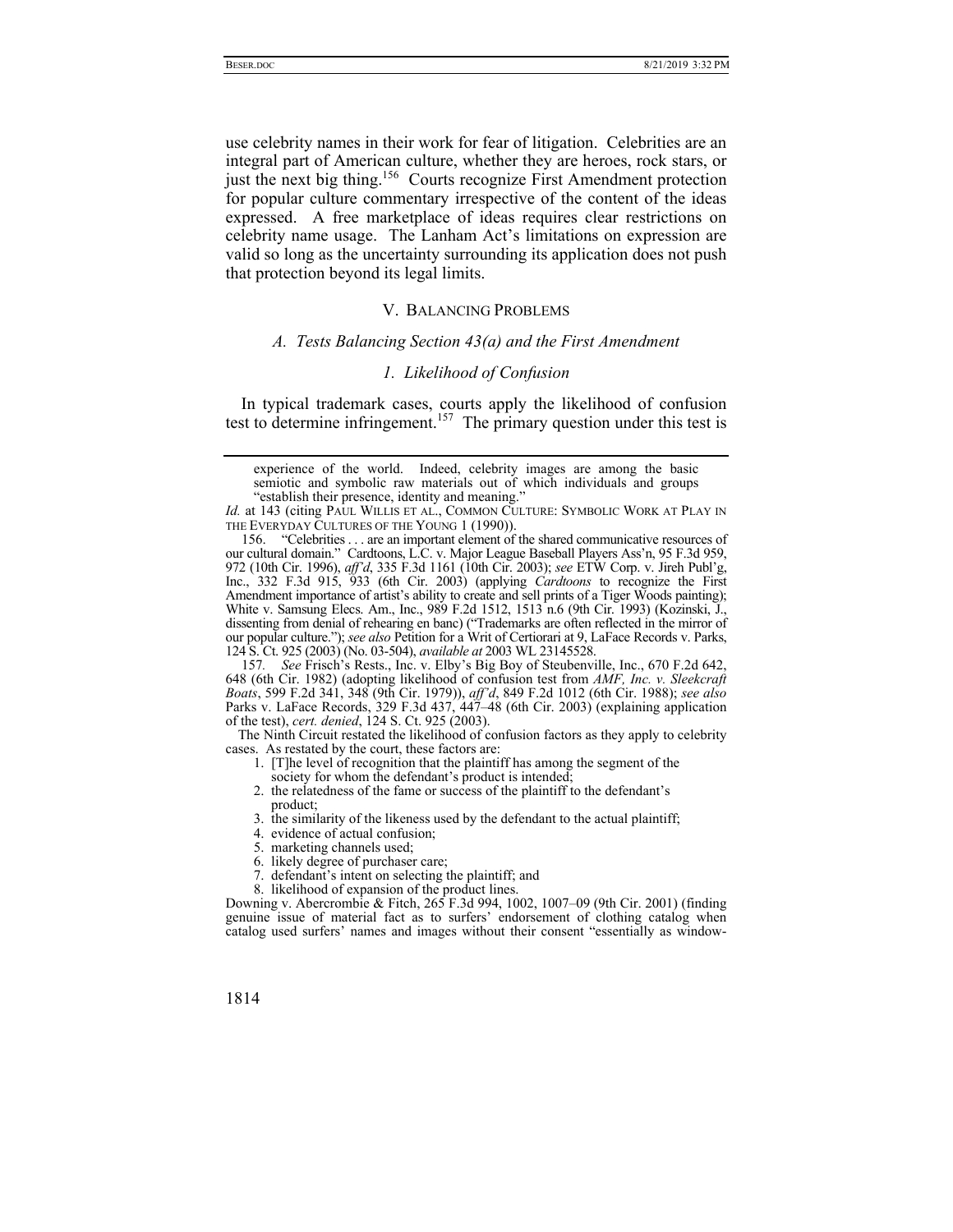use celebrity names in their work for fear of litigation. Celebrities are an integral part of American culture, whether they are heroes, rock stars, or just the next big thing.[156] Courts recognize First Amendment protection for popular culture commentary irrespective of the content of the ideas expressed. A free marketplace of ideas requires clear restrictions on celebrity name usage. The Lanham Act's limitations on expression are valid so long as the uncertainty surrounding its application does not push that protection beyond its legal limits.

## V. BALANCING PROBLEMS

### *A. Tests Balancing Section 43(a) and the First Amendment*

#### *1. Likelihood of Confusion*

In typical trademark cases, courts apply the likelihood of confusion test to determine infringement.[157] The primary question under this test is

---

> experience of the world. Indeed, celebrity images are among the basic semiotic and symbolic raw materials out of which individuals and groups "establish their presence, identity and meaning."

*Id.* at 143 (citing PAUL WILLIS ET AL., COMMON CULTURE: SYMBOLIC WORK AT PLAY IN THE EVERYDAY CULTURES OF THE YOUNG 1 (1990)).

156. "Celebrities . . . are an important element of the shared communicative resources of our cultural domain." Cardtoons, L.C. v. Major League Baseball Players Ass'n, 95 F.3d 959, 972 (10th Cir. 1996), *aff'd*, 335 F.3d 1161 (10th Cir. 2003); *see* ETW Corp. v. Jireh Publ'g, Inc., 332 F.3d 915, 933 (6th Cir. 2003) (applying *Cardtoons* to recognize the First Amendment importance of artist's ability to create and sell prints of a Tiger Woods painting); White v. Samsung Elecs. Am., Inc., 989 F.2d 1512, 1513 n.6 (9th Cir. 1993) (Kozinski, J., dissenting from denial of rehearing en banc) ("Trademarks are often reflected in the mirror of our popular culture."); *see also* Petition for a Writ of Certiorari at 9, LaFace Records v. Parks, 124 S. Ct. 925 (2003) (No. 03-504), *available at* 2003 WL 23145528.

157. *See* Frisch's Rests., Inc. v. Elby's Big Boy of Steubenville, Inc., 670 F.2d 642, 648 (6th Cir. 1982) (adopting likelihood of confusion test from *AMF, Inc. v. Sleekcraft Boats*, 599 F.2d 341, 348 (9th Cir. 1979)), *aff'd*, 849 F.2d 1012 (6th Cir. 1988); *see also* Parks v. LaFace Records, 329 F.3d 437, 447–48 (6th Cir. 2003) (explaining application of the test), *cert. denied*, 124 S. Ct. 925 (2003).

The Ninth Circuit restated the likelihood of confusion factors as they apply to celebrity cases. As restated by the court, these factors are:

> 1. [T]he level of recognition that the plaintiff has among the segment of the society for whom the defendant's product is intended;
> 2. the relatedness of the fame or success of the plaintiff to the defendant's product;
> 3. the similarity of the likeness used by the defendant to the actual plaintiff;
> 4. evidence of actual confusion;
> 5. marketing channels used;
> 6. likely degree of purchaser care;
> 7. defendant's intent on selecting the plaintiff; and
> 8. likelihood of expansion of the product lines.

Downing v. Abercrombie & Fitch, 265 F.3d 994, 1002, 1007–09 (9th Cir. 2001) (finding genuine issue of material fact as to surfers' endorsement of clothing catalog when catalog used surfers' names and images without their consent "essentially as window-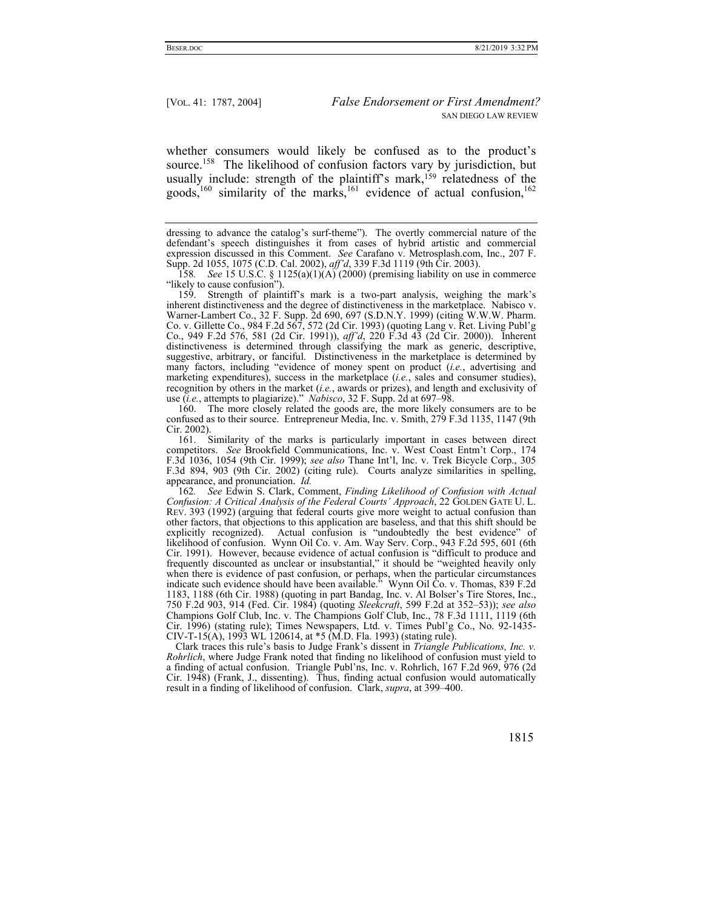whether consumers would likely be confused as to the product's source.[158] The likelihood of confusion factors vary by jurisdiction, but usually include: strength of the plaintiff's mark,[159] relatedness of the goods,[160] similarity of the marks,[161] evidence of actual confusion,[162]

---

dressing to advance the catalog's surf-theme"). The overtly commercial nature of the defendant's speech distinguishes it from cases of hybrid artistic and commercial expression discussed in this Comment. *See* Carafano v. Metrosplash.com, Inc., 207 F. Supp. 2d 1055, 1075 (C.D. Cal. 2002), *aff'd*, 339 F.3d 1119 (9th Cir. 2003).

158. *See* 15 U.S.C. § 1125(a)(1)(A) (2000) (premising liability on use in commerce "likely to cause confusion").

159. Strength of plaintiff's mark is a two-part analysis, weighing the mark's inherent distinctiveness and the degree of distinctiveness in the marketplace. Nabisco v. Warner-Lambert Co., 32 F. Supp. 2d 690, 697 (S.D.N.Y. 1999) (citing W.W.W. Pharm. Co. v. Gillette Co., 984 F.2d 567, 572 (2d Cir. 1993) (quoting Lang v. Ret. Living Publ'g Co., 949 F.2d 576, 581 (2d Cir. 1991)), *aff'd*, 220 F.3d 43 (2d Cir. 2000)). Inherent distinctiveness is determined through classifying the mark as generic, descriptive, suggestive, arbitrary, or fanciful. Distinctiveness in the marketplace is determined by many factors, including "evidence of money spent on product (*i.e.*, advertising and marketing expenditures), success in the marketplace (*i.e.*, sales and consumer studies), recognition by others in the market (*i.e.*, awards or prizes), and length and exclusivity of use (*i.e.*, attempts to plagiarize)." *Nabisco*, 32 F. Supp. 2d at 697–98.

160. The more closely related the goods are, the more likely consumers are to be confused as to their source. Entrepreneur Media, Inc. v. Smith, 279 F.3d 1135, 1147 (9th Cir. 2002).

161. Similarity of the marks is particularly important in cases between direct competitors. *See* Brookfield Communications, Inc. v. West Coast Entm't Corp., 174 F.3d 1036, 1054 (9th Cir. 1999); *see also* Thane Int'l, Inc. v. Trek Bicycle Corp., 305 F.3d 894, 903 (9th Cir. 2002) (citing rule). Courts analyze similarities in spelling, appearance, and pronunciation. *Id.*

162. *See* Edwin S. Clark, Comment, *Finding Likelihood of Confusion with Actual Confusion: A Critical Analysis of the Federal Courts' Approach*, 22 GOLDEN GATE U. L. REV. 393 (1992) (arguing that federal courts give more weight to actual confusion than other factors, that objections to this application are baseless, and that this shift should be explicitly recognized). Actual confusion is "undoubtedly the best evidence" of likelihood of confusion. Wynn Oil Co. v. Am. Way Serv. Corp., 943 F.2d 595, 601 (6th Cir. 1991). However, because evidence of actual confusion is "difficult to produce and frequently discounted as unclear or insubstantial," it should be "weighted heavily only when there is evidence of past confusion, or perhaps, when the particular circumstances indicate such evidence should have been available." Wynn Oil Co. v. Thomas, 839 F.2d 1183, 1188 (6th Cir. 1988) (quoting in part Bandag, Inc. v. Al Bolser's Tire Stores, Inc., 750 F.2d 903, 914 (Fed. Cir. 1984) (quoting *Sleekcraft*, 599 F.2d at 352–53)); *see also* Champions Golf Club, Inc. v. The Champions Golf Club, Inc., 78 F.3d 1111, 1119 (6th Cir. 1996) (stating rule); Times Newspapers, Ltd. v. Times Publ'g Co., No. 92-1435-CIV-T-15(A), 1993 WL 120614, at *5 (M.D. Fla. 1993) (stating rule).

Clark traces this rule's basis to Judge Frank's dissent in *Triangle Publications, Inc. v. Rohrlich*, where Judge Frank noted that finding no likelihood of confusion must yield to a finding of actual confusion. Triangle Publ'ns, Inc. v. Rohrlich, 167 F.2d 969, 976 (2d Cir. 1948) (Frank, J., dissenting). Thus, finding actual confusion would automatically result in a finding of likelihood of confusion. Clark, *supra*, at 399–400.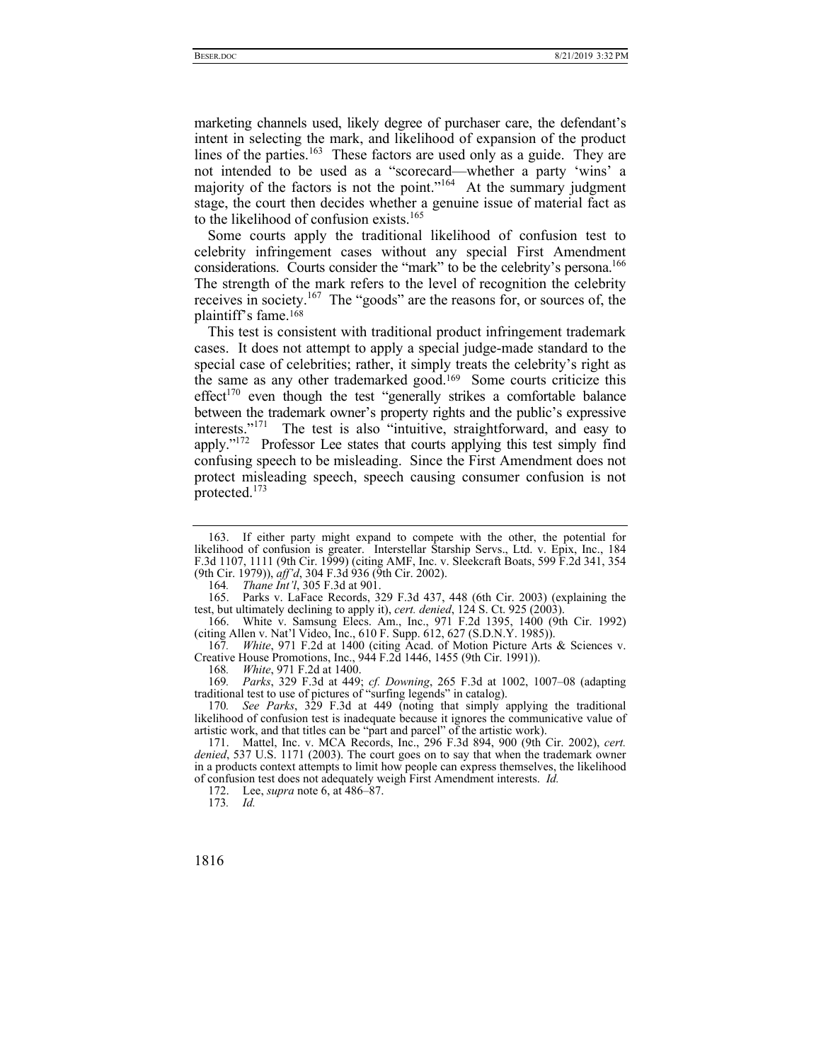marketing channels used, likely degree of purchaser care, the defendant's intent in selecting the mark, and likelihood of expansion of the product lines of the parties.[163] These factors are used only as a guide. They are not intended to be used as a "scorecard—whether a party 'wins' a majority of the factors is not the point."[164] At the summary judgment stage, the court then decides whether a genuine issue of material fact as to the likelihood of confusion exists.[165]

Some courts apply the traditional likelihood of confusion test to celebrity infringement cases without any special First Amendment considerations. Courts consider the "mark" to be the celebrity's persona.[166] The strength of the mark refers to the level of recognition the celebrity receives in society.[167] The "goods" are the reasons for, or sources of, the plaintiff's fame.[168]

This test is consistent with traditional product infringement trademark cases. It does not attempt to apply a special judge-made standard to the special case of celebrities; rather, it simply treats the celebrity's right as the same as any other trademarked good.[169] Some courts criticize this effect[170] even though the test "generally strikes a comfortable balance between the trademark owner's property rights and the public's expressive interests."[171] The test is also "intuitive, straightforward, and easy to apply."[172] Professor Lee states that courts applying this test simply find confusing speech to be misleading. Since the First Amendment does not protect misleading speech, speech causing consumer confusion is not protected.[173]

---

163. If either party might expand to compete with the other, the potential for likelihood of confusion is greater. Interstellar Starship Servs., Ltd. v. Epix, Inc., 184 F.3d 1107, 1111 (9th Cir. 1999) (citing AMF, Inc. v. Sleekcraft Boats, 599 F.2d 341, 354 (9th Cir. 1979)), *aff'd*, 304 F.3d 936 (9th Cir. 2002).

164. *Thane Int'l*, 305 F.3d at 901.

165. Parks v. LaFace Records, 329 F.3d 437, 448 (6th Cir. 2003) (explaining the test, but ultimately declining to apply it), *cert. denied*, 124 S. Ct. 925 (2003).

166. White v. Samsung Elecs. Am., Inc., 971 F.2d 1395, 1400 (9th Cir. 1992) (citing Allen v. Nat'l Video, Inc., 610 F. Supp. 612, 627 (S.D.N.Y. 1985)).

167. *White*, 971 F.2d at 1400 (citing Acad. of Motion Picture Arts & Sciences v. Creative House Promotions, Inc., 944 F.2d 1446, 1455 (9th Cir. 1991)).

168. *White*, 971 F.2d at 1400.

169. *Parks*, 329 F.3d at 449; *cf. Downing*, 265 F.3d at 1002, 1007–08 (adapting traditional test to use of pictures of "surfing legends" in catalog).

170. *See Parks*, 329 F.3d at 449 (noting that simply applying the traditional likelihood of confusion test is inadequate because it ignores the communicative value of artistic work, and that titles can be "part and parcel" of the artistic work).

171. Mattel, Inc. v. MCA Records, Inc., 296 F.3d 894, 900 (9th Cir. 2002), *cert. denied*, 537 U.S. 1171 (2003). The court goes on to say that when the trademark owner in a products context attempts to limit how people can express themselves, the likelihood of confusion test does not adequately weigh First Amendment interests. *Id.*

172. Lee, *supra* note 6, at 486–87.

173. *Id.*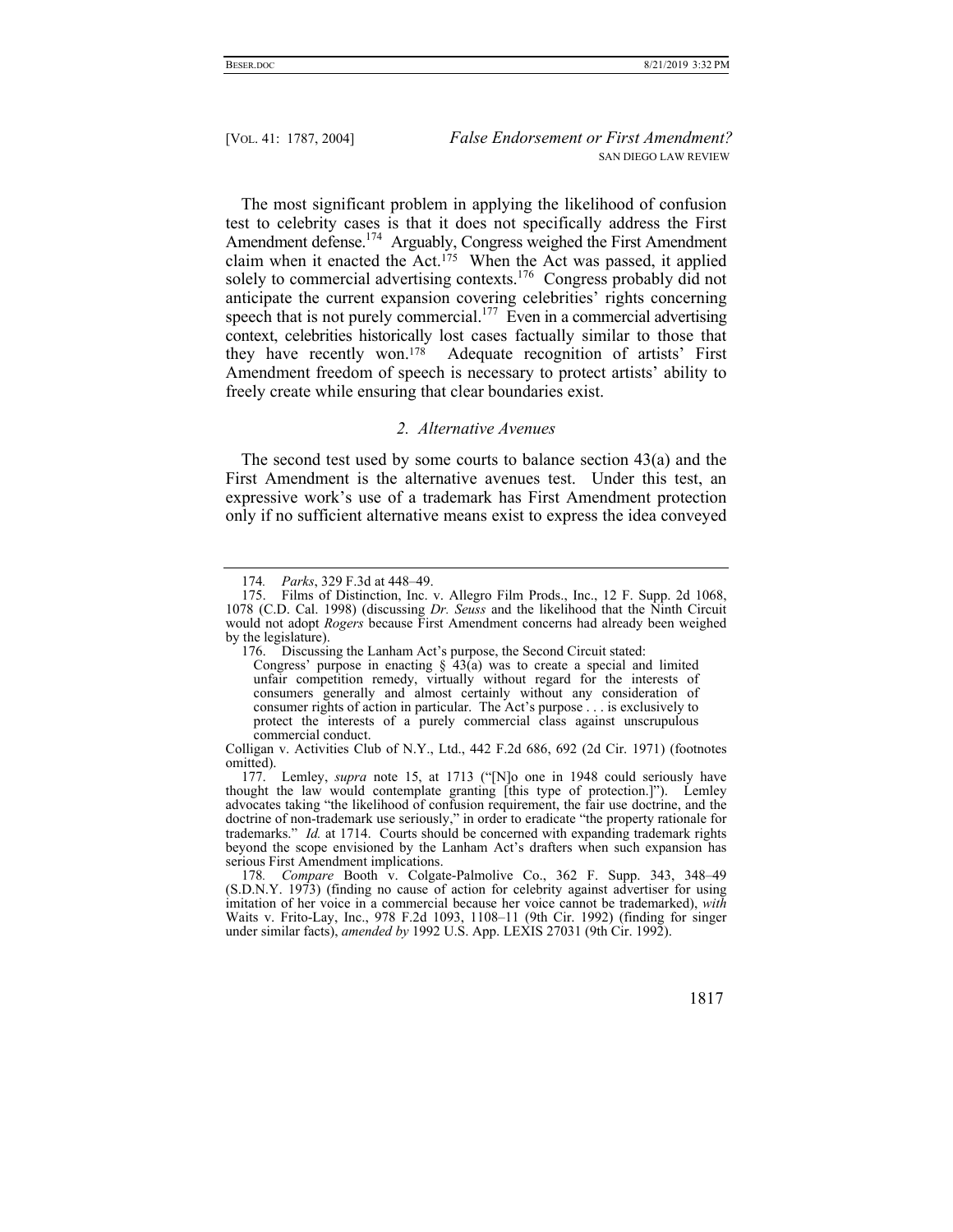The most significant problem in applying the likelihood of confusion test to celebrity cases is that it does not specifically address the First Amendment defense.[174] Arguably, Congress weighed the First Amendment claim when it enacted the Act.[175] When the Act was passed, it applied solely to commercial advertising contexts.[176] Congress probably did not anticipate the current expansion covering celebrities' rights concerning speech that is not purely commercial.[177] Even in a commercial advertising context, celebrities historically lost cases factually similar to those that they have recently won.[178] Adequate recognition of artists' First Amendment freedom of speech is necessary to protect artists' ability to freely create while ensuring that clear boundaries exist.

### *2. Alternative Avenues*

The second test used by some courts to balance section 43(a) and the First Amendment is the alternative avenues test. Under this test, an expressive work's use of a trademark has First Amendment protection only if no sufficient alternative means exist to express the idea conveyed

---

174. *Parks*, 329 F.3d at 448–49.

175. Films of Distinction, Inc. v. Allegro Film Prods., Inc., 12 F. Supp. 2d 1068, 1078 (C.D. Cal. 1998) (discussing *Dr. Seuss* and the likelihood that the Ninth Circuit would not adopt *Rogers* because First Amendment concerns had already been weighed by the legislature).

176. Discussing the Lanham Act's purpose, the Second Circuit stated:

> Congress' purpose in enacting § 43(a) was to create a special and limited unfair competition remedy, virtually without regard for the interests of consumers generally and almost certainly without any consideration of consumer rights of action in particular. The Act's purpose . . . is exclusively to protect the interests of a purely commercial class against unscrupulous commercial conduct.

Colligan v. Activities Club of N.Y., Ltd., 442 F.2d 686, 692 (2d Cir. 1971) (footnotes omitted).

177. Lemley, *supra* note 15, at 1713 ("[N]o one in 1948 could seriously have thought the law would contemplate granting [this type of protection.]"). Lemley advocates taking "the likelihood of confusion requirement, the fair use doctrine, and the doctrine of non-trademark use seriously," in order to eradicate "the property rationale for trademarks." *Id.* at 1714. Courts should be concerned with expanding trademark rights beyond the scope envisioned by the Lanham Act's drafters when such expansion has serious First Amendment implications.

178. *Compare* Booth v. Colgate-Palmolive Co., 362 F. Supp. 343, 348–49 (S.D.N.Y. 1973) (finding no cause of action for celebrity against advertiser for using imitation of her voice in a commercial because her voice cannot be trademarked), *with* Waits v. Frito-Lay, Inc., 978 F.2d 1093, 1108–11 (9th Cir. 1992) (finding for singer under similar facts), *amended by* 1992 U.S. App. LEXIS 27031 (9th Cir. 1992).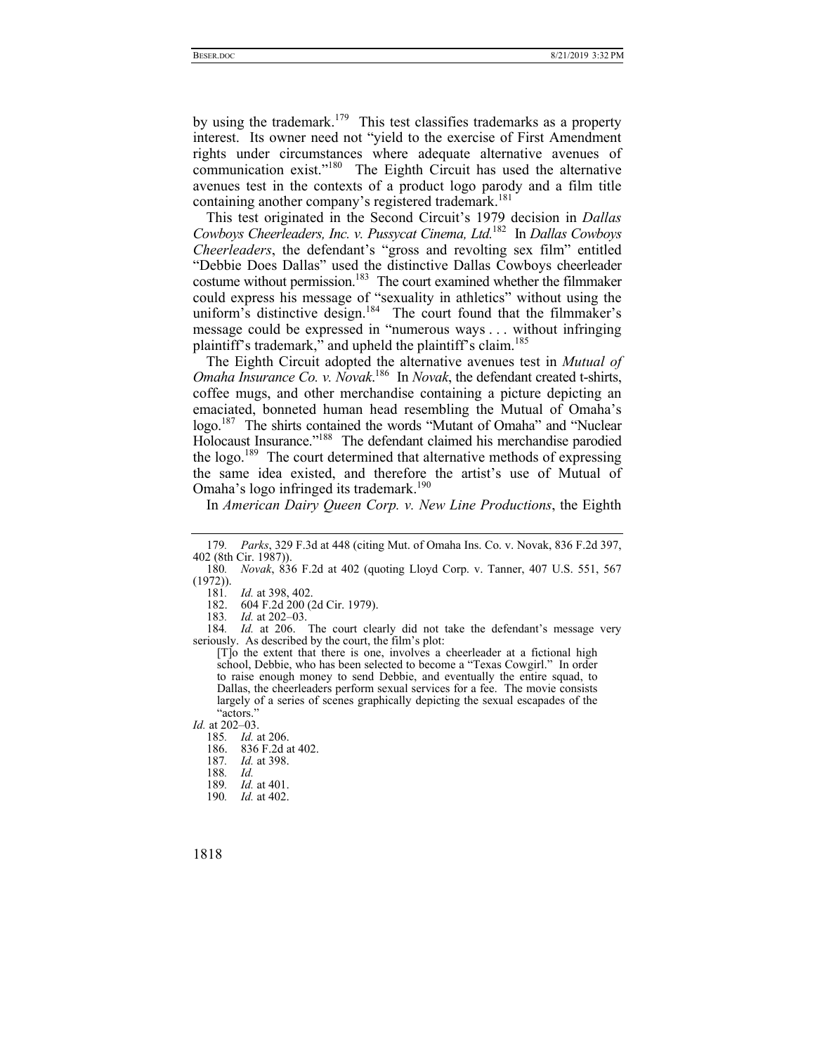by using the trademark.[179] This test classifies trademarks as a property interest. Its owner need not "yield to the exercise of First Amendment rights under circumstances where adequate alternative avenues of communication exist."[180] The Eighth Circuit has used the alternative avenues test in the contexts of a product logo parody and a film title containing another company's registered trademark.[181]

This test originated in the Second Circuit's 1979 decision in *Dallas Cowboys Cheerleaders, Inc. v. Pussycat Cinema, Ltd.*[182] In *Dallas Cowboys Cheerleaders*, the defendant's "gross and revolting sex film" entitled "Debbie Does Dallas" used the distinctive Dallas Cowboys cheerleader costume without permission.[183] The court examined whether the filmmaker could express his message of "sexuality in athletics" without using the uniform's distinctive design.[184] The court found that the filmmaker's message could be expressed in "numerous ways . . . without infringing plaintiff's trademark," and upheld the plaintiff's claim.[185]

The Eighth Circuit adopted the alternative avenues test in *Mutual of Omaha Insurance Co. v. Novak*.[186] In *Novak*, the defendant created t-shirts, coffee mugs, and other merchandise containing a picture depicting an emaciated, bonneted human head resembling the Mutual of Omaha's logo.[187] The shirts contained the words "Mutant of Omaha" and "Nuclear Holocaust Insurance."[188] The defendant claimed his merchandise parodied the logo.[189] The court determined that alternative methods of expressing the same idea existed, and therefore the artist's use of Mutual of Omaha's logo infringed its trademark.[190]

In *American Dairy Queen Corp. v. New Line Productions*, the Eighth

---

179. *Parks*, 329 F.3d at 448 (citing Mut. of Omaha Ins. Co. v. Novak, 836 F.2d 397, 402 (8th Cir. 1987)).

180. *Novak*, 836 F.2d at 402 (quoting Lloyd Corp. v. Tanner, 407 U.S. 551, 567 (1972)).

181. *Id.* at 398, 402.

182. 604 F.2d 200 (2d Cir. 1979).

183. *Id.* at 202–03.

184. *Id.* at 206. The court clearly did not take the defendant's message very seriously. As described by the court, the film's plot:

> [T]o the extent that there is one, involves a cheerleader at a fictional high school, Debbie, who has been selected to become a "Texas Cowgirl." In order to raise enough money to send Debbie, and eventually the entire squad, to Dallas, the cheerleaders perform sexual services for a fee. The movie consists largely of a series of scenes graphically depicting the sexual escapades of the "actors."

*Id.* at 202–03.

185. *Id.* at 206.

186. 836 F.2d at 402.

187. *Id.* at 398.

188. *Id.*

189. *Id.* at 401.

190. *Id.* at 402.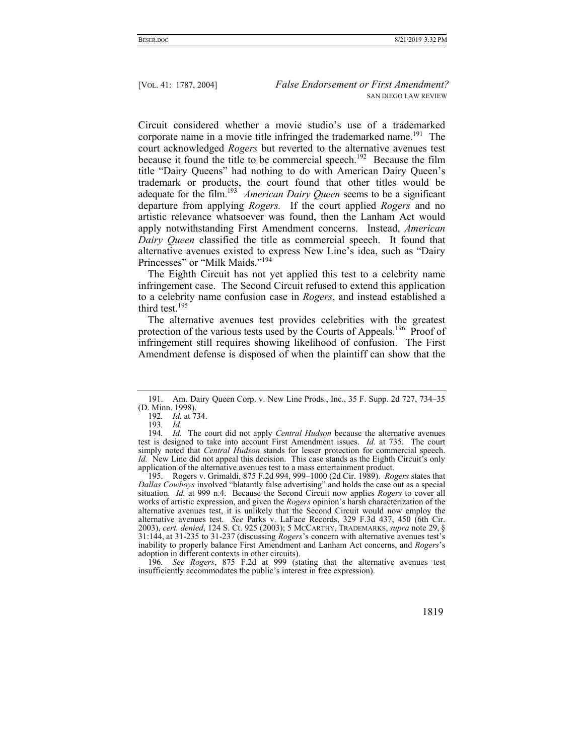Circuit considered whether a movie studio's use of a trademarked corporate name in a movie title infringed the trademarked name.[191] The court acknowledged *Rogers* but reverted to the alternative avenues test because it found the title to be commercial speech.[192] Because the film title "Dairy Queens" had nothing to do with American Dairy Queen's trademark or products, the court found that other titles would be adequate for the film.[193] *American Dairy Queen* seems to be a significant departure from applying *Rogers.* If the court applied *Rogers* and no artistic relevance whatsoever was found, then the Lanham Act would apply notwithstanding First Amendment concerns. Instead, *American Dairy Queen* classified the title as commercial speech. It found that alternative avenues existed to express New Line's idea, such as "Dairy Princesses" or "Milk Maids."[194]

The Eighth Circuit has not yet applied this test to a celebrity name infringement case. The Second Circuit refused to extend this application to a celebrity name confusion case in *Rogers*, and instead established a third test.[195]

The alternative avenues test provides celebrities with the greatest protection of the various tests used by the Courts of Appeals.[196] Proof of infringement still requires showing likelihood of confusion. The First Amendment defense is disposed of when the plaintiff can show that the

---

191. Am. Dairy Queen Corp. v. New Line Prods., Inc., 35 F. Supp. 2d 727, 734–35 (D. Minn. 1998).

192. *Id.* at 734.

193. *Id*.

194. *Id.* The court did not apply *Central Hudson* because the alternative avenues test is designed to take into account First Amendment issues. *Id.* at 735. The court simply noted that *Central Hudson* stands for lesser protection for commercial speech. *Id.* New Line did not appeal this decision. This case stands as the Eighth Circuit's only application of the alternative avenues test to a mass entertainment product.

195. Rogers v. Grimaldi, 875 F.2d 994, 999–1000 (2d Cir. 1989). *Rogers* states that *Dallas Cowboys* involved "blatantly false advertising" and holds the case out as a special situation. *Id.* at 999 n.4. Because the Second Circuit now applies *Rogers* to cover all works of artistic expression, and given the *Rogers* opinion's harsh characterization of the alternative avenues test, it is unlikely that the Second Circuit would now employ the alternative avenues test. *See* Parks v. LaFace Records, 329 F.3d 437, 450 (6th Cir. 2003), *cert. denied*, 124 S. Ct. 925 (2003); 5 MCCARTHY, TRADEMARKS, *supra* note 29, § 31:144, at 31-235 to 31-237 (discussing *Rogers*'s concern with alternative avenues test's inability to properly balance First Amendment and Lanham Act concerns, and *Rogers*'s adoption in different contexts in other circuits).

196. *See Rogers*, 875 F.2d at 999 (stating that the alternative avenues test insufficiently accommodates the public's interest in free expression).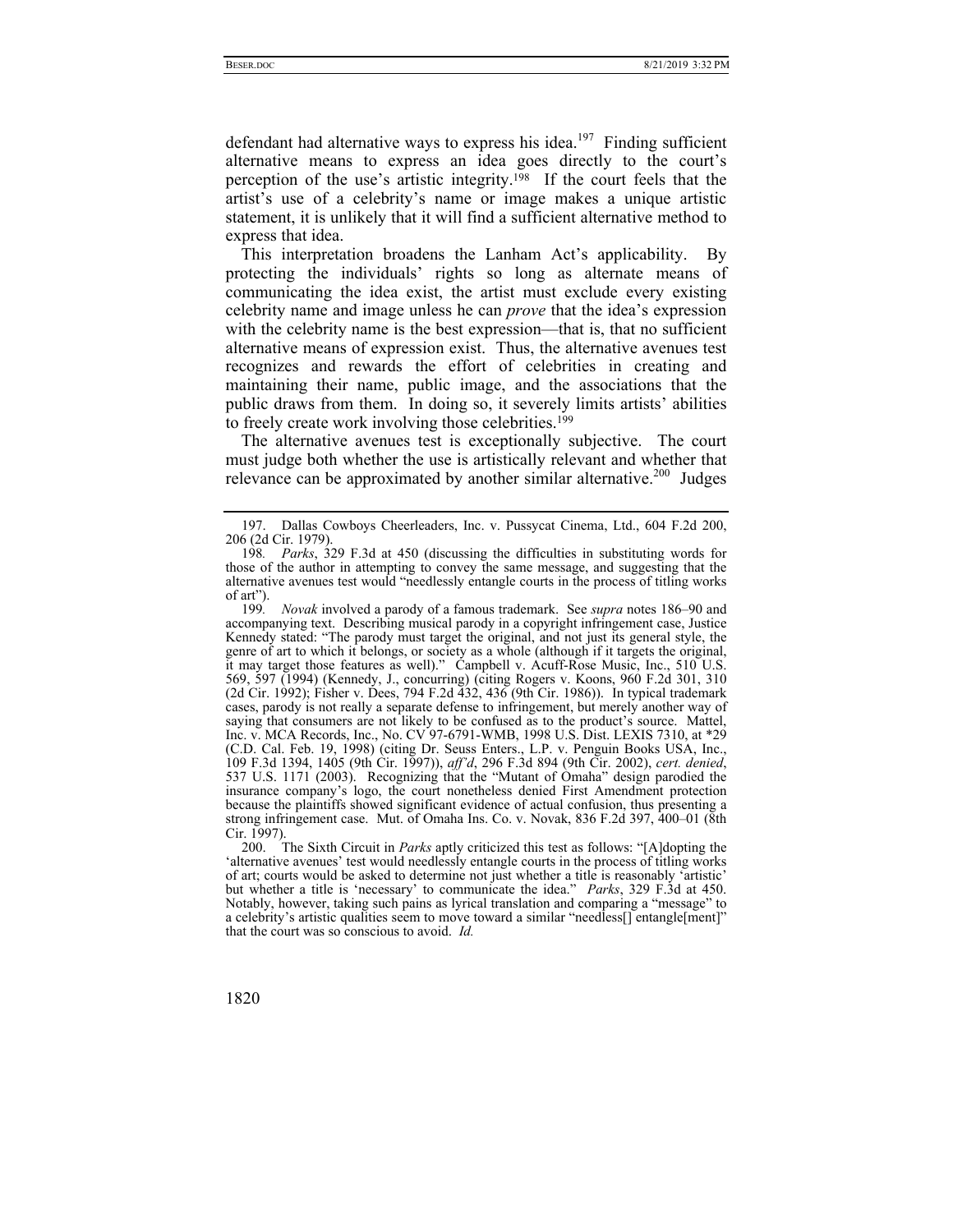defendant had alternative ways to express his idea.[197] Finding sufficient alternative means to express an idea goes directly to the court's perception of the use's artistic integrity.[198] If the court feels that the artist's use of a celebrity's name or image makes a unique artistic statement, it is unlikely that it will find a sufficient alternative method to express that idea.

This interpretation broadens the Lanham Act's applicability. By protecting the individuals' rights so long as alternate means of communicating the idea exist, the artist must exclude every existing celebrity name and image unless he can *prove* that the idea's expression with the celebrity name is the best expression—that is, that no sufficient alternative means of expression exist. Thus, the alternative avenues test recognizes and rewards the effort of celebrities in creating and maintaining their name, public image, and the associations that the public draws from them. In doing so, it severely limits artists' abilities to freely create work involving those celebrities.[199]

The alternative avenues test is exceptionally subjective. The court must judge both whether the use is artistically relevant and whether that relevance can be approximated by another similar alternative.[200] Judges

---

197. Dallas Cowboys Cheerleaders, Inc. v. Pussycat Cinema, Ltd., 604 F.2d 200, 206 (2d Cir. 1979).

198. *Parks*, 329 F.3d at 450 (discussing the difficulties in substituting words for those of the author in attempting to convey the same message, and suggesting that the alternative avenues test would "needlessly entangle courts in the process of titling works of art").

199. *Novak* involved a parody of a famous trademark. See *supra* notes 186–90 and accompanying text. Describing musical parody in a copyright infringement case, Justice Kennedy stated: "The parody must target the original, and not just its general style, the genre of art to which it belongs, or society as a whole (although if it targets the original, it may target those features as well)." Campbell v. Acuff-Rose Music, Inc., 510 U.S. 569, 597 (1994) (Kennedy, J., concurring) (citing Rogers v. Koons, 960 F.2d 301, 310 (2d Cir. 1992); Fisher v. Dees, 794 F.2d 432, 436 (9th Cir. 1986)). In typical trademark cases, parody is not really a separate defense to infringement, but merely another way of saying that consumers are not likely to be confused as to the product's source. Mattel, Inc. v. MCA Records, Inc., No. CV 97-6791-WMB, 1998 U.S. Dist. LEXIS 7310, at *29 (C.D. Cal. Feb. 19, 1998) (citing Dr. Seuss Enters., L.P. v. Penguin Books USA, Inc., 109 F.3d 1394, 1405 (9th Cir. 1997)), *aff'd*, 296 F.3d 894 (9th Cir. 2002), *cert. denied*, 537 U.S. 1171 (2003). Recognizing that the "Mutant of Omaha" design parodied the insurance company's logo, the court nonetheless denied First Amendment protection because the plaintiffs showed significant evidence of actual confusion, thus presenting a strong infringement case. Mut. of Omaha Ins. Co. v. Novak, 836 F.2d 397, 400–01 (8th Cir. 1997).

200. The Sixth Circuit in *Parks* aptly criticized this test as follows: "[A]dopting the 'alternative avenues' test would needlessly entangle courts in the process of titling works of art; courts would be asked to determine not just whether a title is reasonably 'artistic' but whether a title is 'necessary' to communicate the idea." *Parks*, 329 F.3d at 450. Notably, however, taking such pains as lyrical translation and comparing a "message" to a celebrity's artistic qualities seem to move toward a similar "needless[] entangle[ment]" that the court was so conscious to avoid. *Id.*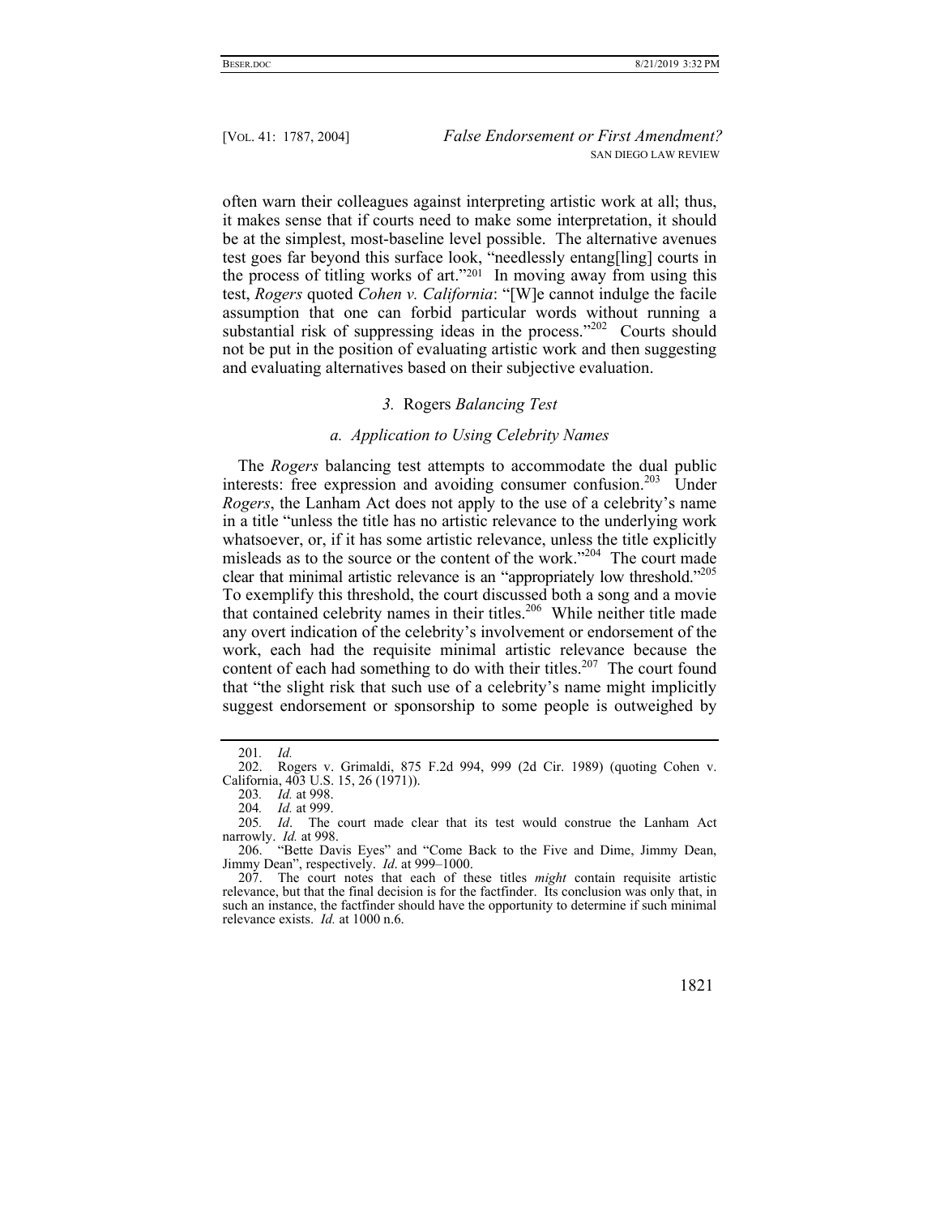often warn their colleagues against interpreting artistic work at all; thus, it makes sense that if courts need to make some interpretation, it should be at the simplest, most-baseline level possible. The alternative avenues test goes far beyond this surface look, "needlessly entang[ling] courts in the process of titling works of art."[201] In moving away from using this test, *Rogers* quoted *Cohen v. California*: "[W]e cannot indulge the facile assumption that one can forbid particular words without running a substantial risk of suppressing ideas in the process."[202] Courts should not be put in the position of evaluating artistic work and then suggesting and evaluating alternatives based on their subjective evaluation.

### *3.* Rogers *Balancing Test*

#### *a. Application to Using Celebrity Names*

The *Rogers* balancing test attempts to accommodate the dual public interests: free expression and avoiding consumer confusion.[203] Under *Rogers*, the Lanham Act does not apply to the use of a celebrity's name in a title "unless the title has no artistic relevance to the underlying work whatsoever, or, if it has some artistic relevance, unless the title explicitly misleads as to the source or the content of the work."[204] The court made clear that minimal artistic relevance is an "appropriately low threshold."[205] To exemplify this threshold, the court discussed both a song and a movie that contained celebrity names in their titles.[206] While neither title made any overt indication of the celebrity's involvement or endorsement of the work, each had the requisite minimal artistic relevance because the content of each had something to do with their titles.[207] The court found that "the slight risk that such use of a celebrity's name might implicitly suggest endorsement or sponsorship to some people is outweighed by

---

201. *Id.*

202. Rogers v. Grimaldi, 875 F.2d 994, 999 (2d Cir. 1989) (quoting Cohen v. California, 403 U.S. 15, 26 (1971)).

203. *Id.* at 998.

204. *Id.* at 999.

205. *Id*. The court made clear that its test would construe the Lanham Act narrowly. *Id.* at 998.

206. "Bette Davis Eyes" and "Come Back to the Five and Dime, Jimmy Dean, Jimmy Dean", respectively. *Id*. at 999–1000.

207. The court notes that each of these titles *might* contain requisite artistic relevance, but that the final decision is for the factfinder. Its conclusion was only that, in such an instance, the factfinder should have the opportunity to determine if such minimal relevance exists. *Id.* at 1000 n.6.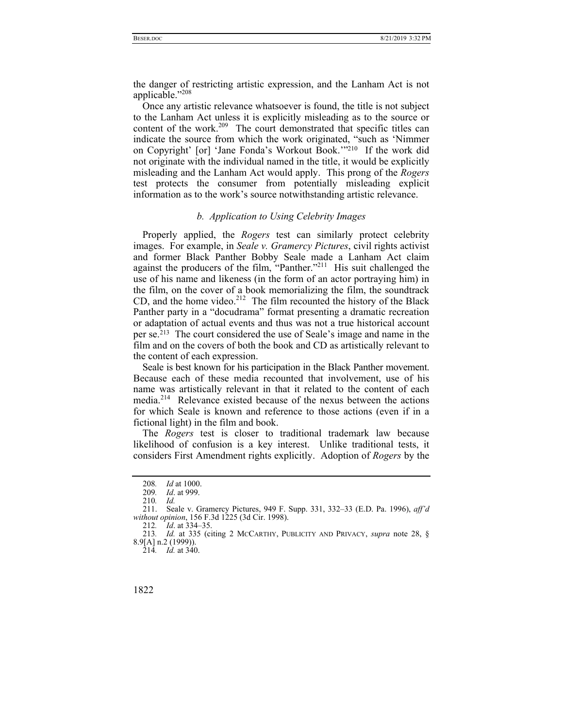the danger of restricting artistic expression, and the Lanham Act is not applicable."[208]

Once any artistic relevance whatsoever is found, the title is not subject to the Lanham Act unless it is explicitly misleading as to the source or content of the work.[209] The court demonstrated that specific titles can indicate the source from which the work originated, "such as 'Nimmer on Copyright' [or] 'Jane Fonda's Workout Book.'"[210] If the work did not originate with the individual named in the title, it would be explicitly misleading and the Lanham Act would apply. This prong of the *Rogers* test protects the consumer from potentially misleading explicit information as to the work's source notwithstanding artistic relevance.

### *b. Application to Using Celebrity Images*

Properly applied, the *Rogers* test can similarly protect celebrity images. For example, in *Seale v. Gramercy Pictures*, civil rights activist and former Black Panther Bobby Seale made a Lanham Act claim against the producers of the film, "Panther."[211] His suit challenged the use of his name and likeness (in the form of an actor portraying him) in the film, on the cover of a book memorializing the film, the soundtrack CD, and the home video.[212] The film recounted the history of the Black Panther party in a "docudrama" format presenting a dramatic recreation or adaptation of actual events and thus was not a true historical account per se.[213] The court considered the use of Seale's image and name in the film and on the covers of both the book and CD as artistically relevant to the content of each expression.

Seale is best known for his participation in the Black Panther movement. Because each of these media recounted that involvement, use of his name was artistically relevant in that it related to the content of each media.[214] Relevance existed because of the nexus between the actions for which Seale is known and reference to those actions (even if in a fictional light) in the film and book.

The *Rogers* test is closer to traditional trademark law because likelihood of confusion is a key interest. Unlike traditional tests, it considers First Amendment rights explicitly. Adoption of *Rogers* by the

---

208. *Id* at 1000.

209. *Id*. at 999.

210. *Id.*

211. Seale v. Gramercy Pictures, 949 F. Supp. 331, 332–33 (E.D. Pa. 1996), *aff'd without opinion*, 156 F.3d 1225 (3d Cir. 1998).

212. *Id*. at 334–35.

213. *Id.* at 335 (citing 2 MCCARTHY, PUBLICITY AND PRIVACY, *supra* note 28, § 8.9[A] n.2 (1999)).

214. *Id.* at 340.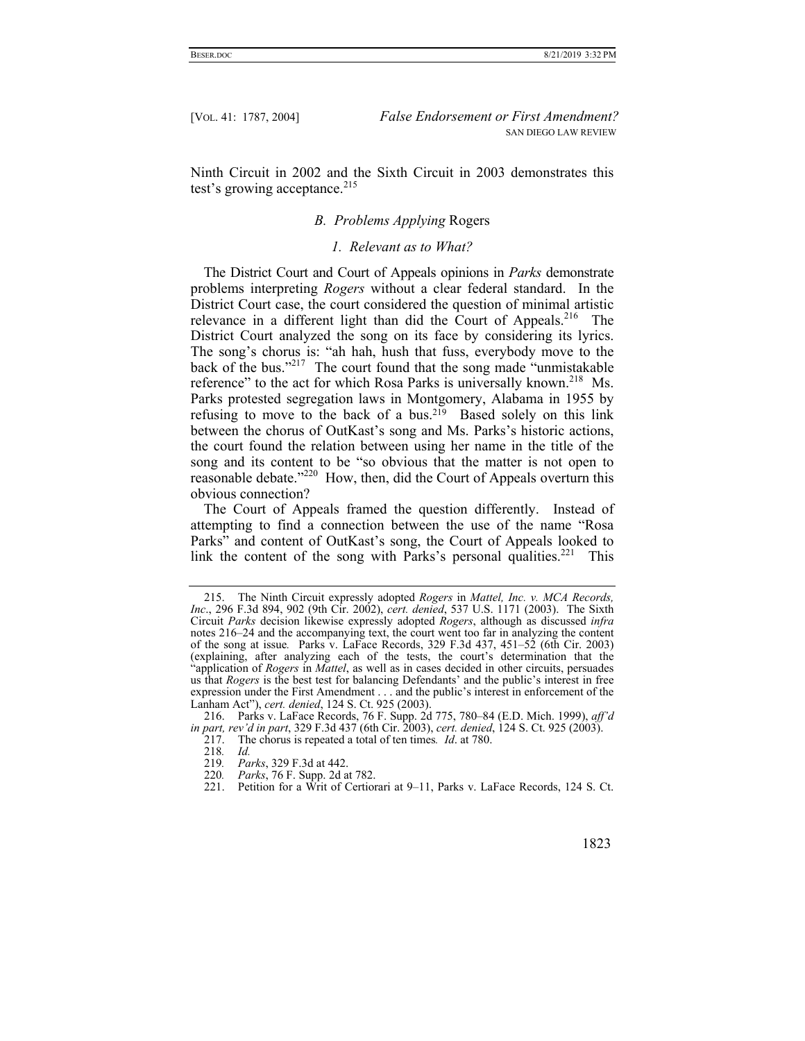Ninth Circuit in 2002 and the Sixth Circuit in 2003 demonstrates this test's growing acceptance.[215]

### *B. Problems Applying* Rogers

#### *1. Relevant as to What?*

The District Court and Court of Appeals opinions in *Parks* demonstrate problems interpreting *Rogers* without a clear federal standard. In the District Court case, the court considered the question of minimal artistic relevance in a different light than did the Court of Appeals.[216] The District Court analyzed the song on its face by considering its lyrics. The song's chorus is: "ah hah, hush that fuss, everybody move to the back of the bus."[217] The court found that the song made "unmistakable reference" to the act for which Rosa Parks is universally known.[218] Ms. Parks protested segregation laws in Montgomery, Alabama in 1955 by refusing to move to the back of a bus.[219] Based solely on this link between the chorus of OutKast's song and Ms. Parks's historic actions, the court found the relation between using her name in the title of the song and its content to be "so obvious that the matter is not open to reasonable debate."[220] How, then, did the Court of Appeals overturn this obvious connection?

The Court of Appeals framed the question differently. Instead of attempting to find a connection between the use of the name "Rosa Parks" and content of OutKast's song, the Court of Appeals looked to link the content of the song with Parks's personal qualities.[221] This

---

215. The Ninth Circuit expressly adopted *Rogers* in *Mattel, Inc. v. MCA Records, Inc*., 296 F.3d 894, 902 (9th Cir. 2002), *cert. denied*, 537 U.S. 1171 (2003). The Sixth Circuit *Parks* decision likewise expressly adopted *Rogers*, although as discussed *infra* notes 216–24 and the accompanying text, the court went too far in analyzing the content of the song at issue*.* Parks v. LaFace Records, 329 F.3d 437, 451–52 (6th Cir. 2003) (explaining, after analyzing each of the tests, the court's determination that the "application of *Rogers* in *Mattel*, as well as in cases decided in other circuits, persuades us that *Rogers* is the best test for balancing Defendants' and the public's interest in free expression under the First Amendment . . . and the public's interest in enforcement of the Lanham Act"), *cert. denied*, 124 S. Ct. 925 (2003).

216. Parks v. LaFace Records, 76 F. Supp. 2d 775, 780–84 (E.D. Mich. 1999), *aff'd in part, rev'd in part*, 329 F.3d 437 (6th Cir. 2003), *cert. denied*, 124 S. Ct. 925 (2003).

217. The chorus is repeated a total of ten times*. Id*. at 780.

218*. Id.*

219*. Parks*, 329 F.3d at 442.

220*. Parks*, 76 F. Supp. 2d at 782.

221. Petition for a Writ of Certiorari at 9–11, Parks v. LaFace Records, 124 S. Ct.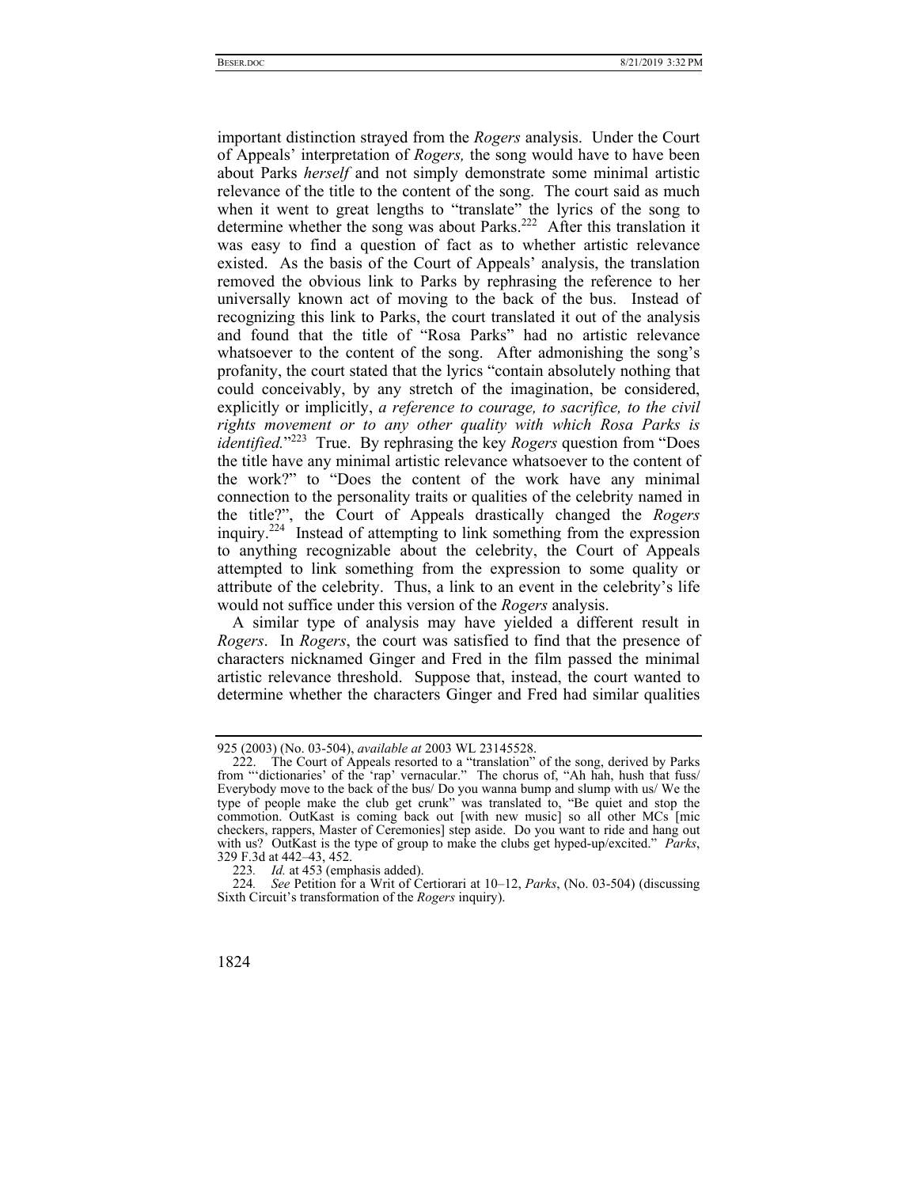important distinction strayed from the *Rogers* analysis. Under the Court of Appeals' interpretation of *Rogers,* the song would have to have been about Parks *herself* and not simply demonstrate some minimal artistic relevance of the title to the content of the song. The court said as much when it went to great lengths to "translate" the lyrics of the song to determine whether the song was about Parks.[222] After this translation it was easy to find a question of fact as to whether artistic relevance existed. As the basis of the Court of Appeals' analysis, the translation removed the obvious link to Parks by rephrasing the reference to her universally known act of moving to the back of the bus. Instead of recognizing this link to Parks, the court translated it out of the analysis and found that the title of "Rosa Parks" had no artistic relevance whatsoever to the content of the song. After admonishing the song's profanity, the court stated that the lyrics "contain absolutely nothing that could conceivably, by any stretch of the imagination, be considered, explicitly or implicitly, *a reference to courage, to sacrifice, to the civil rights movement or to any other quality with which Rosa Parks is identified.*"[223] True. By rephrasing the key *Rogers* question from "Does the title have any minimal artistic relevance whatsoever to the content of the work?" to "Does the content of the work have any minimal connection to the personality traits or qualities of the celebrity named in the title?", the Court of Appeals drastically changed the *Rogers* inquiry.[224] Instead of attempting to link something from the expression to anything recognizable about the celebrity, the Court of Appeals attempted to link something from the expression to some quality or attribute of the celebrity. Thus, a link to an event in the celebrity's life would not suffice under this version of the *Rogers* analysis.

A similar type of analysis may have yielded a different result in *Rogers*. In *Rogers*, the court was satisfied to find that the presence of characters nicknamed Ginger and Fred in the film passed the minimal artistic relevance threshold. Suppose that, instead, the court wanted to determine whether the characters Ginger and Fred had similar qualities

---

925 (2003) (No. 03-504), *available at* 2003 WL 23145528.

222. The Court of Appeals resorted to a "translation" of the song, derived by Parks from "'dictionaries' of the 'rap' vernacular." The chorus of, "Ah hah, hush that fuss/ Everybody move to the back of the bus/ Do you wanna bump and slump with us/ We the type of people make the club get crunk" was translated to, "Be quiet and stop the commotion. OutKast is coming back out [with new music] so all other MCs [mic checkers, rappers, Master of Ceremonies] step aside. Do you want to ride and hang out with us? OutKast is the type of group to make the clubs get hyped-up/excited." *Parks*, 329 F.3d at 442–43, 452.

223. *Id.* at 453 (emphasis added).

224. *See* Petition for a Writ of Certiorari at 10–12, *Parks*, (No. 03-504) (discussing Sixth Circuit's transformation of the *Rogers* inquiry).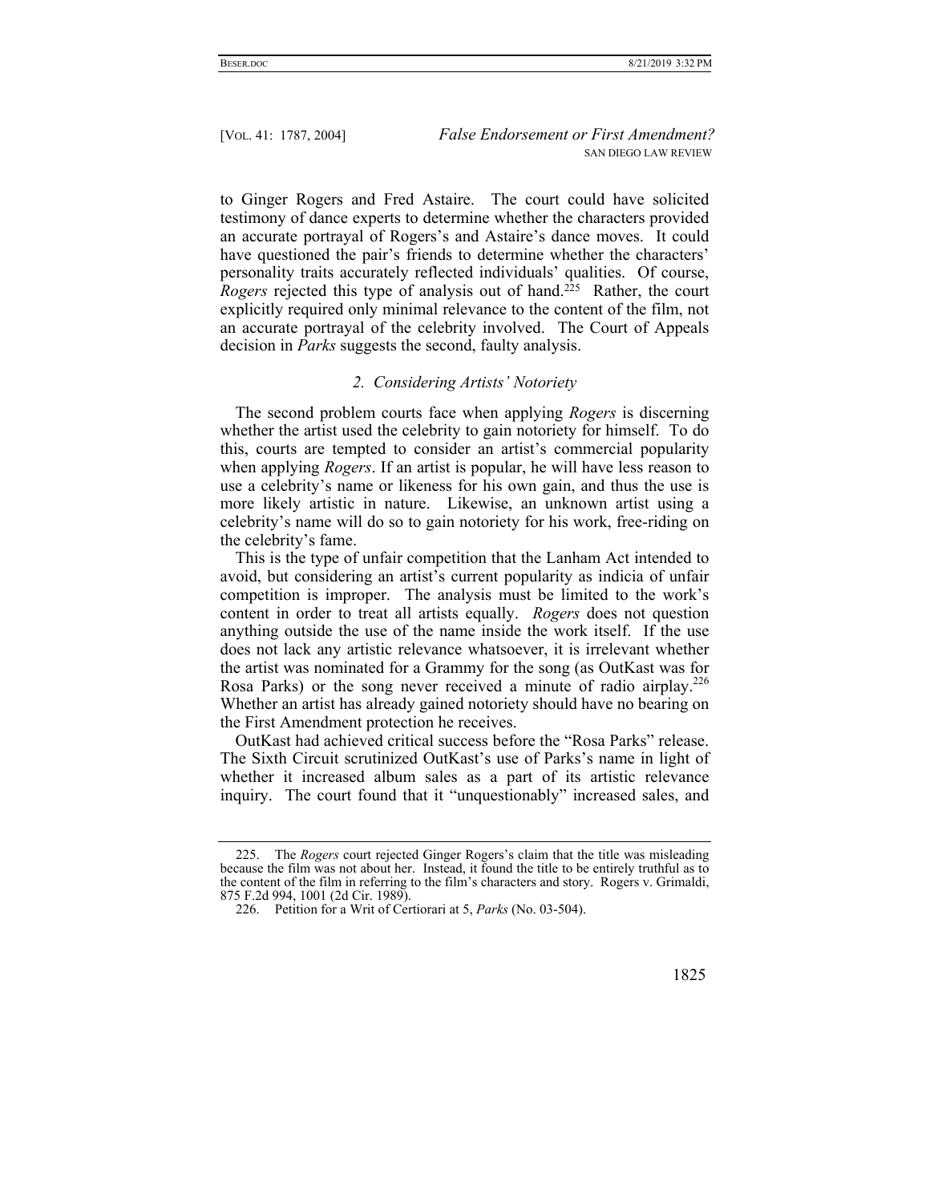to Ginger Rogers and Fred Astaire. The court could have solicited testimony of dance experts to determine whether the characters provided an accurate portrayal of Rogers's and Astaire's dance moves. It could have questioned the pair's friends to determine whether the characters' personality traits accurately reflected individuals' qualities. Of course, *Rogers* rejected this type of analysis out of hand.[225] Rather, the court explicitly required only minimal relevance to the content of the film, not an accurate portrayal of the celebrity involved. The Court of Appeals decision in *Parks* suggests the second, faulty analysis.

### *2. Considering Artists' Notoriety*

The second problem courts face when applying *Rogers* is discerning whether the artist used the celebrity to gain notoriety for himself. To do this, courts are tempted to consider an artist's commercial popularity when applying *Rogers*. If an artist is popular, he will have less reason to use a celebrity's name or likeness for his own gain, and thus the use is more likely artistic in nature. Likewise, an unknown artist using a celebrity's name will do so to gain notoriety for his work, free-riding on the celebrity's fame.

This is the type of unfair competition that the Lanham Act intended to avoid, but considering an artist's current popularity as indicia of unfair competition is improper. The analysis must be limited to the work's content in order to treat all artists equally. *Rogers* does not question anything outside the use of the name inside the work itself. If the use does not lack any artistic relevance whatsoever, it is irrelevant whether the artist was nominated for a Grammy for the song (as OutKast was for Rosa Parks) or the song never received a minute of radio airplay.[226] Whether an artist has already gained notoriety should have no bearing on the First Amendment protection he receives.

OutKast had achieved critical success before the "Rosa Parks" release. The Sixth Circuit scrutinized OutKast's use of Parks's name in light of whether it increased album sales as a part of its artistic relevance inquiry. The court found that it "unquestionably" increased sales, and

---

225. The *Rogers* court rejected Ginger Rogers's claim that the title was misleading because the film was not about her. Instead, it found the title to be entirely truthful as to the content of the film in referring to the film's characters and story. Rogers v. Grimaldi, 875 F.2d 994, 1001 (2d Cir. 1989).

226. Petition for a Writ of Certiorari at 5, *Parks* (No. 03-504).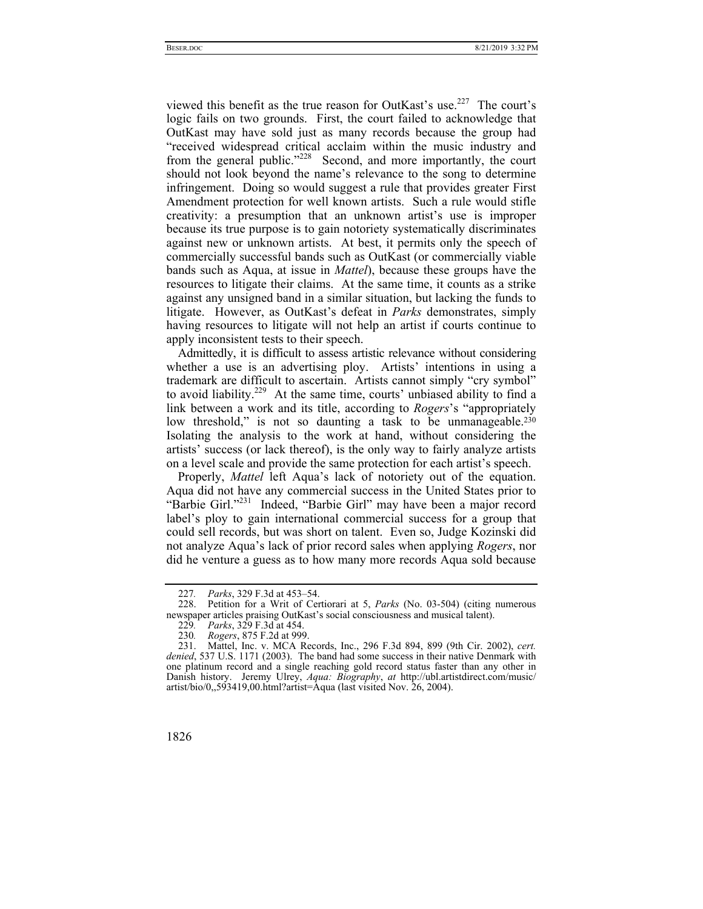viewed this benefit as the true reason for OutKast's use.[227] The court's logic fails on two grounds. First, the court failed to acknowledge that OutKast may have sold just as many records because the group had "received widespread critical acclaim within the music industry and from the general public."[228] Second, and more importantly, the court should not look beyond the name's relevance to the song to determine infringement. Doing so would suggest a rule that provides greater First Amendment protection for well known artists. Such a rule would stifle creativity: a presumption that an unknown artist's use is improper because its true purpose is to gain notoriety systematically discriminates against new or unknown artists. At best, it permits only the speech of commercially successful bands such as OutKast (or commercially viable bands such as Aqua, at issue in *Mattel*), because these groups have the resources to litigate their claims. At the same time, it counts as a strike against any unsigned band in a similar situation, but lacking the funds to litigate. However, as OutKast's defeat in *Parks* demonstrates, simply having resources to litigate will not help an artist if courts continue to apply inconsistent tests to their speech.

Admittedly, it is difficult to assess artistic relevance without considering whether a use is an advertising ploy. Artists' intentions in using a trademark are difficult to ascertain. Artists cannot simply "cry symbol" to avoid liability.[229] At the same time, courts' unbiased ability to find a link between a work and its title, according to *Rogers*'s "appropriately low threshold," is not so daunting a task to be unmanageable.[230] Isolating the analysis to the work at hand, without considering the artists' success (or lack thereof), is the only way to fairly analyze artists on a level scale and provide the same protection for each artist's speech.

Properly, *Mattel* left Aqua's lack of notoriety out of the equation. Aqua did not have any commercial success in the United States prior to "Barbie Girl."[231] Indeed, "Barbie Girl" may have been a major record label's ploy to gain international commercial success for a group that could sell records, but was short on talent. Even so, Judge Kozinski did not analyze Aqua's lack of prior record sales when applying *Rogers*, nor did he venture a guess as to how many more records Aqua sold because

---

227. *Parks*, 329 F.3d at 453–54.

228. Petition for a Writ of Certiorari at 5, *Parks* (No. 03-504) (citing numerous newspaper articles praising OutKast's social consciousness and musical talent).

229. *Parks*, 329 F.3d at 454.

230. *Rogers*, 875 F.2d at 999.

231. Mattel, Inc. v. MCA Records, Inc., 296 F.3d 894, 899 (9th Cir. 2002), *cert. denied*, 537 U.S. 1171 (2003). The band had some success in their native Denmark with one platinum record and a single reaching gold record status faster than any other in Danish history. Jeremy Ulrey, *Aqua: Biography*, *at* http://ubl.artistdirect.com/music/artist/bio/0,,593419,00.html?artist=Aqua (last visited Nov. 26, 2004).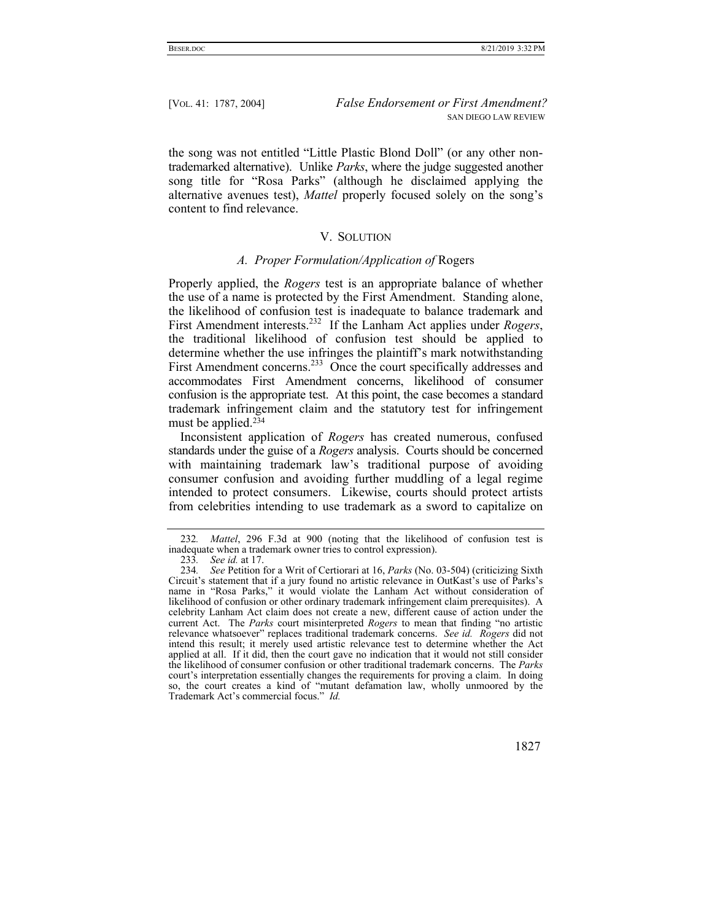the song was not entitled "Little Plastic Blond Doll" (or any other non-trademarked alternative). Unlike *Parks*, where the judge suggested another song title for "Rosa Parks" (although he disclaimed applying the alternative avenues test), *Mattel* properly focused solely on the song's content to find relevance.

## V. Solution

### *A. Proper Formulation/Application of* Rogers

Properly applied, the *Rogers* test is an appropriate balance of whether the use of a name is protected by the First Amendment. Standing alone, the likelihood of confusion test is inadequate to balance trademark and First Amendment interests.[232] If the Lanham Act applies under *Rogers*, the traditional likelihood of confusion test should be applied to determine whether the use infringes the plaintiff's mark notwithstanding First Amendment concerns.[233] Once the court specifically addresses and accommodates First Amendment concerns, likelihood of consumer confusion is the appropriate test. At this point, the case becomes a standard trademark infringement claim and the statutory test for infringement must be applied.[234]

Inconsistent application of *Rogers* has created numerous, confused standards under the guise of a *Rogers* analysis. Courts should be concerned with maintaining trademark law's traditional purpose of avoiding consumer confusion and avoiding further muddling of a legal regime intended to protect consumers. Likewise, courts should protect artists from celebrities intending to use trademark as a sword to capitalize on

---

232. *Mattel*, 296 F.3d at 900 (noting that the likelihood of confusion test is inadequate when a trademark owner tries to control expression).

233. *See id.* at 17.

234. *See* Petition for a Writ of Certiorari at 16, *Parks* (No. 03-504) (criticizing Sixth Circuit's statement that if a jury found no artistic relevance in OutKast's use of Parks's name in "Rosa Parks," it would violate the Lanham Act without consideration of likelihood of confusion or other ordinary trademark infringement claim prerequisites). A celebrity Lanham Act claim does not create a new, different cause of action under the current Act. The *Parks* court misinterpreted *Rogers* to mean that finding "no artistic relevance whatsoever" replaces traditional trademark concerns. *See id.* *Rogers* did not intend this result; it merely used artistic relevance test to determine whether the Act applied at all. If it did, then the court gave no indication that it would not still consider the likelihood of consumer confusion or other traditional trademark concerns. The *Parks* court's interpretation essentially changes the requirements for proving a claim. In doing so, the court creates a kind of "mutant defamation law, wholly unmoored by the Trademark Act's commercial focus." *Id.*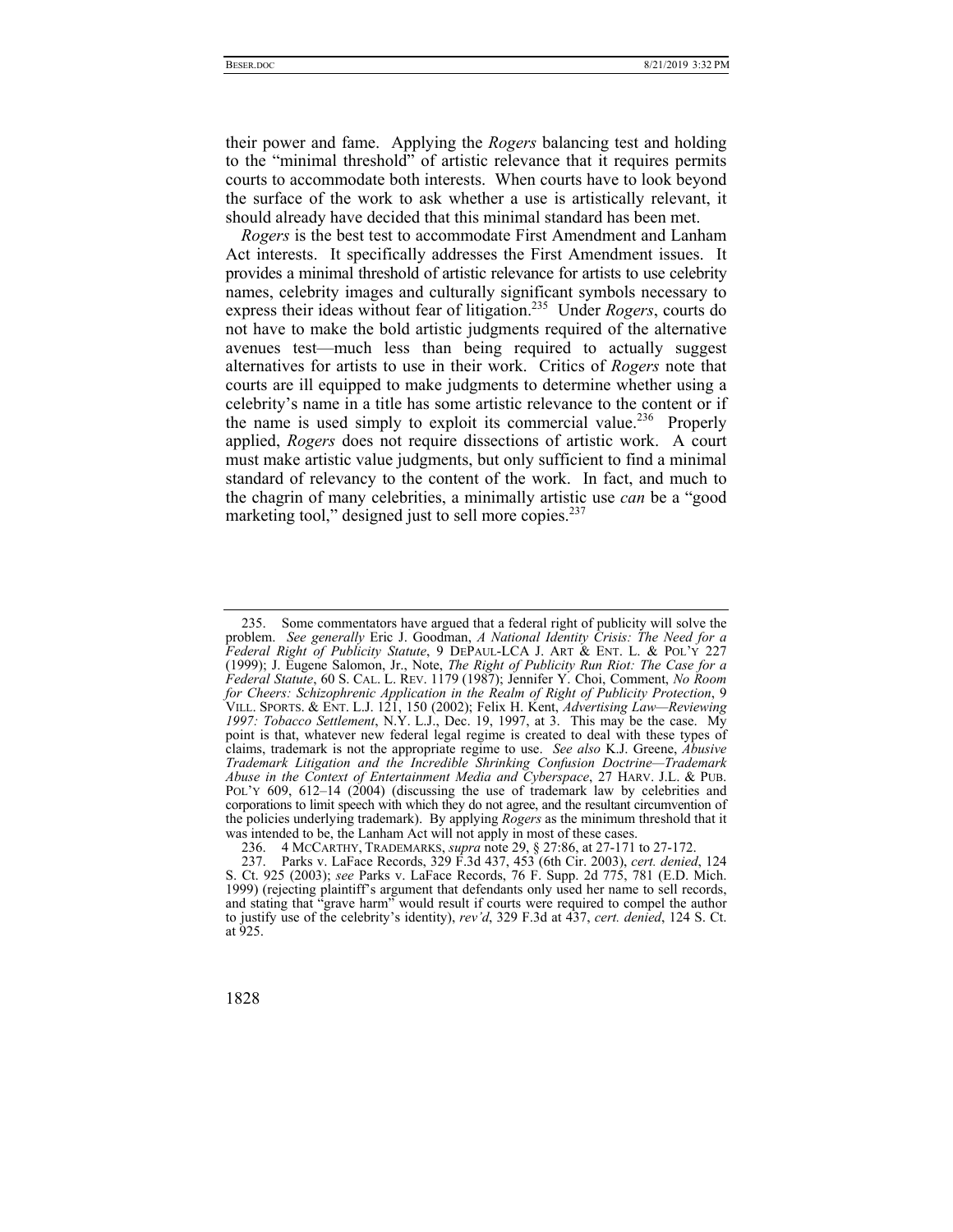their power and fame. Applying the *Rogers* balancing test and holding to the "minimal threshold" of artistic relevance that it requires permits courts to accommodate both interests. When courts have to look beyond the surface of the work to ask whether a use is artistically relevant, it should already have decided that this minimal standard has been met.

*Rogers* is the best test to accommodate First Amendment and Lanham Act interests. It specifically addresses the First Amendment issues. It provides a minimal threshold of artistic relevance for artists to use celebrity names, celebrity images and culturally significant symbols necessary to express their ideas without fear of litigation.[235] Under *Rogers*, courts do not have to make the bold artistic judgments required of the alternative avenues test—much less than being required to actually suggest alternatives for artists to use in their work. Critics of *Rogers* note that courts are ill equipped to make judgments to determine whether using a celebrity's name in a title has some artistic relevance to the content or if the name is used simply to exploit its commercial value.[236] Properly applied, *Rogers* does not require dissections of artistic work. A court must make artistic value judgments, but only sufficient to find a minimal standard of relevancy to the content of the work. In fact, and much to the chagrin of many celebrities, a minimally artistic use *can* be a "good marketing tool," designed just to sell more copies.[237]

---

235. Some commentators have argued that a federal right of publicity will solve the problem. *See generally* Eric J. Goodman, *A National Identity Crisis: The Need for a Federal Right of Publicity Statute*, 9 DEPAUL-LCA J. ART & ENT. L. & POL'Y 227 (1999); J. Eugene Salomon, Jr., Note, *The Right of Publicity Run Riot: The Case for a Federal Statute*, 60 S. CAL. L. REV. 1179 (1987); Jennifer Y. Choi, Comment, *No Room for Cheers: Schizophrenic Application in the Realm of Right of Publicity Protection*, 9 VILL. SPORTS. & ENT. L.J. 121, 150 (2002); Felix H. Kent, *Advertising Law—Reviewing 1997: Tobacco Settlement*, N.Y. L.J., Dec. 19, 1997, at 3. This may be the case. My point is that, whatever new federal legal regime is created to deal with these types of claims, trademark is not the appropriate regime to use. *See also* K.J. Greene, *Abusive Trademark Litigation and the Incredible Shrinking Confusion Doctrine—Trademark Abuse in the Context of Entertainment Media and Cyberspace*, 27 HARV. J.L. & PUB. POL'Y 609, 612–14 (2004) (discussing the use of trademark law by celebrities and corporations to limit speech with which they do not agree, and the resultant circumvention of the policies underlying trademark). By applying *Rogers* as the minimum threshold that it was intended to be, the Lanham Act will not apply in most of these cases.

236. 4 MCCARTHY, TRADEMARKS, *supra* note 29, § 27:86, at 27-171 to 27-172.

237. Parks v. LaFace Records, 329 F.3d 437, 453 (6th Cir. 2003), *cert. denied*, 124 S. Ct. 925 (2003); *see* Parks v. LaFace Records, 76 F. Supp. 2d 775, 781 (E.D. Mich. 1999) (rejecting plaintiff's argument that defendants only used her name to sell records, and stating that "grave harm" would result if courts were required to compel the author to justify use of the celebrity's identity), *rev'd*, 329 F.3d at 437, *cert. denied*, 124 S. Ct. at 925.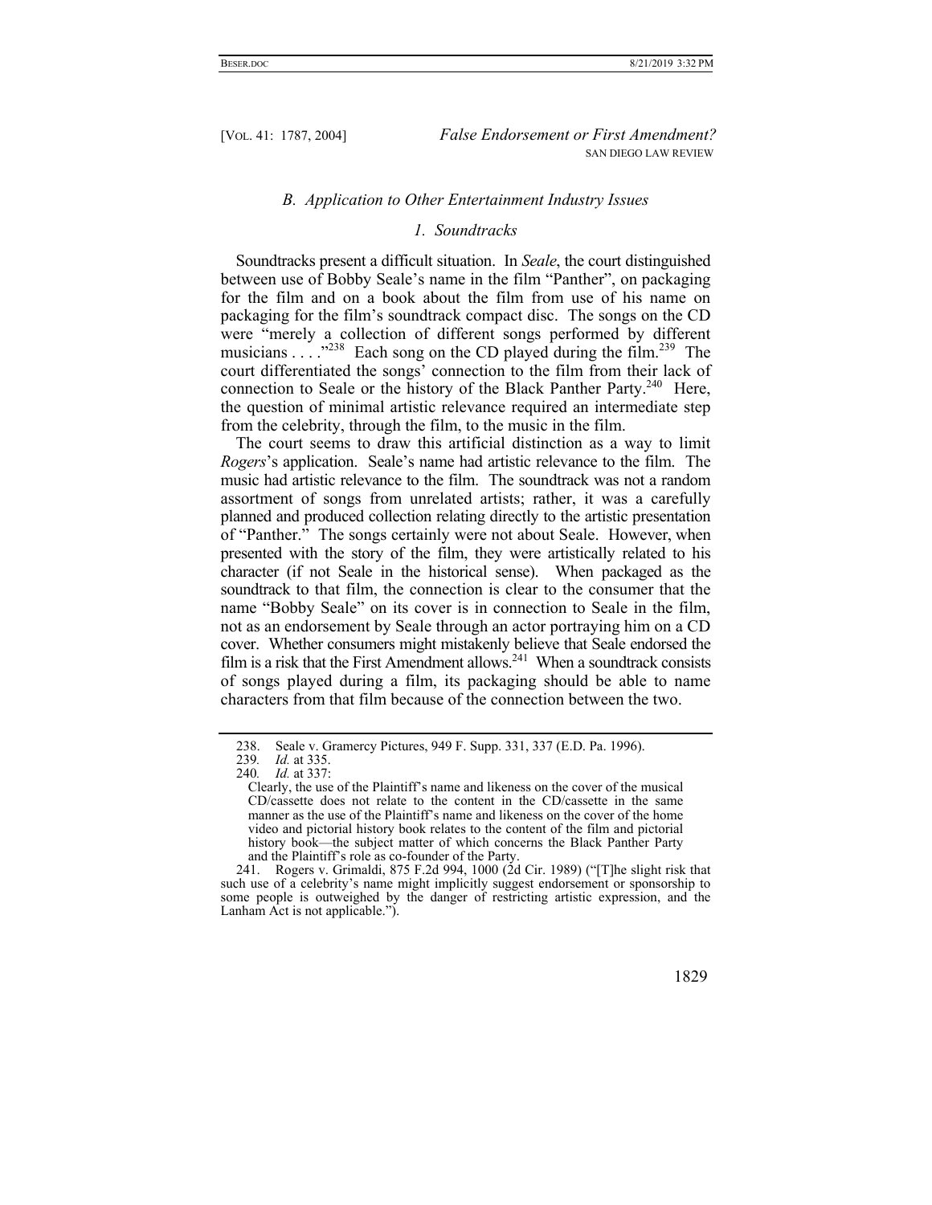### *B. Application to Other Entertainment Industry Issues*

#### *1. Soundtracks*

Soundtracks present a difficult situation. In *Seale*, the court distinguished between use of Bobby Seale's name in the film "Panther", on packaging for the film and on a book about the film from use of his name on packaging for the film's soundtrack compact disc. The songs on the CD were "merely a collection of different songs performed by different musicians . . . ."[238] Each song on the CD played during the film.[239] The court differentiated the songs' connection to the film from their lack of connection to Seale or the history of the Black Panther Party.[240] Here, the question of minimal artistic relevance required an intermediate step from the celebrity, through the film, to the music in the film.

The court seems to draw this artificial distinction as a way to limit *Rogers*'s application. Seale's name had artistic relevance to the film. The music had artistic relevance to the film. The soundtrack was not a random assortment of songs from unrelated artists; rather, it was a carefully planned and produced collection relating directly to the artistic presentation of "Panther." The songs certainly were not about Seale. However, when presented with the story of the film, they were artistically related to his character (if not Seale in the historical sense). When packaged as the soundtrack to that film, the connection is clear to the consumer that the name "Bobby Seale" on its cover is in connection to Seale in the film, not as an endorsement by Seale through an actor portraying him on a CD cover. Whether consumers might mistakenly believe that Seale endorsed the film is a risk that the First Amendment allows.[241] When a soundtrack consists of songs played during a film, its packaging should be able to name characters from that film because of the connection between the two.

---

238. Seale v. Gramercy Pictures, 949 F. Supp. 331, 337 (E.D. Pa. 1996).

239. *Id.* at 335.

240. *Id.* at 337:

> Clearly, the use of the Plaintiff's name and likeness on the cover of the musical CD/cassette does not relate to the content in the CD/cassette in the same manner as the use of the Plaintiff's name and likeness on the cover of the home video and pictorial history book relates to the content of the film and pictorial history book—the subject matter of which concerns the Black Panther Party and the Plaintiff's role as co-founder of the Party.

241. Rogers v. Grimaldi, 875 F.2d 994, 1000 (2d Cir. 1989) ("[T]he slight risk that such use of a celebrity's name might implicitly suggest endorsement or sponsorship to some people is outweighed by the danger of restricting artistic expression, and the Lanham Act is not applicable.").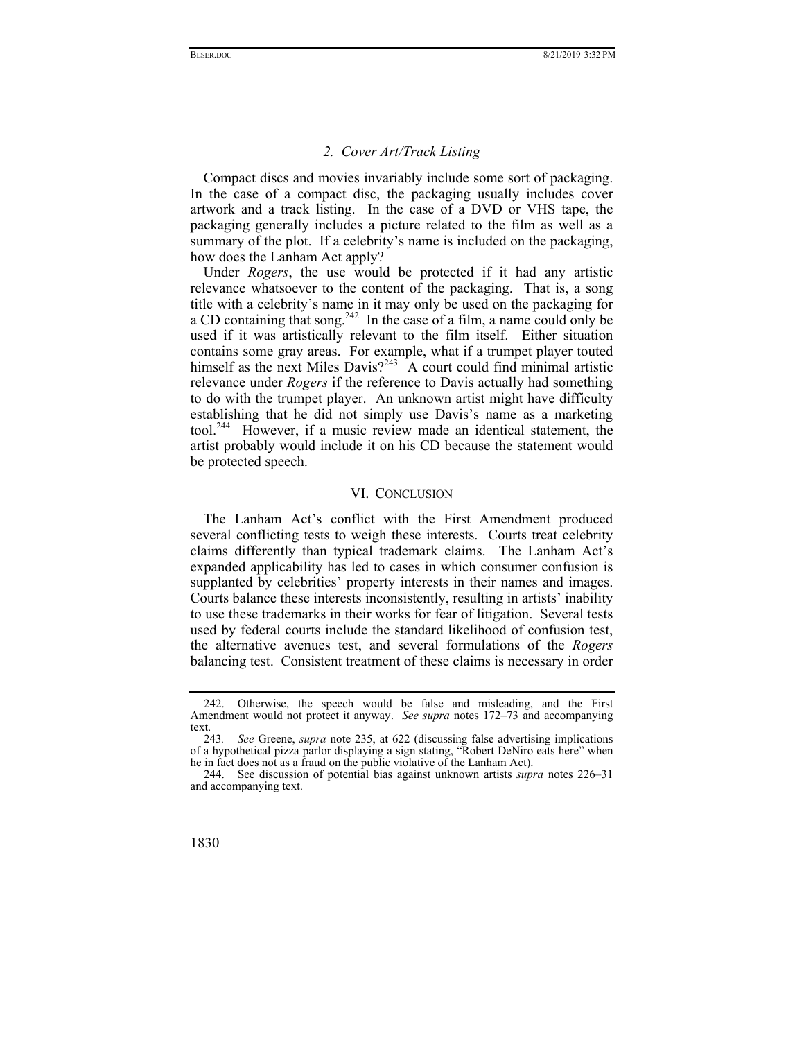### *2. Cover Art/Track Listing*

Compact discs and movies invariably include some sort of packaging. In the case of a compact disc, the packaging usually includes cover artwork and a track listing. In the case of a DVD or VHS tape, the packaging generally includes a picture related to the film as well as a summary of the plot. If a celebrity's name is included on the packaging, how does the Lanham Act apply?

Under *Rogers*, the use would be protected if it had any artistic relevance whatsoever to the content of the packaging. That is, a song title with a celebrity's name in it may only be used on the packaging for a CD containing that song.[242] In the case of a film, a name could only be used if it was artistically relevant to the film itself. Either situation contains some gray areas. For example, what if a trumpet player touted himself as the next Miles Davis?[243] A court could find minimal artistic relevance under *Rogers* if the reference to Davis actually had something to do with the trumpet player. An unknown artist might have difficulty establishing that he did not simply use Davis's name as a marketing tool.[244] However, if a music review made an identical statement, the artist probably would include it on his CD because the statement would be protected speech.

## VI. CONCLUSION

The Lanham Act's conflict with the First Amendment produced several conflicting tests to weigh these interests. Courts treat celebrity claims differently than typical trademark claims. The Lanham Act's expanded applicability has led to cases in which consumer confusion is supplanted by celebrities' property interests in their names and images. Courts balance these interests inconsistently, resulting in artists' inability to use these trademarks in their works for fear of litigation. Several tests used by federal courts include the standard likelihood of confusion test, the alternative avenues test, and several formulations of the *Rogers* balancing test. Consistent treatment of these claims is necessary in order

---

242. Otherwise, the speech would be false and misleading, and the First Amendment would not protect it anyway. *See supra* notes 172–73 and accompanying text.

243. *See* Greene, *supra* note 235, at 622 (discussing false advertising implications of a hypothetical pizza parlor displaying a sign stating, "Robert DeNiro eats here" when he in fact does not as a fraud on the public violative of the Lanham Act).

244. See discussion of potential bias against unknown artists *supra* notes 226–31 and accompanying text.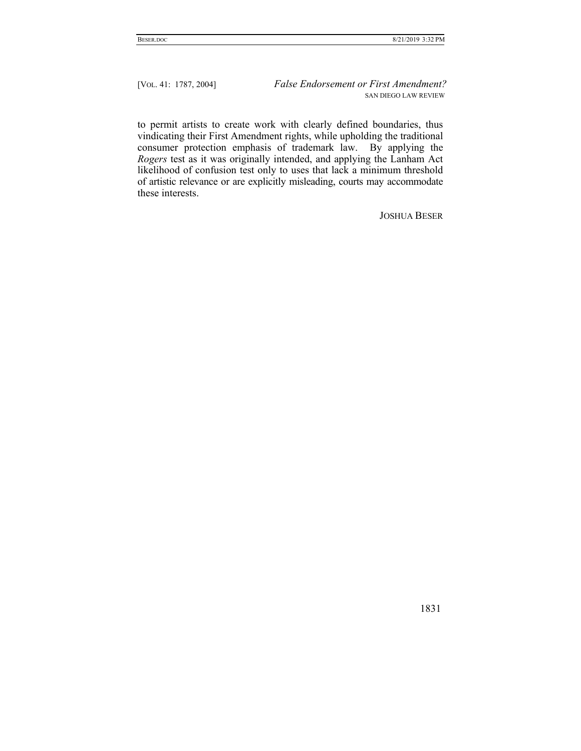to permit artists to create work with clearly defined boundaries, thus vindicating their First Amendment rights, while upholding the traditional consumer protection emphasis of trademark law. By applying the *Rogers* test as it was originally intended, and applying the Lanham Act likelihood of confusion test only to uses that lack a minimum threshold of artistic relevance or are explicitly misleading, courts may accommodate these interests.

JOSHUA BESER